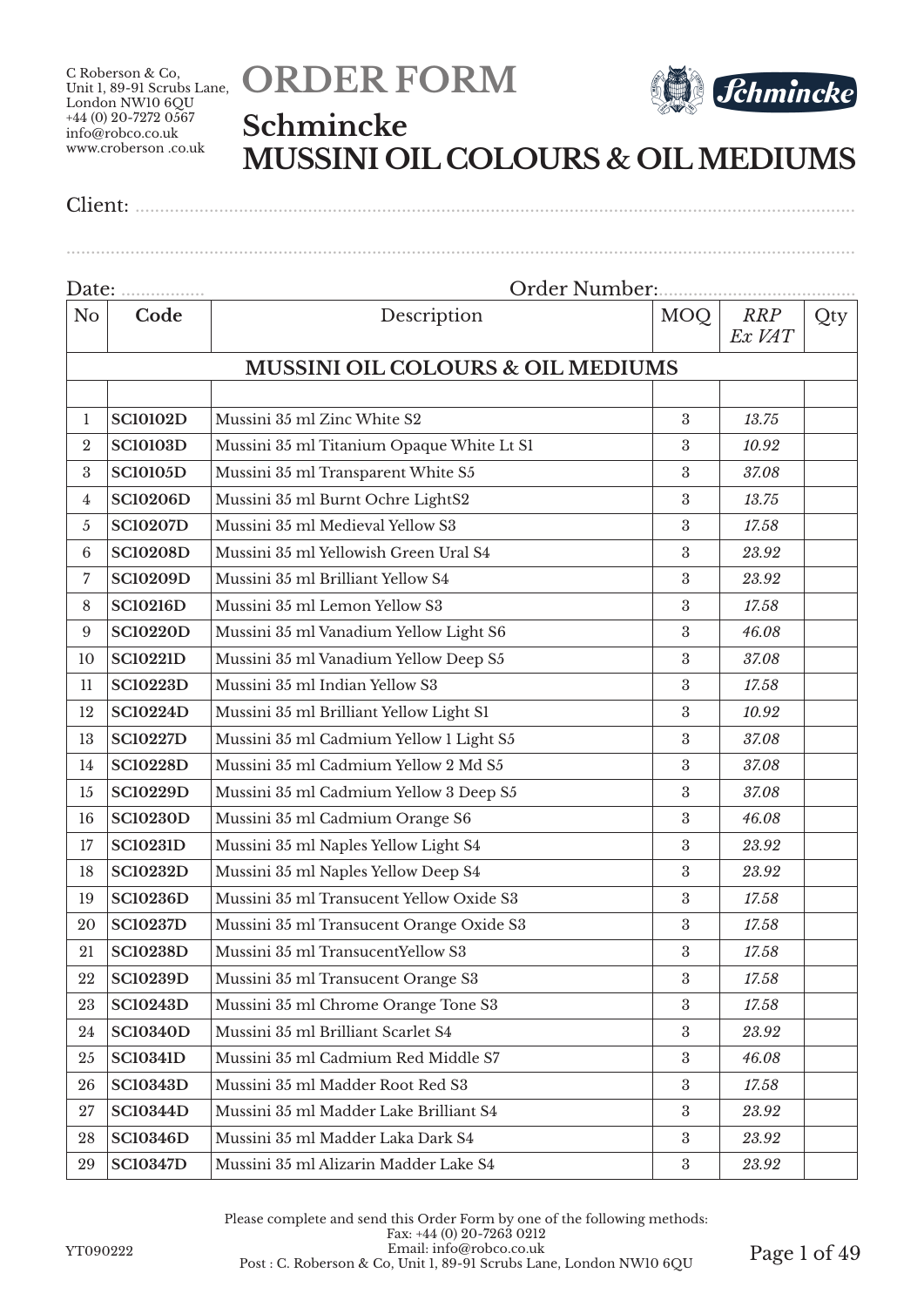C Roberson & Co,
Unit 1, 89-91 Scrubs Lane,
London NW10 6QU
+44 (0) 20-7272 0567
info@robco.co.uk
www.croberson .co.uk

# ORDER FORM

## Schmincke
## MUSSINI OIL COLOURS & OIL MEDIUMS

Client: ..............................................................................................................................

..............................................................................................................................................

Date: ................. Order Number:.......................................

| No | Code | Description | MOQ | *RRP Ex VAT* | Qty |
|---|---|---|---|---|---|
| | | **MUSSINI OIL COLOURS & OIL MEDIUMS** | | | |
| | | | | | |
| 1 | **SC10102D** | Mussini 35 ml Zinc White S2 | 3 | *13.75* | |
| 2 | **SC10103D** | Mussini 35 ml Titanium Opaque White Lt S1 | 3 | *10.92* | |
| 3 | **SC10105D** | Mussini 35 ml Transparent White S5 | 3 | *37.08* | |
| 4 | **SC10206D** | Mussini 35 ml Burnt Ochre LightS2 | 3 | *13.75* | |
| 5 | **SC10207D** | Mussini 35 ml Medieval Yellow S3 | 3 | *17.58* | |
| 6 | **SC10208D** | Mussini 35 ml Yellowish Green Ural S4 | 3 | *23.92* | |
| 7 | **SC10209D** | Mussini 35 ml Brilliant Yellow S4 | 3 | *23.92* | |
| 8 | **SC10216D** | Mussini 35 ml Lemon Yellow S3 | 3 | *17.58* | |
| 9 | **SC10220D** | Mussini 35 ml Vanadium Yellow Light S6 | 3 | *46.08* | |
| 10 | **SC10221D** | Mussini 35 ml Vanadium Yellow Deep S5 | 3 | *37.08* | |
| 11 | **SC10223D** | Mussini 35 ml Indian Yellow S3 | 3 | *17.58* | |
| 12 | **SC10224D** | Mussini 35 ml Brilliant Yellow Light S1 | 3 | *10.92* | |
| 13 | **SC10227D** | Mussini 35 ml Cadmium Yellow 1 Light S5 | 3 | *37.08* | |
| 14 | **SC10228D** | Mussini 35 ml Cadmium Yellow 2 Md S5 | 3 | *37.08* | |
| 15 | **SC10229D** | Mussini 35 ml Cadmium Yellow 3 Deep S5 | 3 | *37.08* | |
| 16 | **SC10230D** | Mussini 35 ml Cadmium Orange S6 | 3 | *46.08* | |
| 17 | **SC10231D** | Mussini 35 ml Naples Yellow Light S4 | 3 | *23.92* | |
| 18 | **SC10232D** | Mussini 35 ml Naples Yellow Deep S4 | 3 | *23.92* | |
| 19 | **SC10236D** | Mussini 35 ml Transucent Yellow Oxide S3 | 3 | *17.58* | |
| 20 | **SC10237D** | Mussini 35 ml Transucent Orange Oxide S3 | 3 | *17.58* | |
| 21 | **SC10238D** | Mussini 35 ml TransucentYellow S3 | 3 | *17.58* | |
| 22 | **SC10239D** | Mussini 35 ml Transucent Orange S3 | 3 | *17.58* | |
| 23 | **SC10243D** | Mussini 35 ml Chrome Orange Tone S3 | 3 | *17.58* | |
| 24 | **SC10340D** | Mussini 35 ml Brilliant Scarlet S4 | 3 | *23.92* | |
| 25 | **SC10341D** | Mussini 35 ml Cadmium Red Middle S7 | 3 | *46.08* | |
| 26 | **SC10343D** | Mussini 35 ml Madder Root Red S3 | 3 | *17.58* | |
| 27 | **SC10344D** | Mussini 35 ml Madder Lake Brilliant S4 | 3 | *23.92* | |
| 28 | **SC10346D** | Mussini 35 ml Madder Laka Dark S4 | 3 | *23.92* | |
| 29 | **SC10347D** | Mussini 35 ml Alizarin Madder Lake S4 | 3 | *23.92* | |

Please complete and send this Order Form by one of the following methods:
Fax: +44 (0) 20-7263 0212
Email: info@robco.co.uk
Post : C. Roberson & Co, Unit 1, 89-91 Scrubs Lane, London NW10 6QU

YT090222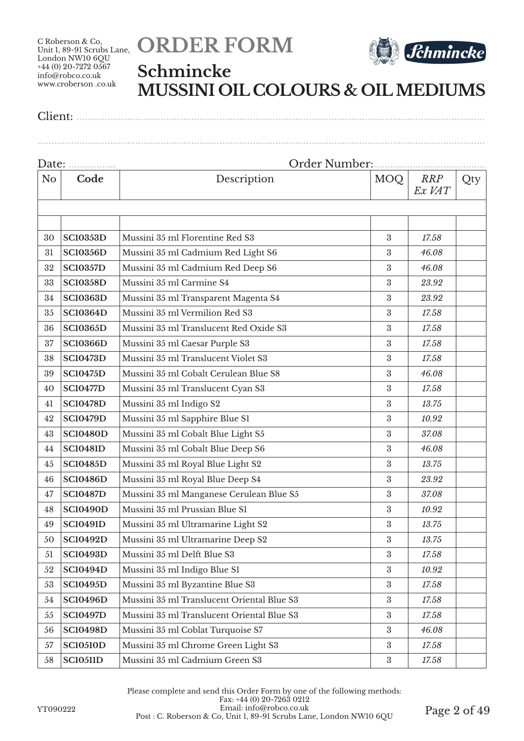C Roberson & Co,
Unit 1, 89-91 Scrubs Lane,
London NW10 6QU
+44 (0) 20-7272 0567
info@robco.co.uk
www.croberson .co.uk

# ORDER FORM

## Schmincke
## MUSSINI OIL COLOURS & OIL MEDIUMS

Client: ..........................................................................................................................................

..........................................................................................................................................................

Date: ................. Order Number:......................................

| No | Code | Description | MOQ | *RRP Ex VAT* | Qty |
|---|---|---|---|---|---|
| | | | | | |
| | | | | | |
| 30 | **SC10353D** | Mussini 35 ml Florentine Red S3 | 3 | *17.58* | |
| 31 | **SC10356D** | Mussini 35 ml Cadmium Red Light S6 | 3 | *46.08* | |
| 32 | **SC10357D** | Mussini 35 ml Cadmium Red Deep S6 | 3 | *46.08* | |
| 33 | **SC10358D** | Mussini 35 ml Carmine S4 | 3 | *23.92* | |
| 34 | **SC10363D** | Mussini 35 ml Transparent Magenta S4 | 3 | *23.92* | |
| 35 | **SC10364D** | Mussini 35 ml Vermilion Red S3 | 3 | *17.58* | |
| 36 | **SC10365D** | Mussini 35 ml Translucent Red Oxide S3 | 3 | *17.58* | |
| 37 | **SC10366D** | Mussini 35 ml Caesar Purple S3 | 3 | *17.58* | |
| 38 | **SC10473D** | Mussini 35 ml Translucent Violet S3 | 3 | *17.58* | |
| 39 | **SC10475D** | Mussini 35 ml Cobalt Cerulean Blue S8 | 3 | *46.08* | |
| 40 | **SC10477D** | Mussini 35 ml Translucent Cyan S3 | 3 | *17.58* | |
| 41 | **SC10478D** | Mussini 35 ml Indigo S2 | 3 | *13.75* | |
| 42 | **SC10479D** | Mussini 35 ml Sapphire Blue S1 | 3 | *10.92* | |
| 43 | **SC10480D** | Mussini 35 ml Cobalt Blue Light S5 | 3 | *37.08* | |
| 44 | **SC10481D** | Mussini 35 ml Cobalt Blue Deep S6 | 3 | *46.08* | |
| 45 | **SC10485D** | Mussini 35 ml Royal Blue Light S2 | 3 | *13.75* | |
| 46 | **SC10486D** | Mussini 35 ml Royal Blue Deep S4 | 3 | *23.92* | |
| 47 | **SC10487D** | Mussini 35 ml Manganese Cerulean Blue S5 | 3 | *37.08* | |
| 48 | **SC10490D** | Mussini 35 ml Prussian Blue S1 | 3 | *10.92* | |
| 49 | **SC10491D** | Mussini 35 ml Ultramarine Light S2 | 3 | *13.75* | |
| 50 | **SC10492D** | Mussini 35 ml Ultramarine Deep S2 | 3 | *13.75* | |
| 51 | **SC10493D** | Mussini 35 ml Delft Blue S3 | 3 | *17.58* | |
| 52 | **SC10494D** | Mussini 35 ml Indigo Blue S1 | 3 | *10.92* | |
| 53 | **SC10495D** | Mussini 35 ml Byzantine Blue S3 | 3 | *17.58* | |
| 54 | **SC10496D** | Mussini 35 ml Translucent Oriental Blue S3 | 3 | *17.58* | |
| 55 | **SC10497D** | Mussini 35 ml Translucent Oriental Blue S3 | 3 | *17.58* | |
| 56 | **SC10498D** | Mussini 35 ml Coblat Turquoise S7 | 3 | *46.08* | |
| 57 | **SC10510D** | Mussini 35 ml Chrome Green Light S3 | 3 | *17.58* | |
| 58 | **SC10511D** | Mussini 35 ml Cadmium Green S3 | 3 | *17.58* | |

Please complete and send this Order Form by one of the following methods:
Fax: +44 (0) 20-7263 0212
Email: info@robco.co.uk
Post : C. Roberson & Co, Unit 1, 89-91 Scrubs Lane, London NW10 6QU

YT090222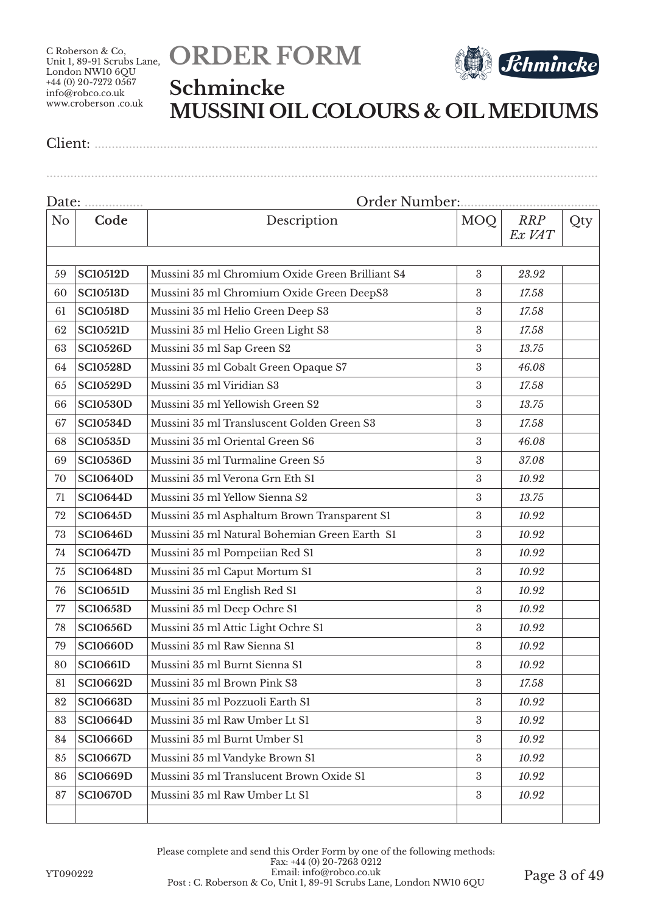C Roberson & Co,
Unit 1, 89-91 Scrubs Lane,
London NW10 6QU
+44 (0) 20-7272 0567
info@robco.co.uk
www.croberson .co.uk

# ORDER FORM

## Schmincke
## MUSSINI OIL COLOURS & OIL MEDIUMS

Client: ..............................................................................................................................................

..............................................................................................................................................................

Date: ................. Order Number:.......................................

| No | Code | Description | MOQ | *RRP Ex VAT* | Qty |
|---|---|---|---|---|---|
| | | | | | |
| 59 | **SC10512D** | Mussini 35 ml Chromium Oxide Green Brilliant S4 | 3 | *23.92* | |
| 60 | **SC10513D** | Mussini 35 ml Chromium Oxide Green DeepS3 | 3 | *17.58* | |
| 61 | **SC10518D** | Mussini 35 ml Helio Green Deep S3 | 3 | *17.58* | |
| 62 | **SC10521D** | Mussini 35 ml Helio Green Light S3 | 3 | *17.58* | |
| 63 | **SC10526D** | Mussini 35 ml Sap Green S2 | 3 | *13.75* | |
| 64 | **SC10528D** | Mussini 35 ml Cobalt Green Opaque S7 | 3 | *46.08* | |
| 65 | **SC10529D** | Mussini 35 ml Viridian S3 | 3 | *17.58* | |
| 66 | **SC10530D** | Mussini 35 ml Yellowish Green S2 | 3 | *13.75* | |
| 67 | **SC10534D** | Mussini 35 ml Transluscent Golden Green S3 | 3 | *17.58* | |
| 68 | **SC10535D** | Mussini 35 ml Oriental Green S6 | 3 | *46.08* | |
| 69 | **SC10536D** | Mussini 35 ml Turmaline Green S5 | 3 | *37.08* | |
| 70 | **SC10640D** | Mussini 35 ml Verona Grn Eth S1 | 3 | *10.92* | |
| 71 | **SC10644D** | Mussini 35 ml Yellow Sienna S2 | 3 | *13.75* | |
| 72 | **SC10645D** | Mussini 35 ml Asphaltum Brown Transparent S1 | 3 | *10.92* | |
| 73 | **SC10646D** | Mussini 35 ml Natural Bohemian Green Earth S1 | 3 | *10.92* | |
| 74 | **SC10647D** | Mussini 35 ml Pompeiian Red S1 | 3 | *10.92* | |
| 75 | **SC10648D** | Mussini 35 ml Caput Mortum S1 | 3 | *10.92* | |
| 76 | **SC10651D** | Mussini 35 ml English Red S1 | 3 | *10.92* | |
| 77 | **SC10653D** | Mussini 35 ml Deep Ochre S1 | 3 | *10.92* | |
| 78 | **SC10656D** | Mussini 35 ml Attic Light Ochre S1 | 3 | *10.92* | |
| 79 | **SC10660D** | Mussini 35 ml Raw Sienna S1 | 3 | *10.92* | |
| 80 | **SC10661D** | Mussini 35 ml Burnt Sienna S1 | 3 | *10.92* | |
| 81 | **SC10662D** | Mussini 35 ml Brown Pink S3 | 3 | *17.58* | |
| 82 | **SC10663D** | Mussini 35 ml Pozzuoli Earth S1 | 3 | *10.92* | |
| 83 | **SC10664D** | Mussini 35 ml Raw Umber Lt S1 | 3 | *10.92* | |
| 84 | **SC10666D** | Mussini 35 ml Burnt Umber S1 | 3 | *10.92* | |
| 85 | **SC10667D** | Mussini 35 ml Vandyke Brown S1 | 3 | *10.92* | |
| 86 | **SC10669D** | Mussini 35 ml Translucent Brown Oxide S1 | 3 | *10.92* | |
| 87 | **SC10670D** | Mussini 35 ml Raw Umber Lt S1 | 3 | *10.92* | |
| | | | | | |

Please complete and send this Order Form by one of the following methods:
Fax: +44 (0) 20-7263 0212
Email: info@robco.co.uk
Post : C. Roberson & Co, Unit 1, 89-91 Scrubs Lane, London NW10 6QU

YT090222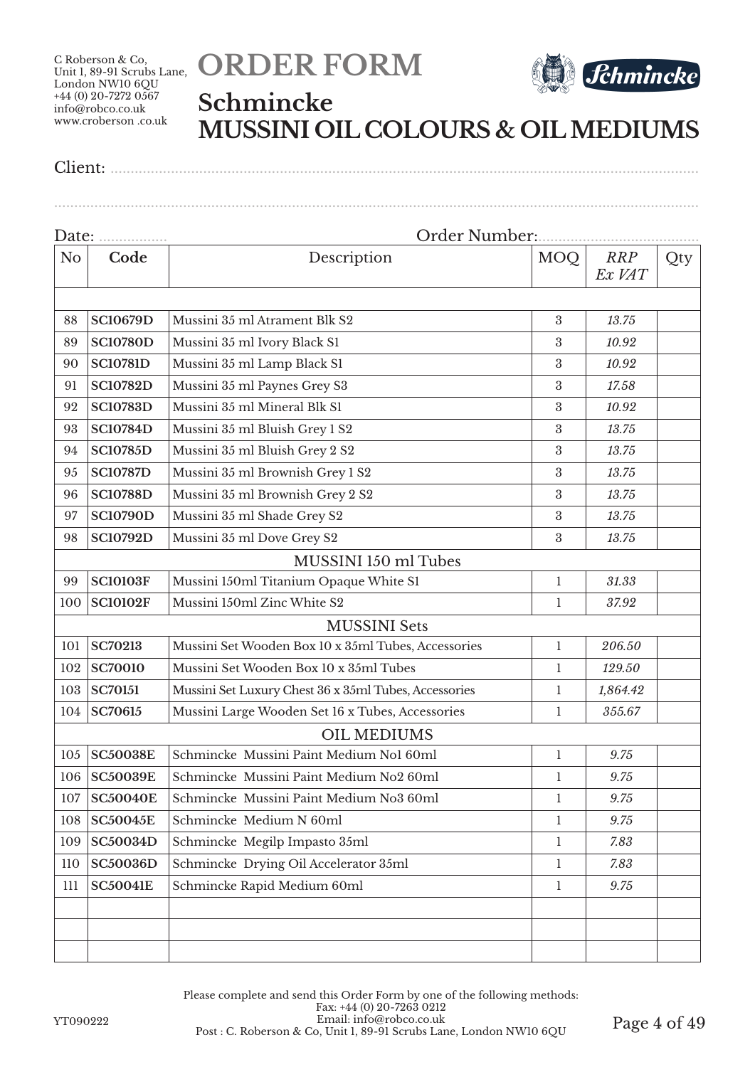C Roberson & Co,
Unit 1, 89-91 Scrubs Lane,
London NW10 6QU
+44 (0) 20-7272 0567
info@robco.co.uk
www.croberson .co.uk

# ORDER FORM

## Schmincke
## MUSSINI OIL COLOURS & OIL MEDIUMS

Client: ..................................................................................................

..................................................................................................

Date: ................. Order Number:.......................................

| No | Code | Description | MOQ | *RRP Ex VAT* | Qty |
|---|---|---|---|---|---|
| | | | | | |
| 88 | **SC10679D** | Mussini 35 ml Atrament Blk S2 | 3 | *13.75* | |
| 89 | **SC10780D** | Mussini 35 ml Ivory Black S1 | 3 | *10.92* | |
| 90 | **SC10781D** | Mussini 35 ml Lamp Black S1 | 3 | *10.92* | |
| 91 | **SC10782D** | Mussini 35 ml Paynes Grey S3 | 3 | *17.58* | |
| 92 | **SC10783D** | Mussini 35 ml Mineral Blk S1 | 3 | *10.92* | |
| 93 | **SC10784D** | Mussini 35 ml Bluish Grey 1 S2 | 3 | *13.75* | |
| 94 | **SC10785D** | Mussini 35 ml Bluish Grey 2 S2 | 3 | *13.75* | |
| 95 | **SC10787D** | Mussini 35 ml Brownish Grey 1 S2 | 3 | *13.75* | |
| 96 | **SC10788D** | Mussini 35 ml Brownish Grey 2 S2 | 3 | *13.75* | |
| 97 | **SC10790D** | Mussini 35 ml Shade Grey S2 | 3 | *13.75* | |
| 98 | **SC10792D** | Mussini 35 ml Dove Grey S2 | 3 | *13.75* | |
| | | MUSSINI 150 ml Tubes | | | |
| 99 | **SC10103F** | Mussini 150ml Titanium Opaque White S1 | 1 | *31.33* | |
| 100 | **SC10102F** | Mussini 150ml Zinc White S2 | 1 | *37.92* | |
| | | MUSSINI Sets | | | |
| 101 | **SC70213** | Mussini Set Wooden Box 10 x 35ml Tubes, Accessories | 1 | *206.50* | |
| 102 | **SC70010** | Mussini Set Wooden Box 10 x 35ml Tubes | 1 | *129.50* | |
| 103 | **SC70151** | Mussini Set Luxury Chest 36 x 35ml Tubes, Accessories | 1 | *1,864.42* | |
| 104 | **SC70615** | Mussini Large Wooden Set 16 x Tubes, Accessories | 1 | *355.67* | |
| | | OIL MEDIUMS | | | |
| 105 | **SC50038E** | Schmincke Mussini Paint Medium No1 60ml | 1 | *9.75* | |
| 106 | **SC50039E** | Schmincke Mussini Paint Medium No2 60ml | 1 | *9.75* | |
| 107 | **SC50040E** | Schmincke Mussini Paint Medium No3 60ml | 1 | *9.75* | |
| 108 | **SC50045E** | Schmincke Medium N 60ml | 1 | *9.75* | |
| 109 | **SC50034D** | Schmincke Megilp Impasto 35ml | 1 | *7.83* | |
| 110 | **SC50036D** | Schmincke Drying Oil Accelerator 35ml | 1 | *7.83* | |
| 111 | **SC50041E** | Schmincke Rapid Medium 60ml | 1 | *9.75* | |
| | | | | | |
| | | | | | |
| | | | | | |

Please complete and send this Order Form by one of the following methods:
Fax: +44 (0) 20-7263 0212
Email: info@robco.co.uk
Post : C. Roberson & Co, Unit 1, 89-91 Scrubs Lane, London NW10 6QU

YT090222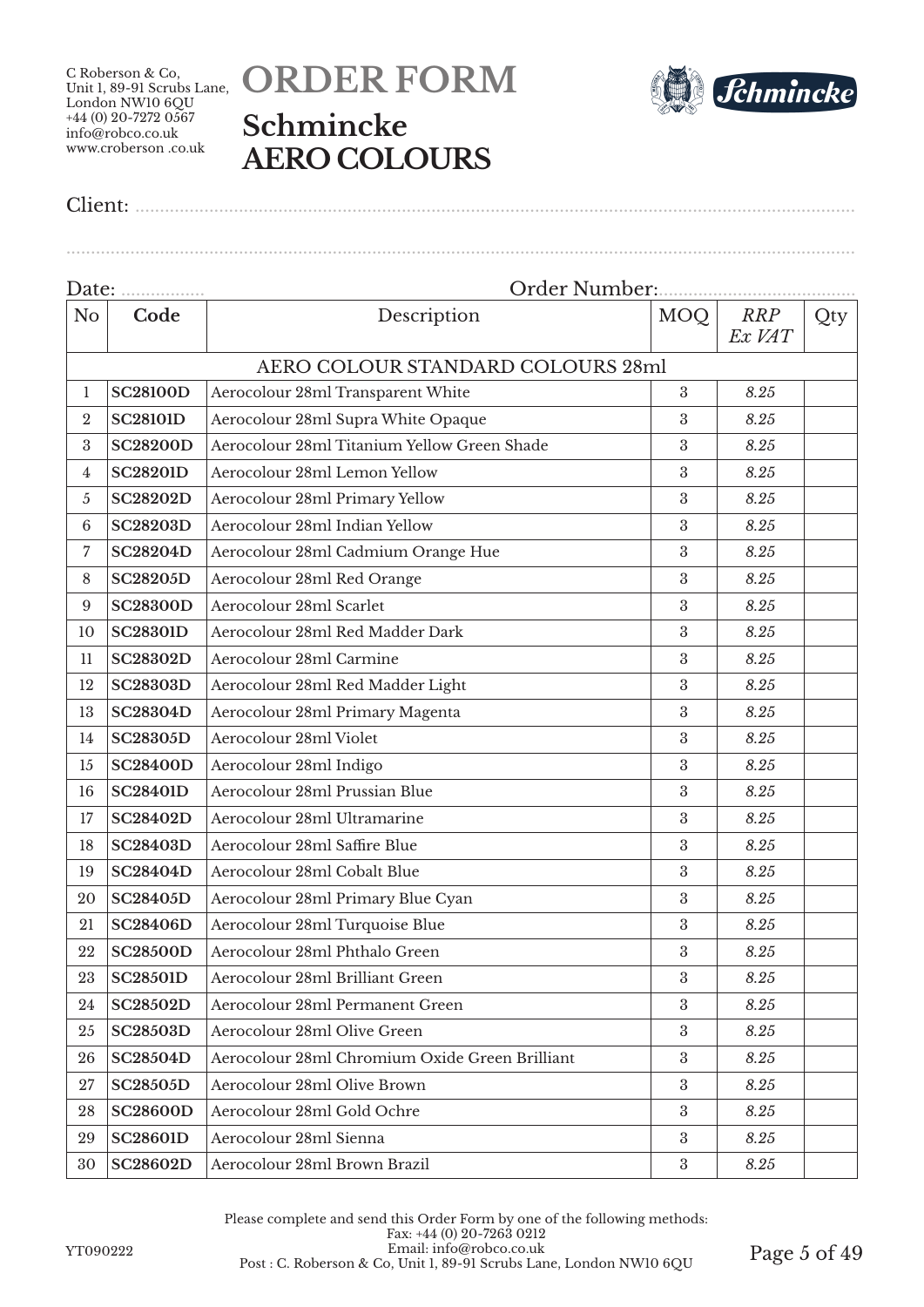C Roberson & Co,
Unit 1, 89-91 Scrubs Lane,
London NW10 6QU
+44 (0) 20-7272 0567
info@robco.co.uk
www.croberson .co.uk

# ORDER FORM

## Schmincke
## AERO COLOURS

Client: ..........................................................................................................................................

..........................................................................................................................................................

Date: ................. Order Number:.......................................

| No | Code | Description | MOQ | *RRP Ex VAT* | Qty |
|---|---|---|---|---|---|
| | | AERO COLOUR STANDARD COLOURS 28ml | | | |
| 1 | **SC28100D** | Aerocolour 28ml Transparent White | 3 | *8.25* | |
| 2 | **SC28101D** | Aerocolour 28ml Supra White Opaque | 3 | *8.25* | |
| 3 | **SC28200D** | Aerocolour 28ml Titanium Yellow Green Shade | 3 | *8.25* | |
| 4 | **SC28201D** | Aerocolour 28ml Lemon Yellow | 3 | *8.25* | |
| 5 | **SC28202D** | Aerocolour 28ml Primary Yellow | 3 | *8.25* | |
| 6 | **SC28203D** | Aerocolour 28ml Indian Yellow | 3 | *8.25* | |
| 7 | **SC28204D** | Aerocolour 28ml Cadmium Orange Hue | 3 | *8.25* | |
| 8 | **SC28205D** | Aerocolour 28ml Red Orange | 3 | *8.25* | |
| 9 | **SC28300D** | Aerocolour 28ml Scarlet | 3 | *8.25* | |
| 10 | **SC28301D** | Aerocolour 28ml Red Madder Dark | 3 | *8.25* | |
| 11 | **SC28302D** | Aerocolour 28ml Carmine | 3 | *8.25* | |
| 12 | **SC28303D** | Aerocolour 28ml Red Madder Light | 3 | *8.25* | |
| 13 | **SC28304D** | Aerocolour 28ml Primary Magenta | 3 | *8.25* | |
| 14 | **SC28305D** | Aerocolour 28ml Violet | 3 | *8.25* | |
| 15 | **SC28400D** | Aerocolour 28ml Indigo | 3 | *8.25* | |
| 16 | **SC28401D** | Aerocolour 28ml Prussian Blue | 3 | *8.25* | |
| 17 | **SC28402D** | Aerocolour 28ml Ultramarine | 3 | *8.25* | |
| 18 | **SC28403D** | Aerocolour 28ml Saffire Blue | 3 | *8.25* | |
| 19 | **SC28404D** | Aerocolour 28ml Cobalt Blue | 3 | *8.25* | |
| 20 | **SC28405D** | Aerocolour 28ml Primary Blue Cyan | 3 | *8.25* | |
| 21 | **SC28406D** | Aerocolour 28ml Turquoise Blue | 3 | *8.25* | |
| 22 | **SC28500D** | Aerocolour 28ml Phthalo Green | 3 | *8.25* | |
| 23 | **SC28501D** | Aerocolour 28ml Brilliant Green | 3 | *8.25* | |
| 24 | **SC28502D** | Aerocolour 28ml Permanent Green | 3 | *8.25* | |
| 25 | **SC28503D** | Aerocolour 28ml Olive Green | 3 | *8.25* | |
| 26 | **SC28504D** | Aerocolour 28ml Chromium Oxide Green Brilliant | 3 | *8.25* | |
| 27 | **SC28505D** | Aerocolour 28ml Olive Brown | 3 | *8.25* | |
| 28 | **SC28600D** | Aerocolour 28ml Gold Ochre | 3 | *8.25* | |
| 29 | **SC28601D** | Aerocolour 28ml Sienna | 3 | *8.25* | |
| 30 | **SC28602D** | Aerocolour 28ml Brown Brazil | 3 | *8.25* | |

Please complete and send this Order Form by one of the following methods:
Fax: +44 (0) 20-7263 0212
Email: info@robco.co.uk
Post : C. Roberson & Co, Unit 1, 89-91 Scrubs Lane, London NW10 6QU

YT090222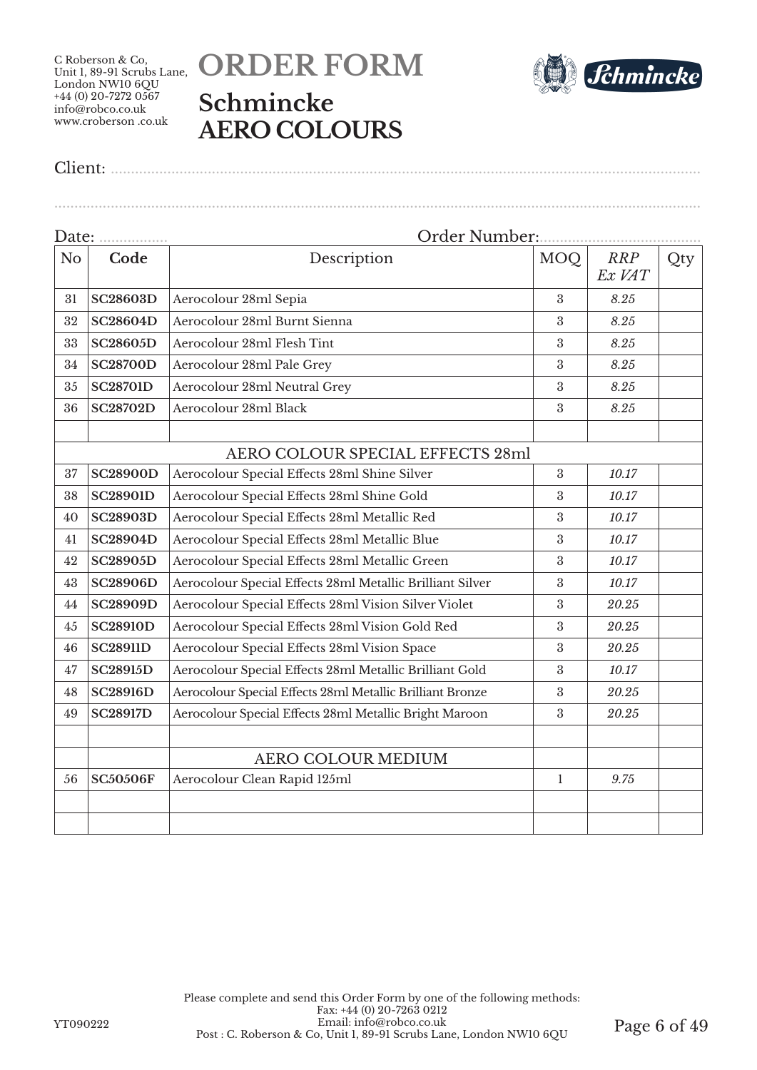C Roberson & Co,
Unit 1, 89-91 Scrubs Lane,
London NW10 6QU
+44 (0) 20-7272 0567
info@robco.co.uk
www.croberson .co.uk

# ORDER FORM

## Schmincke AERO COLOURS

Client: ...........................................................................................................

...........................................................................................................

Date: ................. Order Number:......................................

| No | Code | Description | MOQ | *RRP Ex VAT* | Qty |
|---|---|---|---|---|---|
| 31 | **SC28603D** | Aerocolour 28ml Sepia | 3 | *8.25* | |
| 32 | **SC28604D** | Aerocolour 28ml Burnt Sienna | 3 | *8.25* | |
| 33 | **SC28605D** | Aerocolour 28ml Flesh Tint | 3 | *8.25* | |
| 34 | **SC28700D** | Aerocolour 28ml Pale Grey | 3 | *8.25* | |
| 35 | **SC28701D** | Aerocolour 28ml Neutral Grey | 3 | *8.25* | |
| 36 | **SC28702D** | Aerocolour 28ml Black | 3 | *8.25* | |
| | | | | | |
| | | AERO COLOUR SPECIAL EFFECTS 28ml | | | |
| 37 | **SC28900D** | Aerocolour Special Effects 28ml Shine Silver | 3 | *10.17* | |
| 38 | **SC28901D** | Aerocolour Special Effects 28ml Shine Gold | 3 | *10.17* | |
| 40 | **SC28903D** | Aerocolour Special Effects 28ml Metallic Red | 3 | *10.17* | |
| 41 | **SC28904D** | Aerocolour Special Effects 28ml Metallic Blue | 3 | *10.17* | |
| 42 | **SC28905D** | Aerocolour Special Effects 28ml Metallic Green | 3 | *10.17* | |
| 43 | **SC28906D** | Aerocolour Special Effects 28ml Metallic Brilliant Silver | 3 | *10.17* | |
| 44 | **SC28909D** | Aerocolour Special Effects 28ml Vision Silver Violet | 3 | *20.25* | |
| 45 | **SC28910D** | Aerocolour Special Effects 28ml Vision Gold Red | 3 | *20.25* | |
| 46 | **SC28911D** | Aerocolour Special Effects 28ml Vision Space | 3 | *20.25* | |
| 47 | **SC28915D** | Aerocolour Special Effects 28ml Metallic Brilliant Gold | 3 | *10.17* | |
| 48 | **SC28916D** | Aerocolour Special Effects 28ml Metallic Brilliant Bronze | 3 | *20.25* | |
| 49 | **SC28917D** | Aerocolour Special Effects 28ml Metallic Bright Maroon | 3 | *20.25* | |
| | | | | | |
| | | AERO COLOUR MEDIUM | | | |
| 56 | **SC50506F** | Aerocolour Clean Rapid 125ml | 1 | *9.75* | |
| | | | | | |
| | | | | | |

Please complete and send this Order Form by one of the following methods:
Fax: +44 (0) 20-7263 0212
Email: info@robco.co.uk
Post : C. Roberson & Co, Unit 1, 89-91 Scrubs Lane, London NW10 6QU

YT090222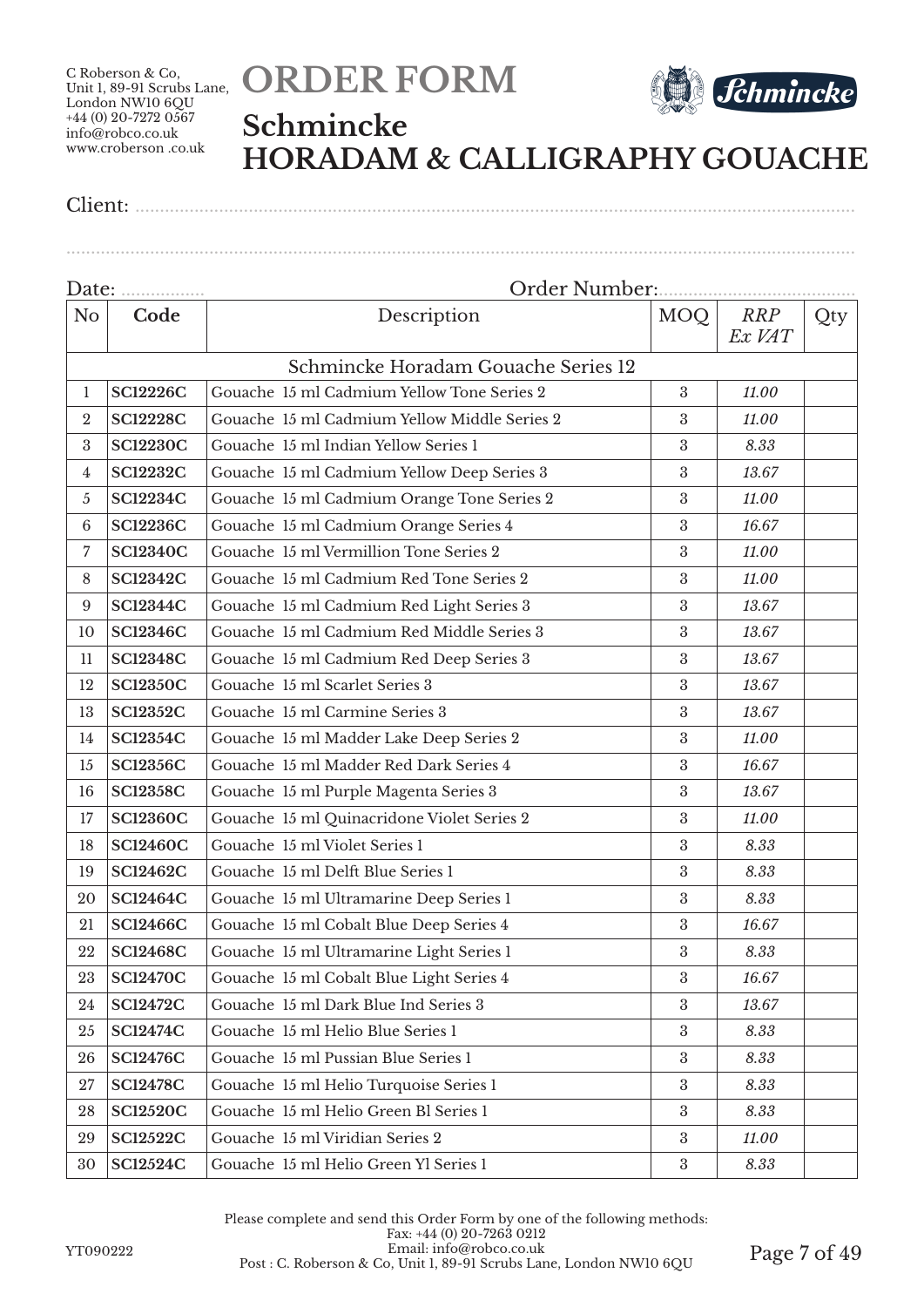C Roberson & Co,
Unit 1, 89-91 Scrubs Lane,
London NW10 6QU
+44 (0) 20-7272 0567
info@robco.co.uk
www.croberson .co.uk

# ORDER FORM

## Schmincke
## HORADAM & CALLIGRAPHY GOUACHE

Client: ..........................................................................................................................

..........................................................................................................................

Date: ................. Order Number:......................................

| No | Code | Description | MOQ | *RRP Ex VAT* | Qty |
|---|---|---|---|---|---|
| | | Schmincke Horadam Gouache Series 12 | | | |
| 1 | **SC12226C** | Gouache 15 ml Cadmium Yellow Tone Series 2 | 3 | *11.00* | |
| 2 | **SC12228C** | Gouache 15 ml Cadmium Yellow Middle Series 2 | 3 | *11.00* | |
| 3 | **SC12230C** | Gouache 15 ml Indian Yellow Series 1 | 3 | *8.33* | |
| 4 | **SC12232C** | Gouache 15 ml Cadmium Yellow Deep Series 3 | 3 | *13.67* | |
| 5 | **SC12234C** | Gouache 15 ml Cadmium Orange Tone Series 2 | 3 | *11.00* | |
| 6 | **SC12236C** | Gouache 15 ml Cadmium Orange Series 4 | 3 | *16.67* | |
| 7 | **SC12340C** | Gouache 15 ml Vermillion Tone Series 2 | 3 | *11.00* | |
| 8 | **SC12342C** | Gouache 15 ml Cadmium Red Tone Series 2 | 3 | *11.00* | |
| 9 | **SC12344C** | Gouache 15 ml Cadmium Red Light Series 3 | 3 | *13.67* | |
| 10 | **SC12346C** | Gouache 15 ml Cadmium Red Middle Series 3 | 3 | *13.67* | |
| 11 | **SC12348C** | Gouache 15 ml Cadmium Red Deep Series 3 | 3 | *13.67* | |
| 12 | **SC12350C** | Gouache 15 ml Scarlet Series 3 | 3 | *13.67* | |
| 13 | **SC12352C** | Gouache 15 ml Carmine Series 3 | 3 | *13.67* | |
| 14 | **SC12354C** | Gouache 15 ml Madder Lake Deep Series 2 | 3 | *11.00* | |
| 15 | **SC12356C** | Gouache 15 ml Madder Red Dark Series 4 | 3 | *16.67* | |
| 16 | **SC12358C** | Gouache 15 ml Purple Magenta Series 3 | 3 | *13.67* | |
| 17 | **SC12360C** | Gouache 15 ml Quinacridone Violet Series 2 | 3 | *11.00* | |
| 18 | **SC12460C** | Gouache 15 ml Violet Series 1 | 3 | *8.33* | |
| 19 | **SC12462C** | Gouache 15 ml Delft Blue Series 1 | 3 | *8.33* | |
| 20 | **SC12464C** | Gouache 15 ml Ultramarine Deep Series 1 | 3 | *8.33* | |
| 21 | **SC12466C** | Gouache 15 ml Cobalt Blue Deep Series 4 | 3 | *16.67* | |
| 22 | **SC12468C** | Gouache 15 ml Ultramarine Light Series 1 | 3 | *8.33* | |
| 23 | **SC12470C** | Gouache 15 ml Cobalt Blue Light Series 4 | 3 | *16.67* | |
| 24 | **SC12472C** | Gouache 15 ml Dark Blue Ind Series 3 | 3 | *13.67* | |
| 25 | **SC12474C** | Gouache 15 ml Helio Blue Series 1 | 3 | *8.33* | |
| 26 | **SC12476C** | Gouache 15 ml Pussian Blue Series 1 | 3 | *8.33* | |
| 27 | **SC12478C** | Gouache 15 ml Helio Turquoise Series 1 | 3 | *8.33* | |
| 28 | **SC12520C** | Gouache 15 ml Helio Green Bl Series 1 | 3 | *8.33* | |
| 29 | **SC12522C** | Gouache 15 ml Viridian Series 2 | 3 | *11.00* | |
| 30 | **SC12524C** | Gouache 15 ml Helio Green Yl Series 1 | 3 | *8.33* | |

Please complete and send this Order Form by one of the following methods:
Fax: +44 (0) 20-7263 0212
Email: info@robco.co.uk
Post : C. Roberson & Co, Unit 1, 89-91 Scrubs Lane, London NW10 6QU

YT090222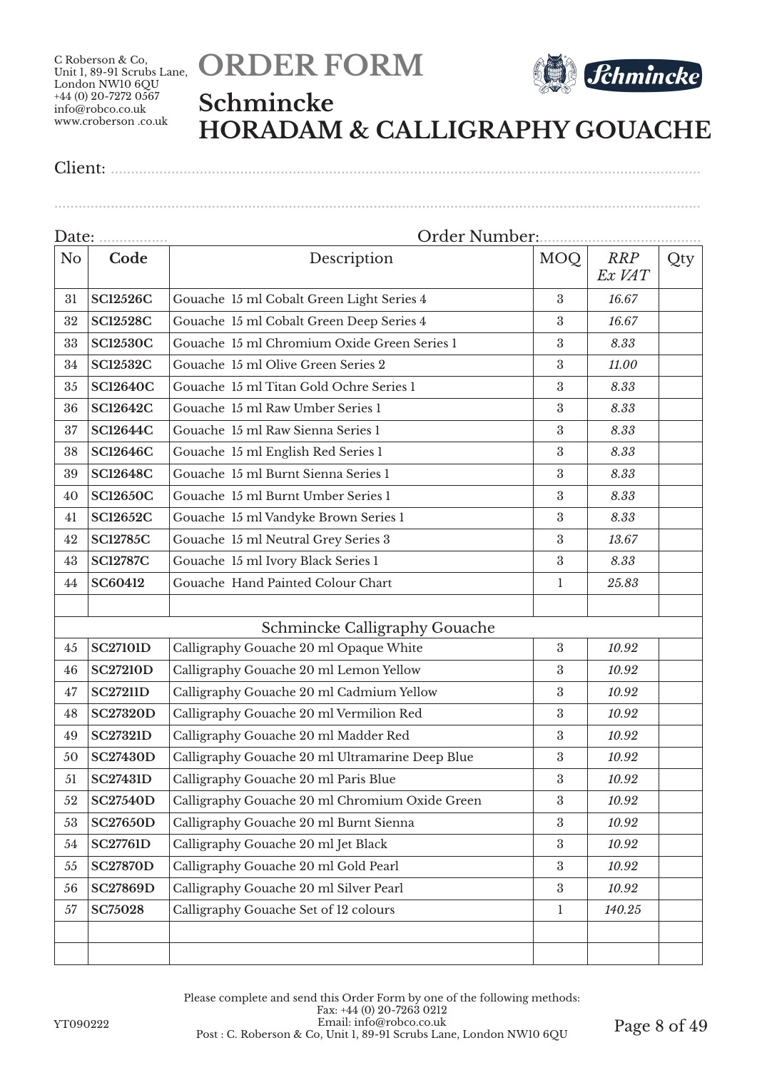C Roberson & Co,
Unit 1, 89-91 Scrubs Lane,
London NW10 6QU
+44 (0) 20-7272 0567
info@robco.co.uk
www.croberson .co.uk

# ORDER FORM

## Schmincke
## HORADAM & CALLIGRAPHY GOUACHE

Client: ........................................................................................................................

..............................................................................................................................

Date: ................ Order Number:......................................

| No | Code | Description | MOQ | *RRP Ex VAT* | Qty |
|---|---|---|---|---|---|
| 31 | **SC12526C** | Gouache 15 ml Cobalt Green Light Series 4 | 3 | *16.67* | |
| 32 | **SC12528C** | Gouache 15 ml Cobalt Green Deep Series 4 | 3 | *16.67* | |
| 33 | **SC12530C** | Gouache 15 ml Chromium Oxide Green Series 1 | 3 | *8.33* | |
| 34 | **SC12532C** | Gouache 15 ml Olive Green Series 2 | 3 | *11.00* | |
| 35 | **SC12640C** | Gouache 15 ml Titan Gold Ochre Series 1 | 3 | *8.33* | |
| 36 | **SC12642C** | Gouache 15 ml Raw Umber Series 1 | 3 | *8.33* | |
| 37 | **SC12644C** | Gouache 15 ml Raw Sienna Series 1 | 3 | *8.33* | |
| 38 | **SC12646C** | Gouache 15 ml English Red Series 1 | 3 | *8.33* | |
| 39 | **SC12648C** | Gouache 15 ml Burnt Sienna Series 1 | 3 | *8.33* | |
| 40 | **SC12650C** | Gouache 15 ml Burnt Umber Series 1 | 3 | *8.33* | |
| 41 | **SC12652C** | Gouache 15 ml Vandyke Brown Series 1 | 3 | *8.33* | |
| 42 | **SC12785C** | Gouache 15 ml Neutral Grey Series 3 | 3 | *13.67* | |
| 43 | **SC12787C** | Gouache 15 ml Ivory Black Series 1 | 3 | *8.33* | |
| 44 | **SC60412** | Gouache Hand Painted Colour Chart | 1 | *25.83* | |
| | | | | | |
| | | Schmincke Calligraphy Gouache | | | |
| 45 | **SC27101D** | Calligraphy Gouache 20 ml Opaque White | 3 | *10.92* | |
| 46 | **SC27210D** | Calligraphy Gouache 20 ml Lemon Yellow | 3 | *10.92* | |
| 47 | **SC27211D** | Calligraphy Gouache 20 ml Cadmium Yellow | 3 | *10.92* | |
| 48 | **SC27320D** | Calligraphy Gouache 20 ml Vermilion Red | 3 | *10.92* | |
| 49 | **SC27321D** | Calligraphy Gouache 20 ml Madder Red | 3 | *10.92* | |
| 50 | **SC27430D** | Calligraphy Gouache 20 ml Ultramarine Deep Blue | 3 | *10.92* | |
| 51 | **SC27431D** | Calligraphy Gouache 20 ml Paris Blue | 3 | *10.92* | |
| 52 | **SC27540D** | Calligraphy Gouache 20 ml Chromium Oxide Green | 3 | *10.92* | |
| 53 | **SC27650D** | Calligraphy Gouache 20 ml Burnt Sienna | 3 | *10.92* | |
| 54 | **SC27761D** | Calligraphy Gouache 20 ml Jet Black | 3 | *10.92* | |
| 55 | **SC27870D** | Calligraphy Gouache 20 ml Gold Pearl | 3 | *10.92* | |
| 56 | **SC27869D** | Calligraphy Gouache 20 ml Silver Pearl | 3 | *10.92* | |
| 57 | **SC75028** | Calligraphy Gouache Set of 12 colours | 1 | *140.25* | |
| | | | | | |
| | | | | | |

Please complete and send this Order Form by one of the following methods:
Fax: +44 (0) 20-7263 0212
Email: info@robco.co.uk
Post : C. Roberson & Co, Unit 1, 89-91 Scrubs Lane, London NW10 6QU

YT090222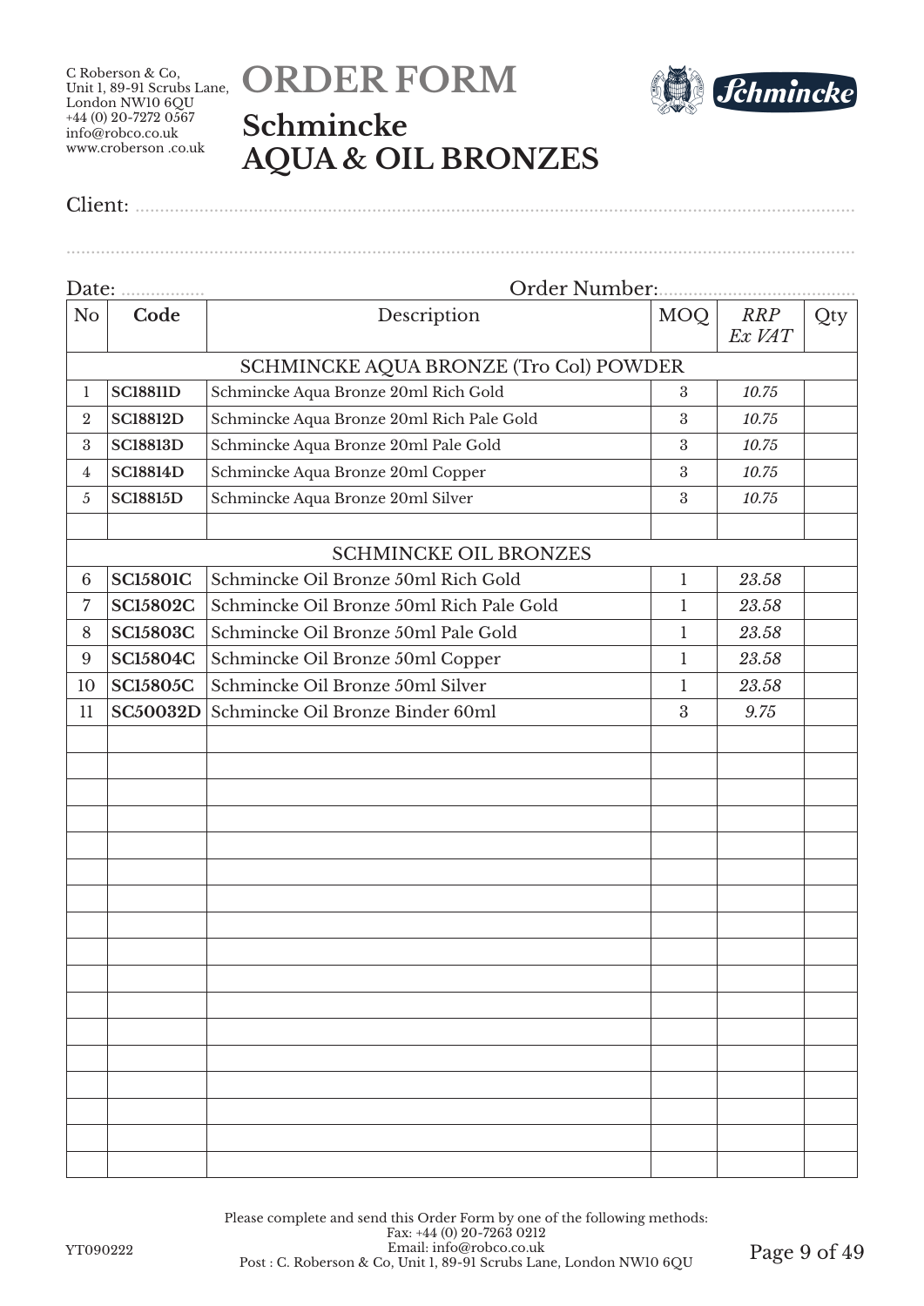C Roberson & Co,
Unit 1, 89-91 Scrubs Lane,
London NW10 6QU
+44 (0) 20-7272 0567
info@robco.co.uk
www.croberson .co.uk

# ORDER FORM

## Schmincke
## AQUA & OIL BRONZES

Client: ..........................................................................................................................................

..........................................................................................................................................................

Date: ................. Order Number:.......................................

| No | Code | Description | MOQ | *RRP Ex VAT* | Qty |
|---|---|---|---|---|---|
| | | SCHMINCKE AQUA BRONZE (Tro Col) POWDER | | | |
| 1 | **SC18811D** | Schmincke Aqua Bronze 20ml Rich Gold | 3 | *10.75* | |
| 2 | **SC18812D** | Schmincke Aqua Bronze 20ml Rich Pale Gold | 3 | *10.75* | |
| 3 | **SC18813D** | Schmincke Aqua Bronze 20ml Pale Gold | 3 | *10.75* | |
| 4 | **SC18814D** | Schmincke Aqua Bronze 20ml Copper | 3 | *10.75* | |
| 5 | **SC18815D** | Schmincke Aqua Bronze 20ml Silver | 3 | *10.75* | |
| | | | | | |
| | | SCHMINCKE OIL BRONZES | | | |
| 6 | **SC15801C** | Schmincke Oil Bronze 50ml Rich Gold | 1 | *23.58* | |
| 7 | **SC15802C** | Schmincke Oil Bronze 50ml Rich Pale Gold | 1 | *23.58* | |
| 8 | **SC15803C** | Schmincke Oil Bronze 50ml Pale Gold | 1 | *23.58* | |
| 9 | **SC15804C** | Schmincke Oil Bronze 50ml Copper | 1 | *23.58* | |
| 10 | **SC15805C** | Schmincke Oil Bronze 50ml Silver | 1 | *23.58* | |
| 11 | **SC50032D** | Schmincke Oil Bronze Binder 60ml | 3 | *9.75* | |

Please complete and send this Order Form by one of the following methods:
Fax: +44 (0) 20-7263 0212
Email: info@robco.co.uk
Post : C. Roberson & Co, Unit 1, 89-91 Scrubs Lane, London NW10 6QU

YT090222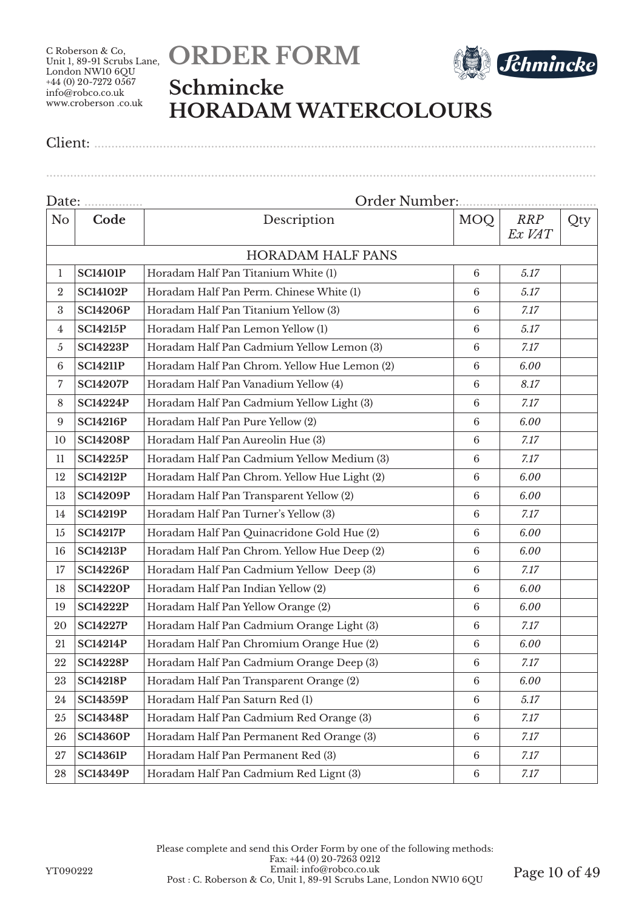C Roberson & Co,
Unit 1, 89-91 Scrubs Lane,
London NW10 6QU
+44 (0) 20-7272 0567
info@robco.co.uk
www.croberson .co.uk

# ORDER FORM

## Schmincke
## HORADAM WATERCOLOURS

Client: ..........................................................................................................................................

..........................................................................................................................................................

Date: ................. Order Number:........................................

| No | Code | Description | MOQ | *RRP Ex VAT* | Qty |
|---|---|---|---|---|---|
| | | HORADAM HALF PANS | | | |
| 1 | **SC14101P** | Horadam Half Pan Titanium White (1) | 6 | *5.17* | |
| 2 | **SC14102P** | Horadam Half Pan Perm. Chinese White (1) | 6 | *5.17* | |
| 3 | **SC14206P** | Horadam Half Pan Titanium Yellow (3) | 6 | *7.17* | |
| 4 | **SC14215P** | Horadam Half Pan Lemon Yellow (1) | 6 | *5.17* | |
| 5 | **SC14223P** | Horadam Half Pan Cadmium Yellow Lemon (3) | 6 | *7.17* | |
| 6 | **SC14211P** | Horadam Half Pan Chrom. Yellow Hue Lemon (2) | 6 | *6.00* | |
| 7 | **SC14207P** | Horadam Half Pan Vanadium Yellow (4) | 6 | *8.17* | |
| 8 | **SC14224P** | Horadam Half Pan Cadmium Yellow Light (3) | 6 | *7.17* | |
| 9 | **SC14216P** | Horadam Half Pan Pure Yellow (2) | 6 | *6.00* | |
| 10 | **SC14208P** | Horadam Half Pan Aureolin Hue (3) | 6 | *7.17* | |
| 11 | **SC14225P** | Horadam Half Pan Cadmium Yellow Medium (3) | 6 | *7.17* | |
| 12 | **SC14212P** | Horadam Half Pan Chrom. Yellow Hue Light (2) | 6 | *6.00* | |
| 13 | **SC14209P** | Horadam Half Pan Transparent Yellow (2) | 6 | *6.00* | |
| 14 | **SC14219P** | Horadam Half Pan Turner's Yellow (3) | 6 | *7.17* | |
| 15 | **SC14217P** | Horadam Half Pan Quinacridone Gold Hue (2) | 6 | *6.00* | |
| 16 | **SC14213P** | Horadam Half Pan Chrom. Yellow Hue Deep (2) | 6 | *6.00* | |
| 17 | **SC14226P** | Horadam Half Pan Cadmium Yellow Deep (3) | 6 | *7.17* | |
| 18 | **SC14220P** | Horadam Half Pan Indian Yellow (2) | 6 | *6.00* | |
| 19 | **SC14222P** | Horadam Half Pan Yellow Orange (2) | 6 | *6.00* | |
| 20 | **SC14227P** | Horadam Half Pan Cadmium Orange Light (3) | 6 | *7.17* | |
| 21 | **SC14214P** | Horadam Half Pan Chromium Orange Hue (2) | 6 | *6.00* | |
| 22 | **SC14228P** | Horadam Half Pan Cadmium Orange Deep (3) | 6 | *7.17* | |
| 23 | **SC14218P** | Horadam Half Pan Transparent Orange (2) | 6 | *6.00* | |
| 24 | **SC14359P** | Horadam Half Pan Saturn Red (1) | 6 | *5.17* | |
| 25 | **SC14348P** | Horadam Half Pan Cadmium Red Orange (3) | 6 | *7.17* | |
| 26 | **SC14360P** | Horadam Half Pan Permanent Red Orange (3) | 6 | *7.17* | |
| 27 | **SC14361P** | Horadam Half Pan Permanent Red (3) | 6 | *7.17* | |
| 28 | **SC14349P** | Horadam Half Pan Cadmium Red Lignt (3) | 6 | *7.17* | |

Please complete and send this Order Form by one of the following methods:
Fax: +44 (0) 20-7263 0212
Email: info@robco.co.uk
Post : C. Roberson & Co, Unit 1, 89-91 Scrubs Lane, London NW10 6QU

YT090222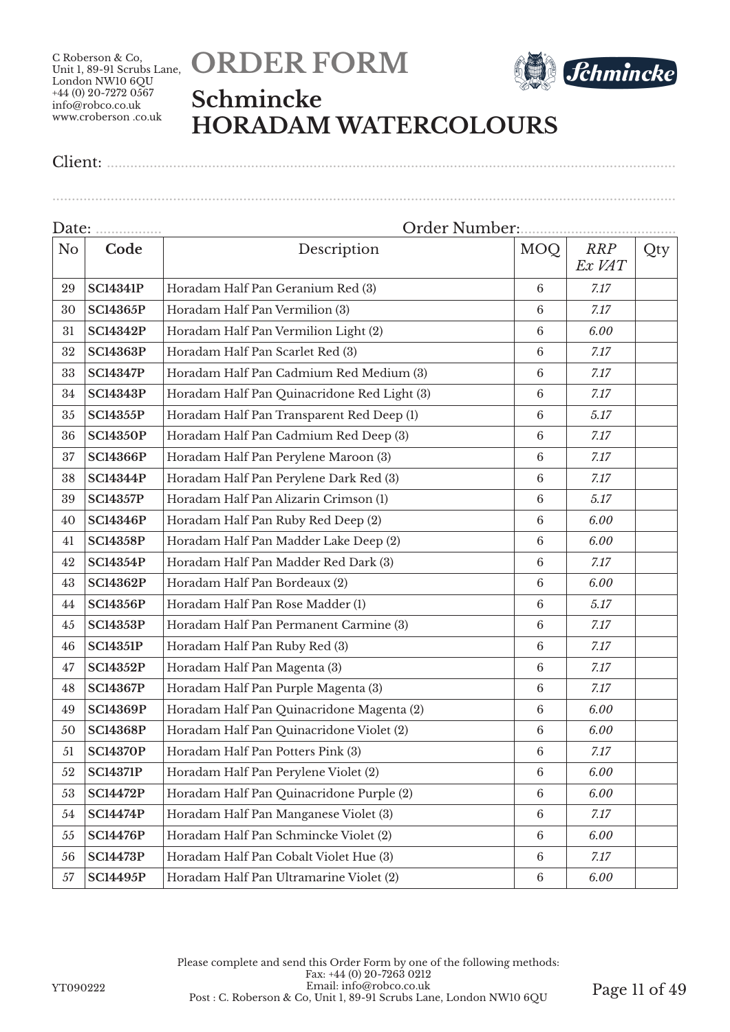C Roberson & Co,
Unit 1, 89-91 Scrubs Lane,
London NW10 6QU
+44 (0) 20-7272 0567
info@robco.co.uk
www.croberson .co.uk

# ORDER FORM

## Schmincke
## HORADAM WATERCOLOURS

Client: ..........................................................................................................................................

..........................................................................................................................................................

Date: ................. Order Number:......................................

| No | Code | Description | MOQ | *RRP Ex VAT* | Qty |
|---|---|---|---|---|---|
| 29 | **SC14341P** | Horadam Half Pan Geranium Red (3) | 6 | *7.17* | |
| 30 | **SC14365P** | Horadam Half Pan Vermilion (3) | 6 | *7.17* | |
| 31 | **SC14342P** | Horadam Half Pan Vermilion Light (2) | 6 | *6.00* | |
| 32 | **SC14363P** | Horadam Half Pan Scarlet Red (3) | 6 | *7.17* | |
| 33 | **SC14347P** | Horadam Half Pan Cadmium Red Medium (3) | 6 | *7.17* | |
| 34 | **SC14343P** | Horadam Half Pan Quinacridone Red Light (3) | 6 | *7.17* | |
| 35 | **SC14355P** | Horadam Half Pan Transparent Red Deep (1) | 6 | *5.17* | |
| 36 | **SC14350P** | Horadam Half Pan Cadmium Red Deep (3) | 6 | *7.17* | |
| 37 | **SC14366P** | Horadam Half Pan Perylene Maroon (3) | 6 | *7.17* | |
| 38 | **SC14344P** | Horadam Half Pan Perylene Dark Red (3) | 6 | *7.17* | |
| 39 | **SC14357P** | Horadam Half Pan Alizarin Crimson (1) | 6 | *5.17* | |
| 40 | **SC14346P** | Horadam Half Pan Ruby Red Deep (2) | 6 | *6.00* | |
| 41 | **SC14358P** | Horadam Half Pan Madder Lake Deep (2) | 6 | *6.00* | |
| 42 | **SC14354P** | Horadam Half Pan Madder Red Dark (3) | 6 | *7.17* | |
| 43 | **SC14362P** | Horadam Half Pan Bordeaux (2) | 6 | *6.00* | |
| 44 | **SC14356P** | Horadam Half Pan Rose Madder (1) | 6 | *5.17* | |
| 45 | **SC14353P** | Horadam Half Pan Permanent Carmine (3) | 6 | *7.17* | |
| 46 | **SC14351P** | Horadam Half Pan Ruby Red (3) | 6 | *7.17* | |
| 47 | **SC14352P** | Horadam Half Pan Magenta (3) | 6 | *7.17* | |
| 48 | **SC14367P** | Horadam Half Pan Purple Magenta (3) | 6 | *7.17* | |
| 49 | **SC14369P** | Horadam Half Pan Quinacridone Magenta (2) | 6 | *6.00* | |
| 50 | **SC14368P** | Horadam Half Pan Quinacridone Violet (2) | 6 | *6.00* | |
| 51 | **SC14370P** | Horadam Half Pan Potters Pink (3) | 6 | *7.17* | |
| 52 | **SC14371P** | Horadam Half Pan Perylene Violet (2) | 6 | *6.00* | |
| 53 | **SC14472P** | Horadam Half Pan Quinacridone Purple (2) | 6 | *6.00* | |
| 54 | **SC14474P** | Horadam Half Pan Manganese Violet (3) | 6 | *7.17* | |
| 55 | **SC14476P** | Horadam Half Pan Schmincke Violet (2) | 6 | *6.00* | |
| 56 | **SC14473P** | Horadam Half Pan Cobalt Violet Hue (3) | 6 | *7.17* | |
| 57 | **SC14495P** | Horadam Half Pan Ultramarine Violet (2) | 6 | *6.00* | |

Please complete and send this Order Form by one of the following methods:
Fax: +44 (0) 20-7263 0212
Email: info@robco.co.uk
Post : C. Roberson & Co, Unit 1, 89-91 Scrubs Lane, London NW10 6QU

YT090222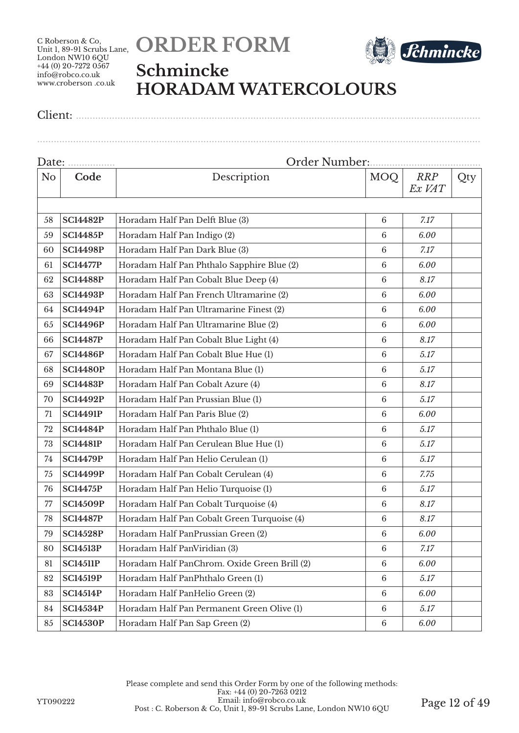C Roberson & Co,
Unit 1, 89-91 Scrubs Lane,
London NW10 6QU
+44 (0) 20-7272 0567
info@robco.co.uk
www.croberson .co.uk

# ORDER FORM

## Schmincke
## HORADAM WATERCOLOURS

Client: ......................................................................................................................................

......................................................................................................................................

Date: ................. Order Number:.......................................

| No | Code | Description | MOQ | *RRP Ex VAT* | Qty |
|---|---|---|---|---|---|
| | | | | | |
| 58 | **SC14482P** | Horadam Half Pan Delft Blue (3) | 6 | *7.17* | |
| 59 | **SC14485P** | Horadam Half Pan Indigo (2) | 6 | *6.00* | |
| 60 | **SC14498P** | Horadam Half Pan Dark Blue (3) | 6 | *7.17* | |
| 61 | **SC14477P** | Horadam Half Pan Phthalo Sapphire Blue (2) | 6 | *6.00* | |
| 62 | **SC14488P** | Horadam Half Pan Cobalt Blue Deep (4) | 6 | *8.17* | |
| 63 | **SC14493P** | Horadam Half Pan French Ultramarine (2) | 6 | *6.00* | |
| 64 | **SC14494P** | Horadam Half Pan Ultramarine Finest (2) | 6 | *6.00* | |
| 65 | **SC14496P** | Horadam Half Pan Ultramarine Blue (2) | 6 | *6.00* | |
| 66 | **SC14487P** | Horadam Half Pan Cobalt Blue Light (4) | 6 | *8.17* | |
| 67 | **SC14486P** | Horadam Half Pan Cobalt Blue Hue (1) | 6 | *5.17* | |
| 68 | **SC14480P** | Horadam Half Pan Montana Blue (1) | 6 | *5.17* | |
| 69 | **SC14483P** | Horadam Half Pan Cobalt Azure (4) | 6 | *8.17* | |
| 70 | **SC14492P** | Horadam Half Pan Prussian Blue (1) | 6 | *5.17* | |
| 71 | **SC14491P** | Horadam Half Pan Paris Blue (2) | 6 | *6.00* | |
| 72 | **SC14484P** | Horadam Half Pan Phthalo Blue (1) | 6 | *5.17* | |
| 73 | **SC14481P** | Horadam Half Pan Cerulean Blue Hue (1) | 6 | *5.17* | |
| 74 | **SC14479P** | Horadam Half Pan Helio Cerulean (1) | 6 | *5.17* | |
| 75 | **SC14499P** | Horadam Half Pan Cobalt Cerulean (4) | 6 | *7.75* | |
| 76 | **SC14475P** | Horadam Half Pan Helio Turquoise (1) | 6 | *5.17* | |
| 77 | **SC14509P** | Horadam Half Pan Cobalt Turquoise (4) | 6 | *8.17* | |
| 78 | **SC14487P** | Horadam Half Pan Cobalt Green Turquoise (4) | 6 | *8.17* | |
| 79 | **SC14528P** | Horadam Half PanPrussian Green (2) | 6 | *6.00* | |
| 80 | **SC14513P** | Horadam Half PanViridian (3) | 6 | *7.17* | |
| 81 | **SC14511P** | Horadam Half PanChrom. Oxide Green Brill (2) | 6 | *6.00* | |
| 82 | **SC14519P** | Horadam Half PanPhthalo Green (1) | 6 | *5.17* | |
| 83 | **SC14514P** | Horadam Half PanHelio Green (2) | 6 | *6.00* | |
| 84 | **SC14534P** | Horadam Half Pan Permanent Green Olive (1) | 6 | *5.17* | |
| 85 | **SC14530P** | Horadam Half Pan Sap Green (2) | 6 | *6.00* | |

Please complete and send this Order Form by one of the following methods:
Fax: +44 (0) 20-7263 0212
Email: info@robco.co.uk
Post : C. Roberson & Co, Unit 1, 89-91 Scrubs Lane, London NW10 6QU

YT090222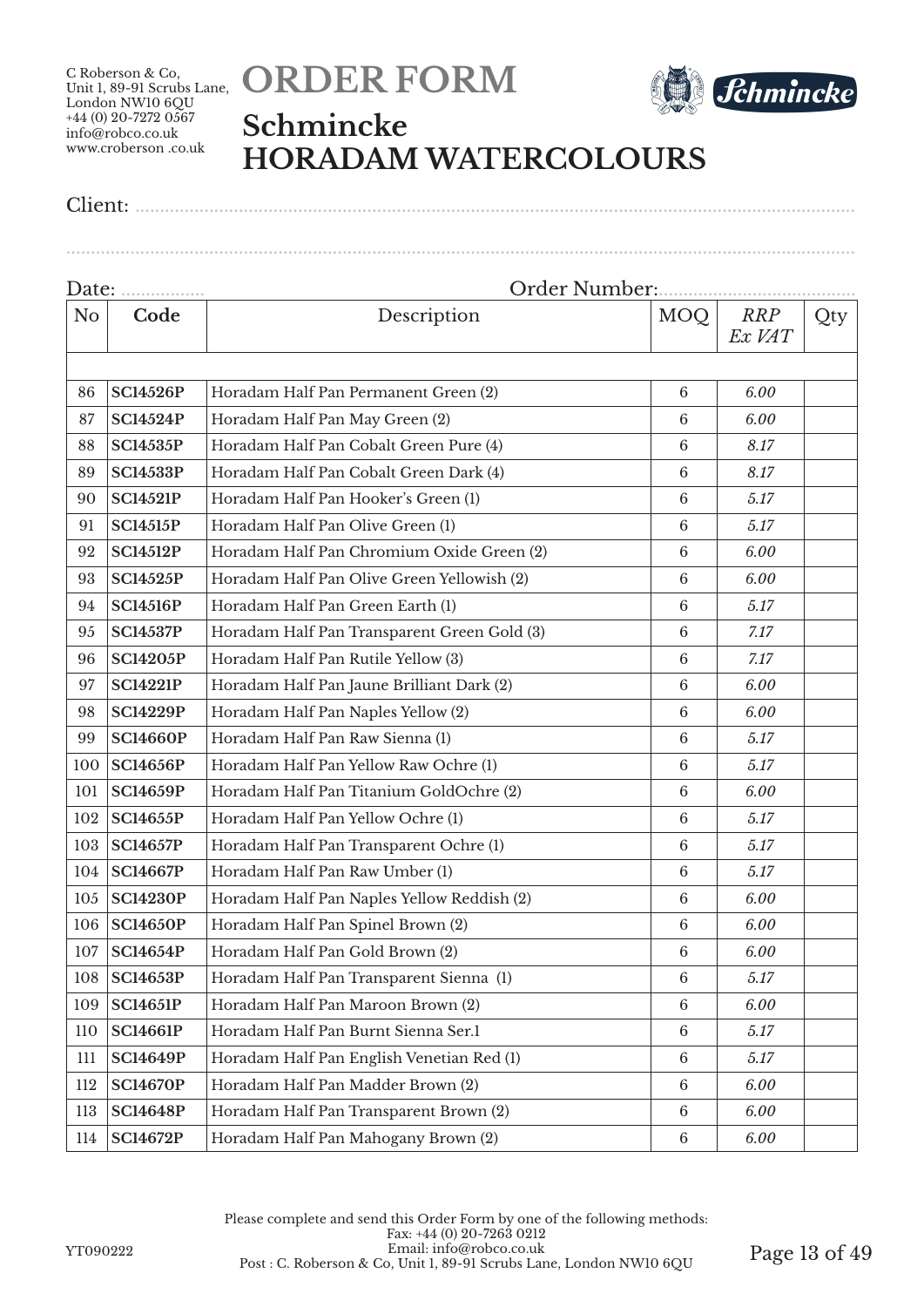C Roberson & Co,
Unit 1, 89-91 Scrubs Lane,
London NW10 6QU
+44 (0) 20-7272 0567
info@robco.co.uk
www.croberson .co.uk

# ORDER FORM

## Schmincke HORADAM WATERCOLOURS

Client: ..............................................................................................................

..............................................................................................................

Date: .................. Order Number:.......................................

| No | Code | Description | MOQ | *RRP Ex VAT* | Qty |
|---|---|---|---|---|---|
| | | | | | |
| 86 | **SC14526P** | Horadam Half Pan Permanent Green (2) | 6 | *6.00* | |
| 87 | **SC14524P** | Horadam Half Pan May Green (2) | 6 | *6.00* | |
| 88 | **SC14535P** | Horadam Half Pan Cobalt Green Pure (4) | 6 | *8.17* | |
| 89 | **SC14533P** | Horadam Half Pan Cobalt Green Dark (4) | 6 | *8.17* | |
| 90 | **SC14521P** | Horadam Half Pan Hooker's Green (1) | 6 | *5.17* | |
| 91 | **SC14515P** | Horadam Half Pan Olive Green (1) | 6 | *5.17* | |
| 92 | **SC14512P** | Horadam Half Pan Chromium Oxide Green (2) | 6 | *6.00* | |
| 93 | **SC14525P** | Horadam Half Pan Olive Green Yellowish (2) | 6 | *6.00* | |
| 94 | **SC14516P** | Horadam Half Pan Green Earth (1) | 6 | *5.17* | |
| 95 | **SC14537P** | Horadam Half Pan Transparent Green Gold (3) | 6 | *7.17* | |
| 96 | **SC14205P** | Horadam Half Pan Rutile Yellow (3) | 6 | *7.17* | |
| 97 | **SC14221P** | Horadam Half Pan Jaune Brilliant Dark (2) | 6 | *6.00* | |
| 98 | **SC14229P** | Horadam Half Pan Naples Yellow (2) | 6 | *6.00* | |
| 99 | **SC14660P** | Horadam Half Pan Raw Sienna (1) | 6 | *5.17* | |
| 100 | **SC14656P** | Horadam Half Pan Yellow Raw Ochre (1) | 6 | *5.17* | |
| 101 | **SC14659P** | Horadam Half Pan Titanium GoldOchre (2) | 6 | *6.00* | |
| 102 | **SC14655P** | Horadam Half Pan Yellow Ochre (1) | 6 | *5.17* | |
| 103 | **SC14657P** | Horadam Half Pan Transparent Ochre (1) | 6 | *5.17* | |
| 104 | **SC14667P** | Horadam Half Pan Raw Umber (1) | 6 | *5.17* | |
| 105 | **SC14230P** | Horadam Half Pan Naples Yellow Reddish (2) | 6 | *6.00* | |
| 106 | **SC14650P** | Horadam Half Pan Spinel Brown (2) | 6 | *6.00* | |
| 107 | **SC14654P** | Horadam Half Pan Gold Brown (2) | 6 | *6.00* | |
| 108 | **SC14653P** | Horadam Half Pan Transparent Sienna (1) | 6 | *5.17* | |
| 109 | **SC14651P** | Horadam Half Pan Maroon Brown (2) | 6 | *6.00* | |
| 110 | **SC14661P** | Horadam Half Pan Burnt Sienna Ser.1 | 6 | *5.17* | |
| 111 | **SC14649P** | Horadam Half Pan English Venetian Red (1) | 6 | *5.17* | |
| 112 | **SC14670P** | Horadam Half Pan Madder Brown (2) | 6 | *6.00* | |
| 113 | **SC14648P** | Horadam Half Pan Transparent Brown (2) | 6 | *6.00* | |
| 114 | **SC14672P** | Horadam Half Pan Mahogany Brown (2) | 6 | *6.00* | |

Please complete and send this Order Form by one of the following methods:
Fax: +44 (0) 20-7263 0212
Email: info@robco.co.uk
Post : C. Roberson & Co, Unit 1, 89-91 Scrubs Lane, London NW10 6QU

YT090222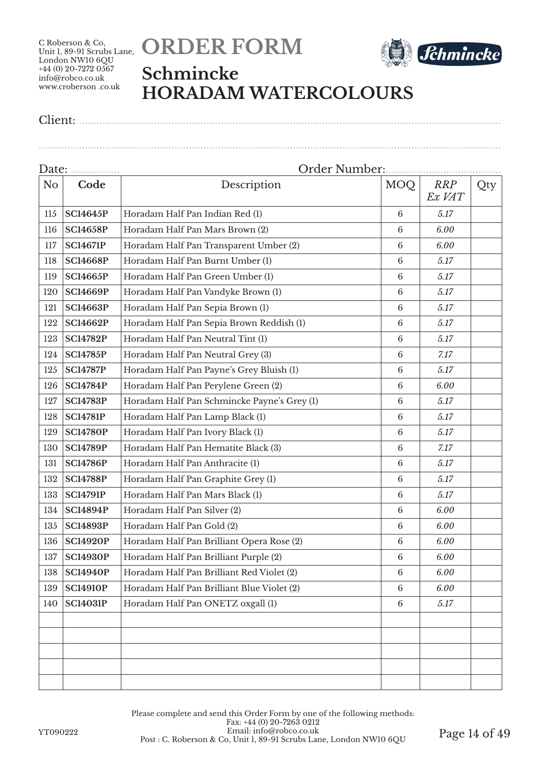C Roberson & Co,
Unit 1, 89-91 Scrubs Lane,
London NW10 6QU
+44 (0) 20-7272 0567
info@robco.co.uk
www.croberson .co.uk

# ORDER FORM

## Schmincke HORADAM WATERCOLOURS

Client: ......................................................................................................................................

......................................................................................................................................

Date: ................ Order Number:......................................

| No | Code | Description | MOQ | *RRP Ex VAT* | Qty |
|---|---|---|---|---|---|
| 115 | **SC14645P** | Horadam Half Pan Indian Red (1) | 6 | *5.17* | |
| 116 | **SC14658P** | Horadam Half Pan Mars Brown (2) | 6 | *6.00* | |
| 117 | **SC14671P** | Horadam Half Pan Transparent Umber (2) | 6 | *6.00* | |
| 118 | **SC14668P** | Horadam Half Pan Burnt Umber (1) | 6 | *5.17* | |
| 119 | **SC14665P** | Horadam Half Pan Green Umber (1) | 6 | *5.17* | |
| 120 | **SC14669P** | Horadam Half Pan Vandyke Brown (1) | 6 | *5.17* | |
| 121 | **SC14663P** | Horadam Half Pan Sepia Brown (1) | 6 | *5.17* | |
| 122 | **SC14662P** | Horadam Half Pan Sepia Brown Reddish (1) | 6 | *5.17* | |
| 123 | **SC14782P** | Horadam Half Pan Neutral Tint (1) | 6 | *5.17* | |
| 124 | **SC14785P** | Horadam Half Pan Neutral Grey (3) | 6 | *7.17* | |
| 125 | **SC14787P** | Horadam Half Pan Payne's Grey Bluish (1) | 6 | *5.17* | |
| 126 | **SC14784P** | Horadam Half Pan Perylene Green (2) | 6 | *6.00* | |
| 127 | **SC14783P** | Horadam Half Pan Schmincke Payne's Grey (1) | 6 | *5.17* | |
| 128 | **SC14781P** | Horadam Half Pan Lamp Black (1) | 6 | *5.17* | |
| 129 | **SC14780P** | Horadam Half Pan Ivory Black (1) | 6 | *5.17* | |
| 130 | **SC14789P** | Horadam Half Pan Hematite Black (3) | 6 | *7.17* | |
| 131 | **SC14786P** | Horadam Half Pan Anthracite (1) | 6 | *5.17* | |
| 132 | **SC14788P** | Horadam Half Pan Graphite Grey (1) | 6 | *5.17* | |
| 133 | **SC14791P** | Horadam Half Pan Mars Black (1) | 6 | *5.17* | |
| 134 | **SC14894P** | Horadam Half Pan Silver (2) | 6 | *6.00* | |
| 135 | **SC14893P** | Horadam Half Pan Gold (2) | 6 | *6.00* | |
| 136 | **SC14920P** | Horadam Half Pan Brilliant Opera Rose (2) | 6 | *6.00* | |
| 137 | **SC14930P** | Horadam Half Pan Brilliant Purple (2) | 6 | *6.00* | |
| 138 | **SC14940P** | Horadam Half Pan Brilliant Red Violet (2) | 6 | *6.00* | |
| 139 | **SC14910P** | Horadam Half Pan Brilliant Blue Violet (2) | 6 | *6.00* | |
| 140 | **SC14031P** | Horadam Half Pan ONETZ oxgall (1) | 6 | *5.17* | |
| | | | | | |
| | | | | | |
| | | | | | |
| | | | | | |
| | | | | | |

Please complete and send this Order Form by one of the following methods:
Fax: +44 (0) 20-7263 0212
Email: info@robco.co.uk
Post : C. Roberson & Co, Unit 1, 89-91 Scrubs Lane, London NW10 6QU

YT090222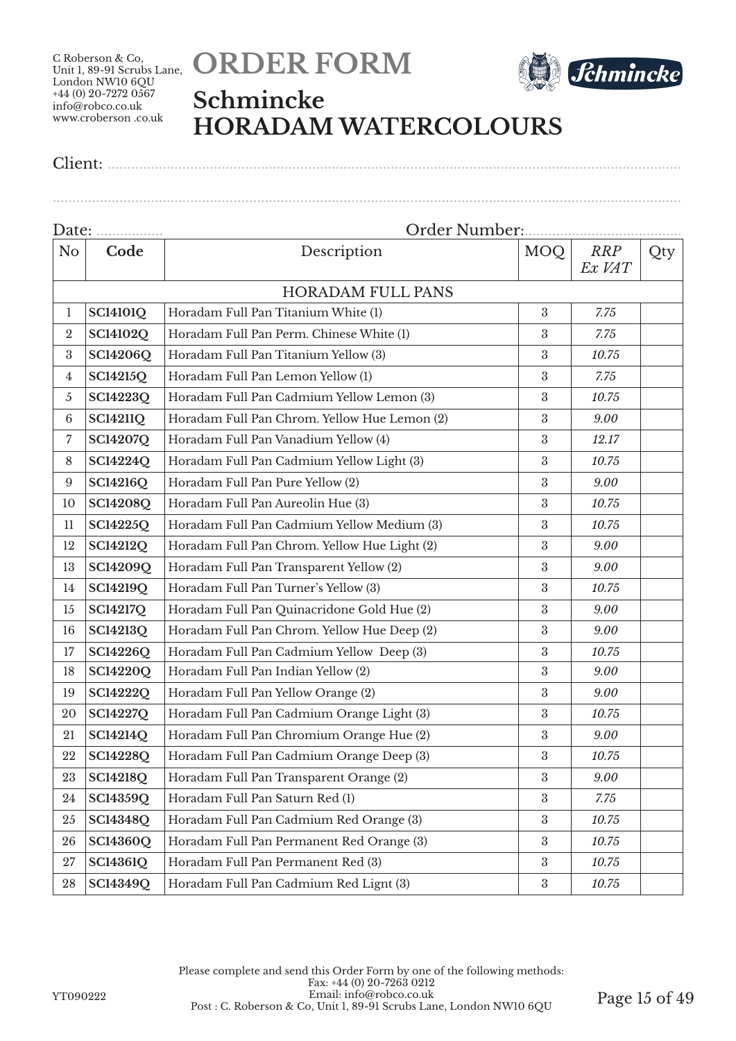C Roberson & Co,
Unit 1, 89-91 Scrubs Lane,
London NW10 6QU
+44 (0) 20-7272 0567
info@robco.co.uk
www.croberson .co.uk

# ORDER FORM

## Schmincke
## HORADAM WATERCOLOURS

Client: ..............................................................................................................................

..............................................................................................................................

Date: .................. Order Number:......................................

| No | Code | Description | MOQ | *RRP Ex VAT* | Qty |
|---|---|---|---|---|---|
| | | HORADAM FULL PANS | | | |
| 1 | **SC14101Q** | Horadam Full Pan Titanium White (1) | 3 | *7.75* | |
| 2 | **SC14102Q** | Horadam Full Pan Perm. Chinese White (1) | 3 | *7.75* | |
| 3 | **SC14206Q** | Horadam Full Pan Titanium Yellow (3) | 3 | *10.75* | |
| 4 | **SC14215Q** | Horadam Full Pan Lemon Yellow (1) | 3 | *7.75* | |
| 5 | **SC14223Q** | Horadam Full Pan Cadmium Yellow Lemon (3) | 3 | *10.75* | |
| 6 | **SC14211Q** | Horadam Full Pan Chrom. Yellow Hue Lemon (2) | 3 | *9.00* | |
| 7 | **SC14207Q** | Horadam Full Pan Vanadium Yellow (4) | 3 | *12.17* | |
| 8 | **SC14224Q** | Horadam Full Pan Cadmium Yellow Light (3) | 3 | *10.75* | |
| 9 | **SC14216Q** | Horadam Full Pan Pure Yellow (2) | 3 | *9.00* | |
| 10 | **SC14208Q** | Horadam Full Pan Aureolin Hue (3) | 3 | *10.75* | |
| 11 | **SC14225Q** | Horadam Full Pan Cadmium Yellow Medium (3) | 3 | *10.75* | |
| 12 | **SC14212Q** | Horadam Full Pan Chrom. Yellow Hue Light (2) | 3 | *9.00* | |
| 13 | **SC14209Q** | Horadam Full Pan Transparent Yellow (2) | 3 | *9.00* | |
| 14 | **SC14219Q** | Horadam Full Pan Turner's Yellow (3) | 3 | *10.75* | |
| 15 | **SC14217Q** | Horadam Full Pan Quinacridone Gold Hue (2) | 3 | *9.00* | |
| 16 | **SC14213Q** | Horadam Full Pan Chrom. Yellow Hue Deep (2) | 3 | *9.00* | |
| 17 | **SC14226Q** | Horadam Full Pan Cadmium Yellow Deep (3) | 3 | *10.75* | |
| 18 | **SC14220Q** | Horadam Full Pan Indian Yellow (2) | 3 | *9.00* | |
| 19 | **SC14222Q** | Horadam Full Pan Yellow Orange (2) | 3 | *9.00* | |
| 20 | **SC14227Q** | Horadam Full Pan Cadmium Orange Light (3) | 3 | *10.75* | |
| 21 | **SC14214Q** | Horadam Full Pan Chromium Orange Hue (2) | 3 | *9.00* | |
| 22 | **SC14228Q** | Horadam Full Pan Cadmium Orange Deep (3) | 3 | *10.75* | |
| 23 | **SC14218Q** | Horadam Full Pan Transparent Orange (2) | 3 | *9.00* | |
| 24 | **SC14359Q** | Horadam Full Pan Saturn Red (1) | 3 | *7.75* | |
| 25 | **SC14348Q** | Horadam Full Pan Cadmium Red Orange (3) | 3 | *10.75* | |
| 26 | **SC14360Q** | Horadam Full Pan Permanent Red Orange (3) | 3 | *10.75* | |
| 27 | **SC14361Q** | Horadam Full Pan Permanent Red (3) | 3 | *10.75* | |
| 28 | **SC14349Q** | Horadam Full Pan Cadmium Red Lignt (3) | 3 | *10.75* | |

Please complete and send this Order Form by one of the following methods:
Fax: +44 (0) 20-7263 0212
Email: info@robco.co.uk
Post : C. Roberson & Co, Unit 1, 89-91 Scrubs Lane, London NW10 6QU

YT090222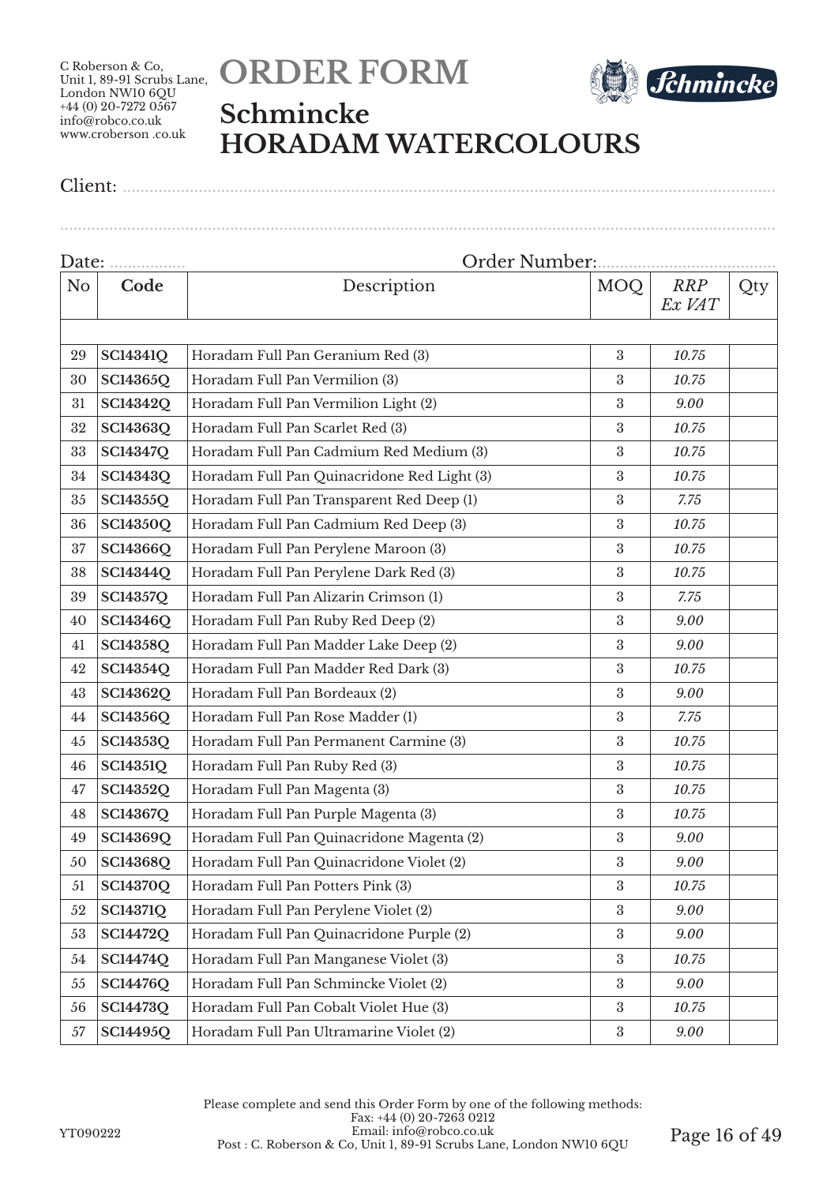C Roberson & Co,
Unit 1, 89-91 Scrubs Lane,
London NW10 6QU
+44 (0) 20-7272 0567
info@robco.co.uk
www.croberson .co.uk

# ORDER FORM

## Schmincke
## HORADAM WATERCOLOURS

Client: ..................................................................................................................................................

..................................................................................................................................................................

Date: .................. Order Number:........................................

| No | Code | Description | MOQ | *RRP Ex VAT* | Qty |
|---|---|---|---|---|---|
| | | | | | |
| 29 | **SC14341Q** | Horadam Full Pan Geranium Red (3) | 3 | *10.75* | |
| 30 | **SC14365Q** | Horadam Full Pan Vermilion (3) | 3 | *10.75* | |
| 31 | **SC14342Q** | Horadam Full Pan Vermilion Light (2) | 3 | *9.00* | |
| 32 | **SC14363Q** | Horadam Full Pan Scarlet Red (3) | 3 | *10.75* | |
| 33 | **SC14347Q** | Horadam Full Pan Cadmium Red Medium (3) | 3 | *10.75* | |
| 34 | **SC14343Q** | Horadam Full Pan Quinacridone Red Light (3) | 3 | *10.75* | |
| 35 | **SC14355Q** | Horadam Full Pan Transparent Red Deep (1) | 3 | *7.75* | |
| 36 | **SC14350Q** | Horadam Full Pan Cadmium Red Deep (3) | 3 | *10.75* | |
| 37 | **SC14366Q** | Horadam Full Pan Perylene Maroon (3) | 3 | *10.75* | |
| 38 | **SC14344Q** | Horadam Full Pan Perylene Dark Red (3) | 3 | *10.75* | |
| 39 | **SC14357Q** | Horadam Full Pan Alizarin Crimson (1) | 3 | *7.75* | |
| 40 | **SC14346Q** | Horadam Full Pan Ruby Red Deep (2) | 3 | *9.00* | |
| 41 | **SC14358Q** | Horadam Full Pan Madder Lake Deep (2) | 3 | *9.00* | |
| 42 | **SC14354Q** | Horadam Full Pan Madder Red Dark (3) | 3 | *10.75* | |
| 43 | **SC14362Q** | Horadam Full Pan Bordeaux (2) | 3 | *9.00* | |
| 44 | **SC14356Q** | Horadam Full Pan Rose Madder (1) | 3 | *7.75* | |
| 45 | **SC14353Q** | Horadam Full Pan Permanent Carmine (3) | 3 | *10.75* | |
| 46 | **SC14351Q** | Horadam Full Pan Ruby Red (3) | 3 | *10.75* | |
| 47 | **SC14352Q** | Horadam Full Pan Magenta (3) | 3 | *10.75* | |
| 48 | **SC14367Q** | Horadam Full Pan Purple Magenta (3) | 3 | *10.75* | |
| 49 | **SC14369Q** | Horadam Full Pan Quinacridone Magenta (2) | 3 | *9.00* | |
| 50 | **SC14368Q** | Horadam Full Pan Quinacridone Violet (2) | 3 | *9.00* | |
| 51 | **SC14370Q** | Horadam Full Pan Potters Pink (3) | 3 | *10.75* | |
| 52 | **SC14371Q** | Horadam Full Pan Perylene Violet (2) | 3 | *9.00* | |
| 53 | **SC14472Q** | Horadam Full Pan Quinacridone Purple (2) | 3 | *9.00* | |
| 54 | **SC14474Q** | Horadam Full Pan Manganese Violet (3) | 3 | *10.75* | |
| 55 | **SC14476Q** | Horadam Full Pan Schmincke Violet (2) | 3 | *9.00* | |
| 56 | **SC14473Q** | Horadam Full Pan Cobalt Violet Hue (3) | 3 | *10.75* | |
| 57 | **SC14495Q** | Horadam Full Pan Ultramarine Violet (2) | 3 | *9.00* | |

Please complete and send this Order Form by one of the following methods:
Fax: +44 (0) 20-7263 0212
Email: info@robco.co.uk
Post : C. Roberson & Co, Unit 1, 89-91 Scrubs Lane, London NW10 6QU

YT090222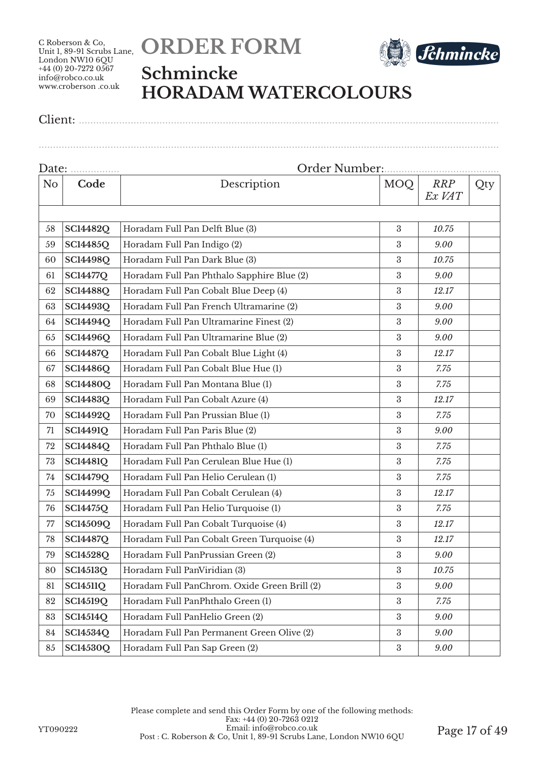C Roberson & Co,
Unit 1, 89-91 Scrubs Lane,
London NW10 6QU
+44 (0) 20-7272 0567
info@robco.co.uk
www.croberson .co.uk

# ORDER FORM

## Schmincke
## HORADAM WATERCOLOURS

Client: ..........................................................................................................................................

..........................................................................................................................................................

Date: ................. Order Number:.......................................

| No | Code | Description | MOQ | *RRP Ex VAT* | Qty |
|---|---|---|---|---|---|
| | | | | | |
| 58 | **SC14482Q** | Horadam Full Pan Delft Blue (3) | 3 | *10.75* | |
| 59 | **SC14485Q** | Horadam Full Pan Indigo (2) | 3 | *9.00* | |
| 60 | **SC14498Q** | Horadam Full Pan Dark Blue (3) | 3 | *10.75* | |
| 61 | **SC14477Q** | Horadam Full Pan Phthalo Sapphire Blue (2) | 3 | *9.00* | |
| 62 | **SC14488Q** | Horadam Full Pan Cobalt Blue Deep (4) | 3 | *12.17* | |
| 63 | **SC14493Q** | Horadam Full Pan French Ultramarine (2) | 3 | *9.00* | |
| 64 | **SC14494Q** | Horadam Full Pan Ultramarine Finest (2) | 3 | *9.00* | |
| 65 | **SC14496Q** | Horadam Full Pan Ultramarine Blue (2) | 3 | *9.00* | |
| 66 | **SC14487Q** | Horadam Full Pan Cobalt Blue Light (4) | 3 | *12.17* | |
| 67 | **SC14486Q** | Horadam Full Pan Cobalt Blue Hue (1) | 3 | *7.75* | |
| 68 | **SC14480Q** | Horadam Full Pan Montana Blue (1) | 3 | *7.75* | |
| 69 | **SC14483Q** | Horadam Full Pan Cobalt Azure (4) | 3 | *12.17* | |
| 70 | **SC14492Q** | Horadam Full Pan Prussian Blue (1) | 3 | *7.75* | |
| 71 | **SC14491Q** | Horadam Full Pan Paris Blue (2) | 3 | *9.00* | |
| 72 | **SC14484Q** | Horadam Full Pan Phthalo Blue (1) | 3 | *7.75* | |
| 73 | **SC14481Q** | Horadam Full Pan Cerulean Blue Hue (1) | 3 | *7.75* | |
| 74 | **SC14479Q** | Horadam Full Pan Helio Cerulean (1) | 3 | *7.75* | |
| 75 | **SC14499Q** | Horadam Full Pan Cobalt Cerulean (4) | 3 | *12.17* | |
| 76 | **SC14475Q** | Horadam Full Pan Helio Turquoise (1) | 3 | *7.75* | |
| 77 | **SC14509Q** | Horadam Full Pan Cobalt Turquoise (4) | 3 | *12.17* | |
| 78 | **SC14487Q** | Horadam Full Pan Cobalt Green Turquoise (4) | 3 | *12.17* | |
| 79 | **SC14528Q** | Horadam Full PanPrussian Green (2) | 3 | *9.00* | |
| 80 | **SC14513Q** | Horadam Full PanViridian (3) | 3 | *10.75* | |
| 81 | **SC14511Q** | Horadam Full PanChrom. Oxide Green Brill (2) | 3 | *9.00* | |
| 82 | **SC14519Q** | Horadam Full PanPhthalo Green (1) | 3 | *7.75* | |
| 83 | **SC14514Q** | Horadam Full PanHelio Green (2) | 3 | *9.00* | |
| 84 | **SC14534Q** | Horadam Full Pan Permanent Green Olive (2) | 3 | *9.00* | |
| 85 | **SC14530Q** | Horadam Full Pan Sap Green (2) | 3 | *9.00* | |

Please complete and send this Order Form by one of the following methods:
Fax: +44 (0) 20-7263 0212
Email: info@robco.co.uk
Post : C. Roberson & Co, Unit 1, 89-91 Scrubs Lane, London NW10 6QU

YT090222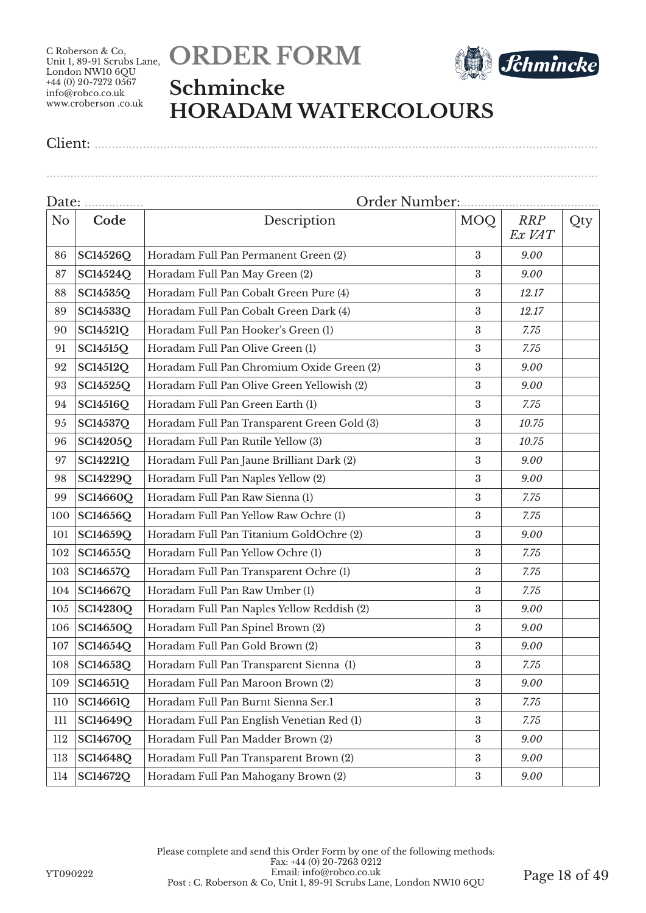C Roberson & Co,
Unit 1, 89-91 Scrubs Lane,
London NW10 6QU
+44 (0) 20-7272 0567
info@robco.co.uk
www.croberson .co.uk

# ORDER FORM

## Schmincke
## HORADAM WATERCOLOURS

Client: ........................................................................................................................................

........................................................................................................................................

Date: ................. Order Number:........................................

| No | Code | Description | MOQ | *RRP Ex VAT* | Qty |
|---|---|---|---|---|---|
| 86 | **SC14526Q** | Horadam Full Pan Permanent Green (2) | 3 | *9.00* | |
| 87 | **SC14524Q** | Horadam Full Pan May Green (2) | 3 | *9.00* | |
| 88 | **SC14535Q** | Horadam Full Pan Cobalt Green Pure (4) | 3 | *12.17* | |
| 89 | **SC14533Q** | Horadam Full Pan Cobalt Green Dark (4) | 3 | *12.17* | |
| 90 | **SC14521Q** | Horadam Full Pan Hooker's Green (1) | 3 | *7.75* | |
| 91 | **SC14515Q** | Horadam Full Pan Olive Green (1) | 3 | *7.75* | |
| 92 | **SC14512Q** | Horadam Full Pan Chromium Oxide Green (2) | 3 | *9.00* | |
| 93 | **SC14525Q** | Horadam Full Pan Olive Green Yellowish (2) | 3 | *9.00* | |
| 94 | **SC14516Q** | Horadam Full Pan Green Earth (1) | 3 | *7.75* | |
| 95 | **SC14537Q** | Horadam Full Pan Transparent Green Gold (3) | 3 | *10.75* | |
| 96 | **SC14205Q** | Horadam Full Pan Rutile Yellow (3) | 3 | *10.75* | |
| 97 | **SC14221Q** | Horadam Full Pan Jaune Brilliant Dark (2) | 3 | *9.00* | |
| 98 | **SC14229Q** | Horadam Full Pan Naples Yellow (2) | 3 | *9.00* | |
| 99 | **SC14660Q** | Horadam Full Pan Raw Sienna (1) | 3 | *7.75* | |
| 100 | **SC14656Q** | Horadam Full Pan Yellow Raw Ochre (1) | 3 | *7.75* | |
| 101 | **SC14659Q** | Horadam Full Pan Titanium GoldOchre (2) | 3 | *9.00* | |
| 102 | **SC14655Q** | Horadam Full Pan Yellow Ochre (1) | 3 | *7.75* | |
| 103 | **SC14657Q** | Horadam Full Pan Transparent Ochre (1) | 3 | *7.75* | |
| 104 | **SC14667Q** | Horadam Full Pan Raw Umber (1) | 3 | *7.75* | |
| 105 | **SC14230Q** | Horadam Full Pan Naples Yellow Reddish (2) | 3 | *9.00* | |
| 106 | **SC14650Q** | Horadam Full Pan Spinel Brown (2) | 3 | *9.00* | |
| 107 | **SC14654Q** | Horadam Full Pan Gold Brown (2) | 3 | *9.00* | |
| 108 | **SC14653Q** | Horadam Full Pan Transparent Sienna (1) | 3 | *7.75* | |
| 109 | **SC14651Q** | Horadam Full Pan Maroon Brown (2) | 3 | *9.00* | |
| 110 | **SC14661Q** | Horadam Full Pan Burnt Sienna Ser.1 | 3 | *7.75* | |
| 111 | **SC14649Q** | Horadam Full Pan English Venetian Red (1) | 3 | *7.75* | |
| 112 | **SC14670Q** | Horadam Full Pan Madder Brown (2) | 3 | *9.00* | |
| 113 | **SC14648Q** | Horadam Full Pan Transparent Brown (2) | 3 | *9.00* | |
| 114 | **SC14672Q** | Horadam Full Pan Mahogany Brown (2) | 3 | *9.00* | |

Please complete and send this Order Form by one of the following methods:
Fax: +44 (0) 20-7263 0212
Email: info@robco.co.uk
Post : C. Roberson & Co, Unit 1, 89-91 Scrubs Lane, London NW10 6QU

YT090222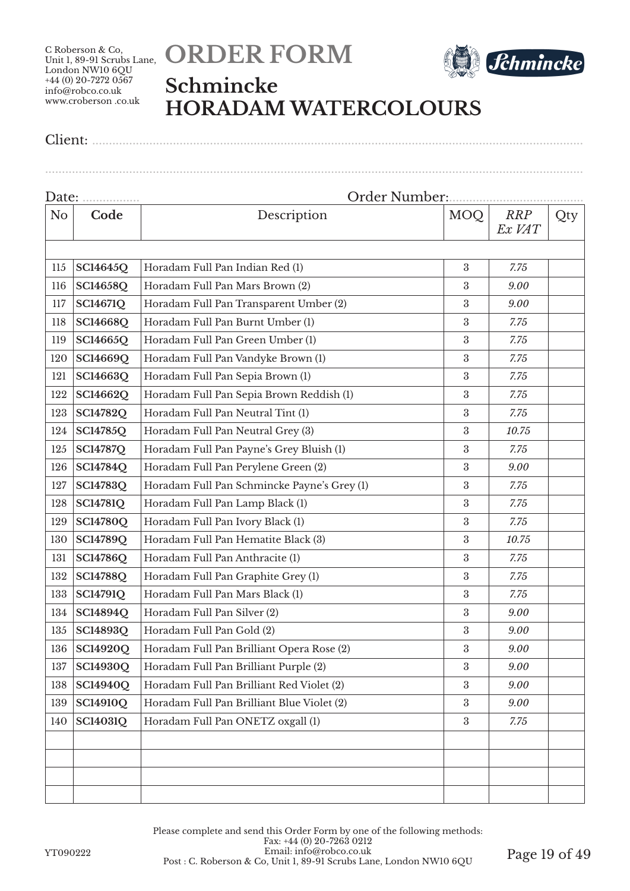C Roberson & Co,
Unit 1, 89-91 Scrubs Lane,
London NW10 6QU
+44 (0) 20-7272 0567
info@robco.co.uk
www.croberson .co.uk

# ORDER FORM

## Schmincke
## HORADAM WATERCOLOURS

Client: ..........................................................................................................................................

..........................................................................................................................................................

Date: ................. Order Number:......................................

| No | Code | Description | MOQ | *RRP Ex VAT* | Qty |
|---|---|---|---|---|---|
| | | | | | |
| 115 | **SC14645Q** | Horadam Full Pan Indian Red (1) | 3 | *7.75* | |
| 116 | **SC14658Q** | Horadam Full Pan Mars Brown (2) | 3 | *9.00* | |
| 117 | **SC14671Q** | Horadam Full Pan Transparent Umber (2) | 3 | *9.00* | |
| 118 | **SC14668Q** | Horadam Full Pan Burnt Umber (1) | 3 | *7.75* | |
| 119 | **SC14665Q** | Horadam Full Pan Green Umber (1) | 3 | *7.75* | |
| 120 | **SC14669Q** | Horadam Full Pan Vandyke Brown (1) | 3 | *7.75* | |
| 121 | **SC14663Q** | Horadam Full Pan Sepia Brown (1) | 3 | *7.75* | |
| 122 | **SC14662Q** | Horadam Full Pan Sepia Brown Reddish (1) | 3 | *7.75* | |
| 123 | **SC14782Q** | Horadam Full Pan Neutral Tint (1) | 3 | *7.75* | |
| 124 | **SC14785Q** | Horadam Full Pan Neutral Grey (3) | 3 | *10.75* | |
| 125 | **SC14787Q** | Horadam Full Pan Payne's Grey Bluish (1) | 3 | *7.75* | |
| 126 | **SC14784Q** | Horadam Full Pan Perylene Green (2) | 3 | *9.00* | |
| 127 | **SC14783Q** | Horadam Full Pan Schmincke Payne's Grey (1) | 3 | *7.75* | |
| 128 | **SC14781Q** | Horadam Full Pan Lamp Black (1) | 3 | *7.75* | |
| 129 | **SC14780Q** | Horadam Full Pan Ivory Black (1) | 3 | *7.75* | |
| 130 | **SC14789Q** | Horadam Full Pan Hematite Black (3) | 3 | *10.75* | |
| 131 | **SC14786Q** | Horadam Full Pan Anthracite (1) | 3 | *7.75* | |
| 132 | **SC14788Q** | Horadam Full Pan Graphite Grey (1) | 3 | *7.75* | |
| 133 | **SC14791Q** | Horadam Full Pan Mars Black (1) | 3 | *7.75* | |
| 134 | **SC14894Q** | Horadam Full Pan Silver (2) | 3 | *9.00* | |
| 135 | **SC14893Q** | Horadam Full Pan Gold (2) | 3 | *9.00* | |
| 136 | **SC14920Q** | Horadam Full Pan Brilliant Opera Rose (2) | 3 | *9.00* | |
| 137 | **SC14930Q** | Horadam Full Pan Brilliant Purple (2) | 3 | *9.00* | |
| 138 | **SC14940Q** | Horadam Full Pan Brilliant Red Violet (2) | 3 | *9.00* | |
| 139 | **SC14910Q** | Horadam Full Pan Brilliant Blue Violet (2) | 3 | *9.00* | |
| 140 | **SC14031Q** | Horadam Full Pan ONETZ oxgall (1) | 3 | *7.75* | |
| | | | | | |
| | | | | | |
| | | | | | |
| | | | | | |

Please complete and send this Order Form by one of the following methods:
Fax: +44 (0) 20-7263 0212
Email: info@robco.co.uk
Post : C. Roberson & Co, Unit 1, 89-91 Scrubs Lane, London NW10 6QU

YT090222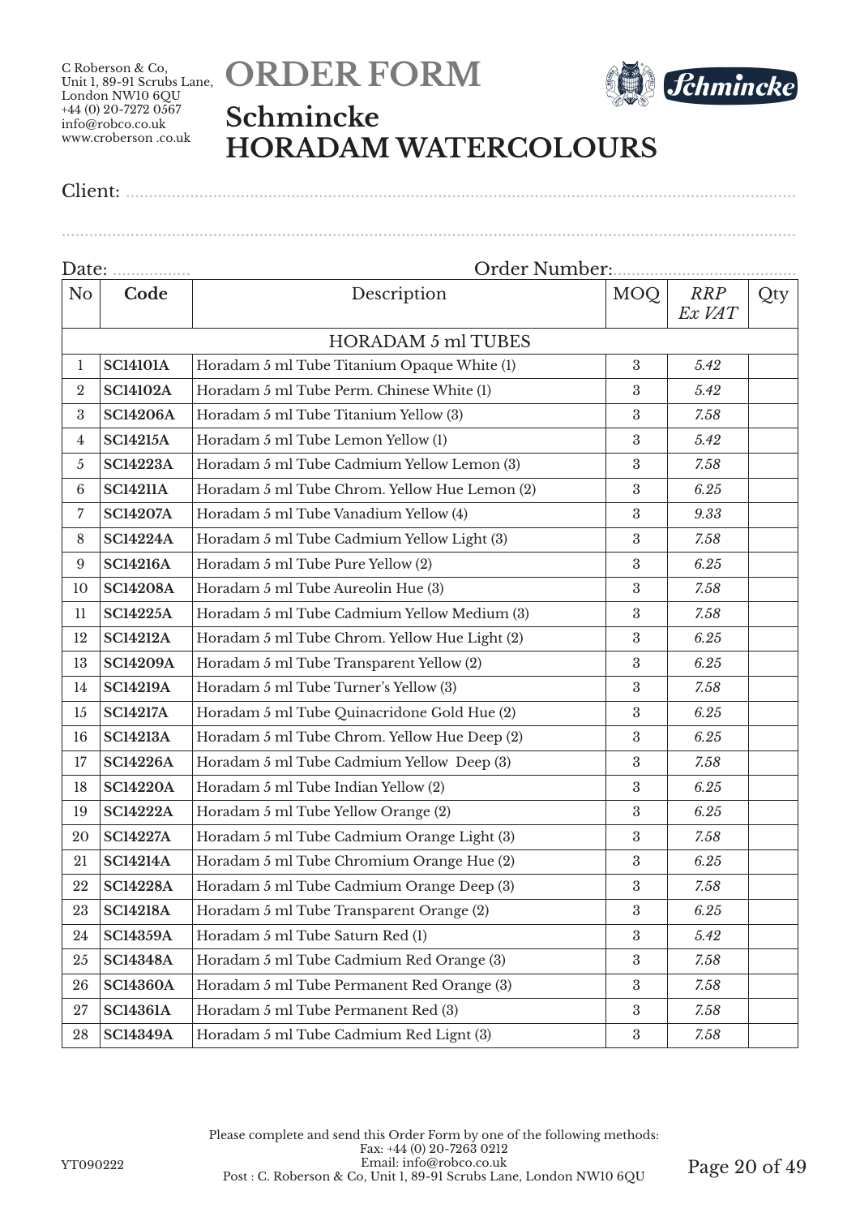C Roberson & Co,
Unit 1, 89-91 Scrubs Lane,
London NW10 6QU
+44 (0) 20-7272 0567
info@robco.co.uk
www.croberson .co.uk

# ORDER FORM

## Schmincke
## HORADAM WATERCOLOURS

Client: ..........................................................................................................................................

..........................................................................................................................................................

Date: .................. Order Number:........................................

| No | Code | Description | MOQ | *RRP Ex VAT* | Qty |
|---|---|---|---|---|---|
| | | HORADAM 5 ml TUBES | | | |
| 1 | **SC14101A** | Horadam 5 ml Tube Titanium Opaque White (1) | 3 | *5.42* | |
| 2 | **SC14102A** | Horadam 5 ml Tube Perm. Chinese White (1) | 3 | *5.42* | |
| 3 | **SC14206A** | Horadam 5 ml Tube Titanium Yellow (3) | 3 | *7.58* | |
| 4 | **SC14215A** | Horadam 5 ml Tube Lemon Yellow (1) | 3 | *5.42* | |
| 5 | **SC14223A** | Horadam 5 ml Tube Cadmium Yellow Lemon (3) | 3 | *7.58* | |
| 6 | **SC14211A** | Horadam 5 ml Tube Chrom. Yellow Hue Lemon (2) | 3 | *6.25* | |
| 7 | **SC14207A** | Horadam 5 ml Tube Vanadium Yellow (4) | 3 | *9.33* | |
| 8 | **SC14224A** | Horadam 5 ml Tube Cadmium Yellow Light (3) | 3 | *7.58* | |
| 9 | **SC14216A** | Horadam 5 ml Tube Pure Yellow (2) | 3 | *6.25* | |
| 10 | **SC14208A** | Horadam 5 ml Tube Aureolin Hue (3) | 3 | *7.58* | |
| 11 | **SC14225A** | Horadam 5 ml Tube Cadmium Yellow Medium (3) | 3 | *7.58* | |
| 12 | **SC14212A** | Horadam 5 ml Tube Chrom. Yellow Hue Light (2) | 3 | *6.25* | |
| 13 | **SC14209A** | Horadam 5 ml Tube Transparent Yellow (2) | 3 | *6.25* | |
| 14 | **SC14219A** | Horadam 5 ml Tube Turner's Yellow (3) | 3 | *7.58* | |
| 15 | **SC14217A** | Horadam 5 ml Tube Quinacridone Gold Hue (2) | 3 | *6.25* | |
| 16 | **SC14213A** | Horadam 5 ml Tube Chrom. Yellow Hue Deep (2) | 3 | *6.25* | |
| 17 | **SC14226A** | Horadam 5 ml Tube Cadmium Yellow Deep (3) | 3 | *7.58* | |
| 18 | **SC14220A** | Horadam 5 ml Tube Indian Yellow (2) | 3 | *6.25* | |
| 19 | **SC14222A** | Horadam 5 ml Tube Yellow Orange (2) | 3 | *6.25* | |
| 20 | **SC14227A** | Horadam 5 ml Tube Cadmium Orange Light (3) | 3 | *7.58* | |
| 21 | **SC14214A** | Horadam 5 ml Tube Chromium Orange Hue (2) | 3 | *6.25* | |
| 22 | **SC14228A** | Horadam 5 ml Tube Cadmium Orange Deep (3) | 3 | *7.58* | |
| 23 | **SC14218A** | Horadam 5 ml Tube Transparent Orange (2) | 3 | *6.25* | |
| 24 | **SC14359A** | Horadam 5 ml Tube Saturn Red (1) | 3 | *5.42* | |
| 25 | **SC14348A** | Horadam 5 ml Tube Cadmium Red Orange (3) | 3 | *7.58* | |
| 26 | **SC14360A** | Horadam 5 ml Tube Permanent Red Orange (3) | 3 | *7.58* | |
| 27 | **SC14361A** | Horadam 5 ml Tube Permanent Red (3) | 3 | *7.58* | |
| 28 | **SC14349A** | Horadam 5 ml Tube Cadmium Red Lignt (3) | 3 | *7.58* | |

Please complete and send this Order Form by one of the following methods:
Fax: +44 (0) 20-7263 0212
Email: info@robco.co.uk
Post : C. Roberson & Co, Unit 1, 89-91 Scrubs Lane, London NW10 6QU

YT090222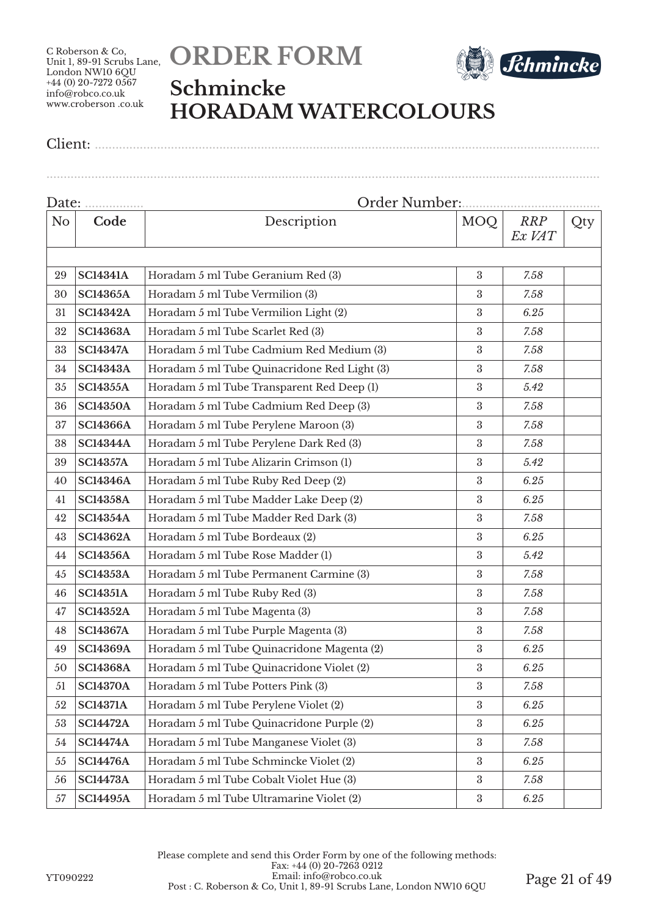C Roberson & Co,
Unit 1, 89-91 Scrubs Lane,
London NW10 6QU
+44 (0) 20-7272 0567
info@robco.co.uk
www.croberson .co.uk

# ORDER FORM

## Schmincke
## HORADAM WATERCOLOURS

Client: ..........................................................................................................................................

..........................................................................................................................................................

Date: ................. Order Number:......................................

| No | Code | Description | MOQ | *RRP Ex VAT* | Qty |
|---|---|---|---|---|---|
| | | | | | |
| 29 | **SC14341A** | Horadam 5 ml Tube Geranium Red (3) | 3 | *7.58* | |
| 30 | **SC14365A** | Horadam 5 ml Tube Vermilion (3) | 3 | *7.58* | |
| 31 | **SC14342A** | Horadam 5 ml Tube Vermilion Light (2) | 3 | *6.25* | |
| 32 | **SC14363A** | Horadam 5 ml Tube Scarlet Red (3) | 3 | *7.58* | |
| 33 | **SC14347A** | Horadam 5 ml Tube Cadmium Red Medium (3) | 3 | *7.58* | |
| 34 | **SC14343A** | Horadam 5 ml Tube Quinacridone Red Light (3) | 3 | *7.58* | |
| 35 | **SC14355A** | Horadam 5 ml Tube Transparent Red Deep (1) | 3 | *5.42* | |
| 36 | **SC14350A** | Horadam 5 ml Tube Cadmium Red Deep (3) | 3 | *7.58* | |
| 37 | **SC14366A** | Horadam 5 ml Tube Perylene Maroon (3) | 3 | *7.58* | |
| 38 | **SC14344A** | Horadam 5 ml Tube Perylene Dark Red (3) | 3 | *7.58* | |
| 39 | **SC14357A** | Horadam 5 ml Tube Alizarin Crimson (1) | 3 | *5.42* | |
| 40 | **SC14346A** | Horadam 5 ml Tube Ruby Red Deep (2) | 3 | *6.25* | |
| 41 | **SC14358A** | Horadam 5 ml Tube Madder Lake Deep (2) | 3 | *6.25* | |
| 42 | **SC14354A** | Horadam 5 ml Tube Madder Red Dark (3) | 3 | *7.58* | |
| 43 | **SC14362A** | Horadam 5 ml Tube Bordeaux (2) | 3 | *6.25* | |
| 44 | **SC14356A** | Horadam 5 ml Tube Rose Madder (1) | 3 | *5.42* | |
| 45 | **SC14353A** | Horadam 5 ml Tube Permanent Carmine (3) | 3 | *7.58* | |
| 46 | **SC14351A** | Horadam 5 ml Tube Ruby Red (3) | 3 | *7.58* | |
| 47 | **SC14352A** | Horadam 5 ml Tube Magenta (3) | 3 | *7.58* | |
| 48 | **SC14367A** | Horadam 5 ml Tube Purple Magenta (3) | 3 | *7.58* | |
| 49 | **SC14369A** | Horadam 5 ml Tube Quinacridone Magenta (2) | 3 | *6.25* | |
| 50 | **SC14368A** | Horadam 5 ml Tube Quinacridone Violet (2) | 3 | *6.25* | |
| 51 | **SC14370A** | Horadam 5 ml Tube Potters Pink (3) | 3 | *7.58* | |
| 52 | **SC14371A** | Horadam 5 ml Tube Perylene Violet (2) | 3 | *6.25* | |
| 53 | **SC14472A** | Horadam 5 ml Tube Quinacridone Purple (2) | 3 | *6.25* | |
| 54 | **SC14474A** | Horadam 5 ml Tube Manganese Violet (3) | 3 | *7.58* | |
| 55 | **SC14476A** | Horadam 5 ml Tube Schmincke Violet (2) | 3 | *6.25* | |
| 56 | **SC14473A** | Horadam 5 ml Tube Cobalt Violet Hue (3) | 3 | *7.58* | |
| 57 | **SC14495A** | Horadam 5 ml Tube Ultramarine Violet (2) | 3 | *6.25* | |

Please complete and send this Order Form by one of the following methods:
Fax: +44 (0) 20-7263 0212
Email: info@robco.co.uk
Post : C. Roberson & Co, Unit 1, 89-91 Scrubs Lane, London NW10 6QU

YT090222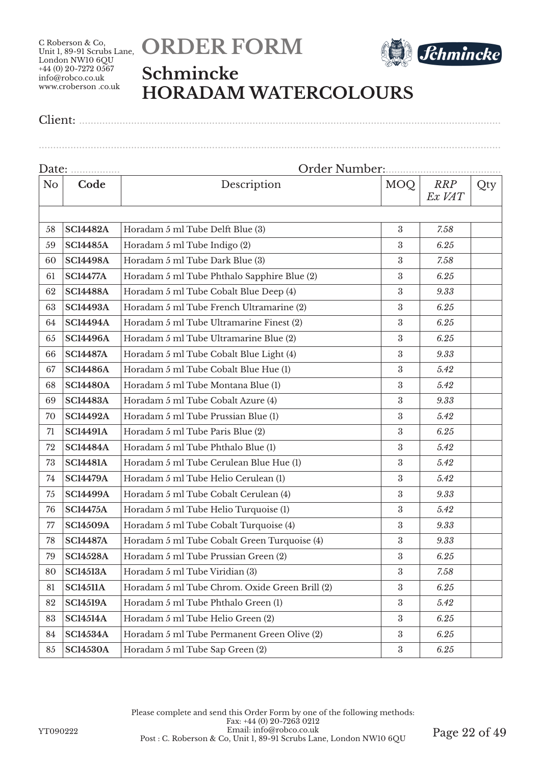C Roberson & Co,
Unit 1, 89-91 Scrubs Lane,
London NW10 6QU
+44 (0) 20-7272 0567
info@robco.co.uk
www.croberson .co.uk

# ORDER FORM

## Schmincke
## HORADAM WATERCOLOURS

Client: ..........................................................................................................................

..........................................................................................................................

Date: ................. Order Number:.......................................

| No | Code | Description | MOQ | *RRP Ex VAT* | Qty |
|---|---|---|---|---|---|
| | | | | | |
| 58 | **SC14482A** | Horadam 5 ml Tube Delft Blue (3) | 3 | *7.58* | |
| 59 | **SC14485A** | Horadam 5 ml Tube Indigo (2) | 3 | *6.25* | |
| 60 | **SC14498A** | Horadam 5 ml Tube Dark Blue (3) | 3 | *7.58* | |
| 61 | **SC14477A** | Horadam 5 ml Tube Phthalo Sapphire Blue (2) | 3 | *6.25* | |
| 62 | **SC14488A** | Horadam 5 ml Tube Cobalt Blue Deep (4) | 3 | *9.33* | |
| 63 | **SC14493A** | Horadam 5 ml Tube French Ultramarine (2) | 3 | *6.25* | |
| 64 | **SC14494A** | Horadam 5 ml Tube Ultramarine Finest (2) | 3 | *6.25* | |
| 65 | **SC14496A** | Horadam 5 ml Tube Ultramarine Blue (2) | 3 | *6.25* | |
| 66 | **SC14487A** | Horadam 5 ml Tube Cobalt Blue Light (4) | 3 | *9.33* | |
| 67 | **SC14486A** | Horadam 5 ml Tube Cobalt Blue Hue (1) | 3 | *5.42* | |
| 68 | **SC14480A** | Horadam 5 ml Tube Montana Blue (1) | 3 | *5.42* | |
| 69 | **SC14483A** | Horadam 5 ml Tube Cobalt Azure (4) | 3 | *9.33* | |
| 70 | **SC14492A** | Horadam 5 ml Tube Prussian Blue (1) | 3 | *5.42* | |
| 71 | **SC14491A** | Horadam 5 ml Tube Paris Blue (2) | 3 | *6.25* | |
| 72 | **SC14484A** | Horadam 5 ml Tube Phthalo Blue (1) | 3 | *5.42* | |
| 73 | **SC14481A** | Horadam 5 ml Tube Cerulean Blue Hue (1) | 3 | *5.42* | |
| 74 | **SC14479A** | Horadam 5 ml Tube Helio Cerulean (1) | 3 | *5.42* | |
| 75 | **SC14499A** | Horadam 5 ml Tube Cobalt Cerulean (4) | 3 | *9.33* | |
| 76 | **SC14475A** | Horadam 5 ml Tube Helio Turquoise (1) | 3 | *5.42* | |
| 77 | **SC14509A** | Horadam 5 ml Tube Cobalt Turquoise (4) | 3 | *9.33* | |
| 78 | **SC14487A** | Horadam 5 ml Tube Cobalt Green Turquoise (4) | 3 | *9.33* | |
| 79 | **SC14528A** | Horadam 5 ml Tube Prussian Green (2) | 3 | *6.25* | |
| 80 | **SC14513A** | Horadam 5 ml Tube Viridian (3) | 3 | *7.58* | |
| 81 | **SC14511A** | Horadam 5 ml Tube Chrom. Oxide Green Brill (2) | 3 | *6.25* | |
| 82 | **SC14519A** | Horadam 5 ml Tube Phthalo Green (1) | 3 | *5.42* | |
| 83 | **SC14514A** | Horadam 5 ml Tube Helio Green (2) | 3 | *6.25* | |
| 84 | **SC14534A** | Horadam 5 ml Tube Permanent Green Olive (2) | 3 | *6.25* | |
| 85 | **SC14530A** | Horadam 5 ml Tube Sap Green (2) | 3 | *6.25* | |

Please complete and send this Order Form by one of the following methods:
Fax: +44 (0) 20-7263 0212
Email: info@robco.co.uk
Post : C. Roberson & Co, Unit 1, 89-91 Scrubs Lane, London NW10 6QU

YT090222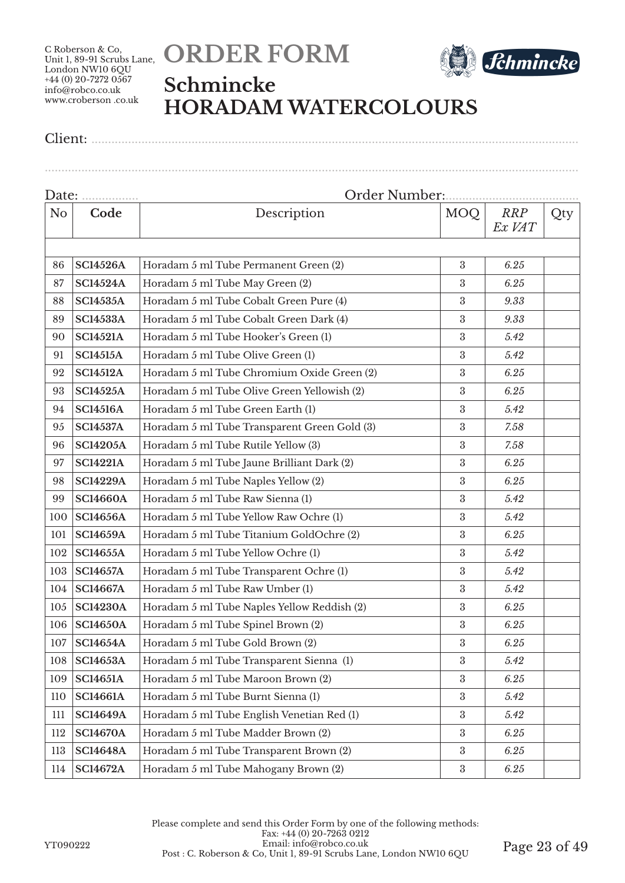C Roberson & Co,
Unit 1, 89-91 Scrubs Lane,
London NW10 6QU
+44 (0) 20-7272 0567
info@robco.co.uk
www.croberson .co.uk

# ORDER FORM

## Schmincke
## HORADAM WATERCOLOURS

Client: ..............................................................................................................................................

..............................................................................................................................................................

Date: ................. Order Number:.......................................

| No | Code | Description | MOQ | *RRP Ex VAT* | Qty |
|---|---|---|---|---|---|
| | | | | | |
| 86 | **SC14526A** | Horadam 5 ml Tube Permanent Green (2) | 3 | *6.25* | |
| 87 | **SC14524A** | Horadam 5 ml Tube May Green (2) | 3 | *6.25* | |
| 88 | **SC14535A** | Horadam 5 ml Tube Cobalt Green Pure (4) | 3 | *9.33* | |
| 89 | **SC14533A** | Horadam 5 ml Tube Cobalt Green Dark (4) | 3 | *9.33* | |
| 90 | **SC14521A** | Horadam 5 ml Tube Hooker's Green (1) | 3 | *5.42* | |
| 91 | **SC14515A** | Horadam 5 ml Tube Olive Green (1) | 3 | *5.42* | |
| 92 | **SC14512A** | Horadam 5 ml Tube Chromium Oxide Green (2) | 3 | *6.25* | |
| 93 | **SC14525A** | Horadam 5 ml Tube Olive Green Yellowish (2) | 3 | *6.25* | |
| 94 | **SC14516A** | Horadam 5 ml Tube Green Earth (1) | 3 | *5.42* | |
| 95 | **SC14537A** | Horadam 5 ml Tube Transparent Green Gold (3) | 3 | *7.58* | |
| 96 | **SC14205A** | Horadam 5 ml Tube Rutile Yellow (3) | 3 | *7.58* | |
| 97 | **SC14221A** | Horadam 5 ml Tube Jaune Brilliant Dark (2) | 3 | *6.25* | |
| 98 | **SC14229A** | Horadam 5 ml Tube Naples Yellow (2) | 3 | *6.25* | |
| 99 | **SC14660A** | Horadam 5 ml Tube Raw Sienna (1) | 3 | *5.42* | |
| 100 | **SC14656A** | Horadam 5 ml Tube Yellow Raw Ochre (1) | 3 | *5.42* | |
| 101 | **SC14659A** | Horadam 5 ml Tube Titanium GoldOchre (2) | 3 | *6.25* | |
| 102 | **SC14655A** | Horadam 5 ml Tube Yellow Ochre (1) | 3 | *5.42* | |
| 103 | **SC14657A** | Horadam 5 ml Tube Transparent Ochre (1) | 3 | *5.42* | |
| 104 | **SC14667A** | Horadam 5 ml Tube Raw Umber (1) | 3 | *5.42* | |
| 105 | **SC14230A** | Horadam 5 ml Tube Naples Yellow Reddish (2) | 3 | *6.25* | |
| 106 | **SC14650A** | Horadam 5 ml Tube Spinel Brown (2) | 3 | *6.25* | |
| 107 | **SC14654A** | Horadam 5 ml Tube Gold Brown (2) | 3 | *6.25* | |
| 108 | **SC14653A** | Horadam 5 ml Tube Transparent Sienna (1) | 3 | *5.42* | |
| 109 | **SC14651A** | Horadam 5 ml Tube Maroon Brown (2) | 3 | *6.25* | |
| 110 | **SC14661A** | Horadam 5 ml Tube Burnt Sienna (1) | 3 | *5.42* | |
| 111 | **SC14649A** | Horadam 5 ml Tube English Venetian Red (1) | 3 | *5.42* | |
| 112 | **SC14670A** | Horadam 5 ml Tube Madder Brown (2) | 3 | *6.25* | |
| 113 | **SC14648A** | Horadam 5 ml Tube Transparent Brown (2) | 3 | *6.25* | |
| 114 | **SC14672A** | Horadam 5 ml Tube Mahogany Brown (2) | 3 | *6.25* | |

Please complete and send this Order Form by one of the following methods:
Fax: +44 (0) 20-7263 0212
Email: info@robco.co.uk
Post : C. Roberson & Co, Unit 1, 89-91 Scrubs Lane, London NW10 6QU

YT090222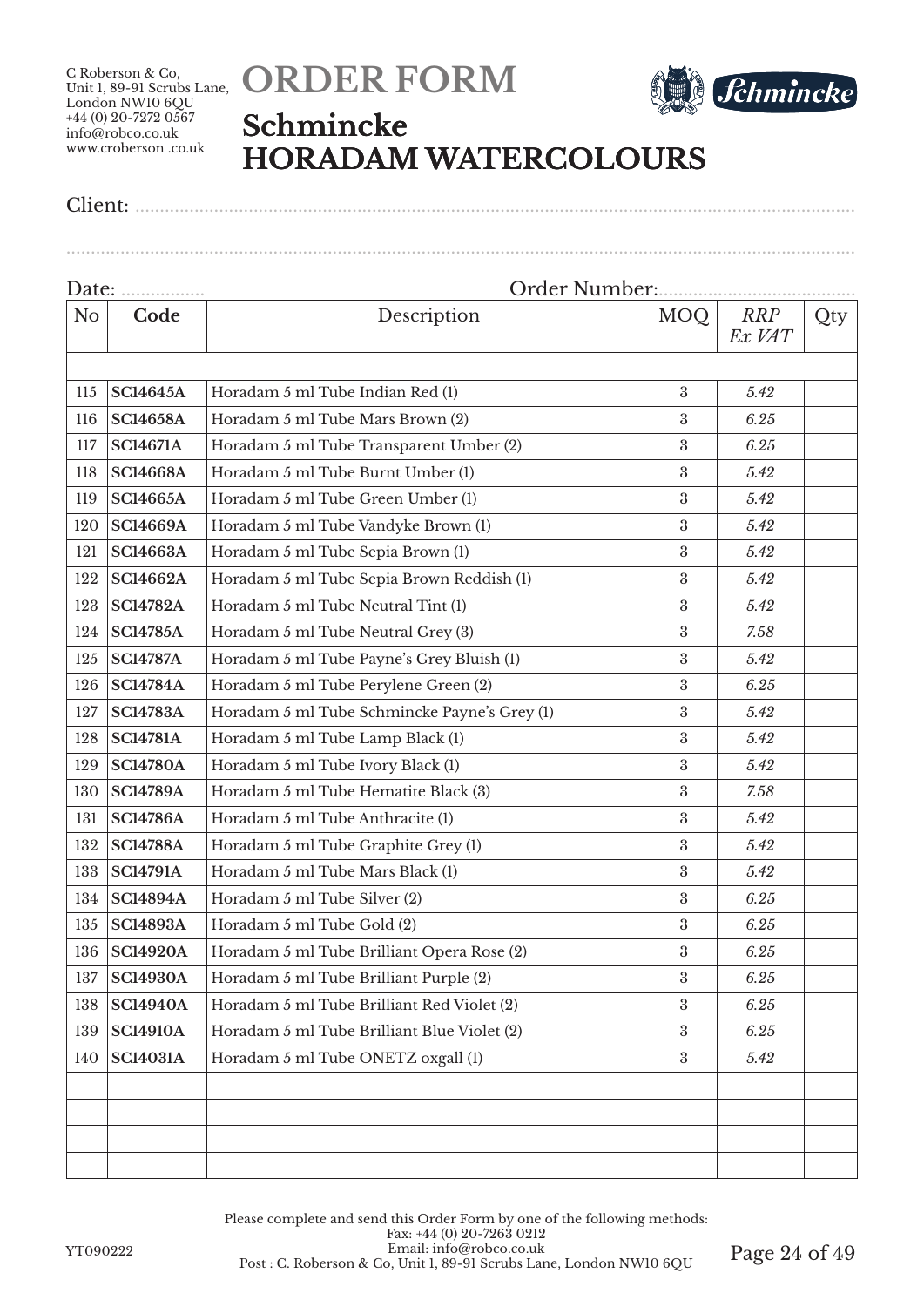C Roberson & Co,
Unit 1, 89-91 Scrubs Lane,
London NW10 6QU
+44 (0) 20-7272 0567
info@robco.co.uk
www.croberson .co.uk

# ORDER FORM

## Schmincke
## HORADAM WATERCOLOURS

Client: ......................................................................................................................................................

......................................................................................................................................................................

Date: ................. Order Number:......................................

| No | Code | Description | MOQ | *RRP Ex VAT* | Qty |
|---|---|---|---|---|---|
| | | | | | |
| 115 | **SC14645A** | Horadam 5 ml Tube Indian Red (1) | 3 | *5.42* | |
| 116 | **SC14658A** | Horadam 5 ml Tube Mars Brown (2) | 3 | *6.25* | |
| 117 | **SC14671A** | Horadam 5 ml Tube Transparent Umber (2) | 3 | *6.25* | |
| 118 | **SC14668A** | Horadam 5 ml Tube Burnt Umber (1) | 3 | *5.42* | |
| 119 | **SC14665A** | Horadam 5 ml Tube Green Umber (1) | 3 | *5.42* | |
| 120 | **SC14669A** | Horadam 5 ml Tube Vandyke Brown (1) | 3 | *5.42* | |
| 121 | **SC14663A** | Horadam 5 ml Tube Sepia Brown (1) | 3 | *5.42* | |
| 122 | **SC14662A** | Horadam 5 ml Tube Sepia Brown Reddish (1) | 3 | *5.42* | |
| 123 | **SC14782A** | Horadam 5 ml Tube Neutral Tint (1) | 3 | *5.42* | |
| 124 | **SC14785A** | Horadam 5 ml Tube Neutral Grey (3) | 3 | *7.58* | |
| 125 | **SC14787A** | Horadam 5 ml Tube Payne's Grey Bluish (1) | 3 | *5.42* | |
| 126 | **SC14784A** | Horadam 5 ml Tube Perylene Green (2) | 3 | *6.25* | |
| 127 | **SC14783A** | Horadam 5 ml Tube Schmincke Payne's Grey (1) | 3 | *5.42* | |
| 128 | **SC14781A** | Horadam 5 ml Tube Lamp Black (1) | 3 | *5.42* | |
| 129 | **SC14780A** | Horadam 5 ml Tube Ivory Black (1) | 3 | *5.42* | |
| 130 | **SC14789A** | Horadam 5 ml Tube Hematite Black (3) | 3 | *7.58* | |
| 131 | **SC14786A** | Horadam 5 ml Tube Anthracite (1) | 3 | *5.42* | |
| 132 | **SC14788A** | Horadam 5 ml Tube Graphite Grey (1) | 3 | *5.42* | |
| 133 | **SC14791A** | Horadam 5 ml Tube Mars Black (1) | 3 | *5.42* | |
| 134 | **SC14894A** | Horadam 5 ml Tube Silver (2) | 3 | *6.25* | |
| 135 | **SC14893A** | Horadam 5 ml Tube Gold (2) | 3 | *6.25* | |
| 136 | **SC14920A** | Horadam 5 ml Tube Brilliant Opera Rose (2) | 3 | *6.25* | |
| 137 | **SC14930A** | Horadam 5 ml Tube Brilliant Purple (2) | 3 | *6.25* | |
| 138 | **SC14940A** | Horadam 5 ml Tube Brilliant Red Violet (2) | 3 | *6.25* | |
| 139 | **SC14910A** | Horadam 5 ml Tube Brilliant Blue Violet (2) | 3 | *6.25* | |
| 140 | **SC14031A** | Horadam 5 ml Tube ONETZ oxgall (1) | 3 | *5.42* | |
| | | | | | |
| | | | | | |
| | | | | | |
| | | | | | |

Please complete and send this Order Form by one of the following methods:
Fax: +44 (0) 20-7263 0212
Email: info@robco.co.uk
Post : C. Roberson & Co, Unit 1, 89-91 Scrubs Lane, London NW10 6QU

YT090222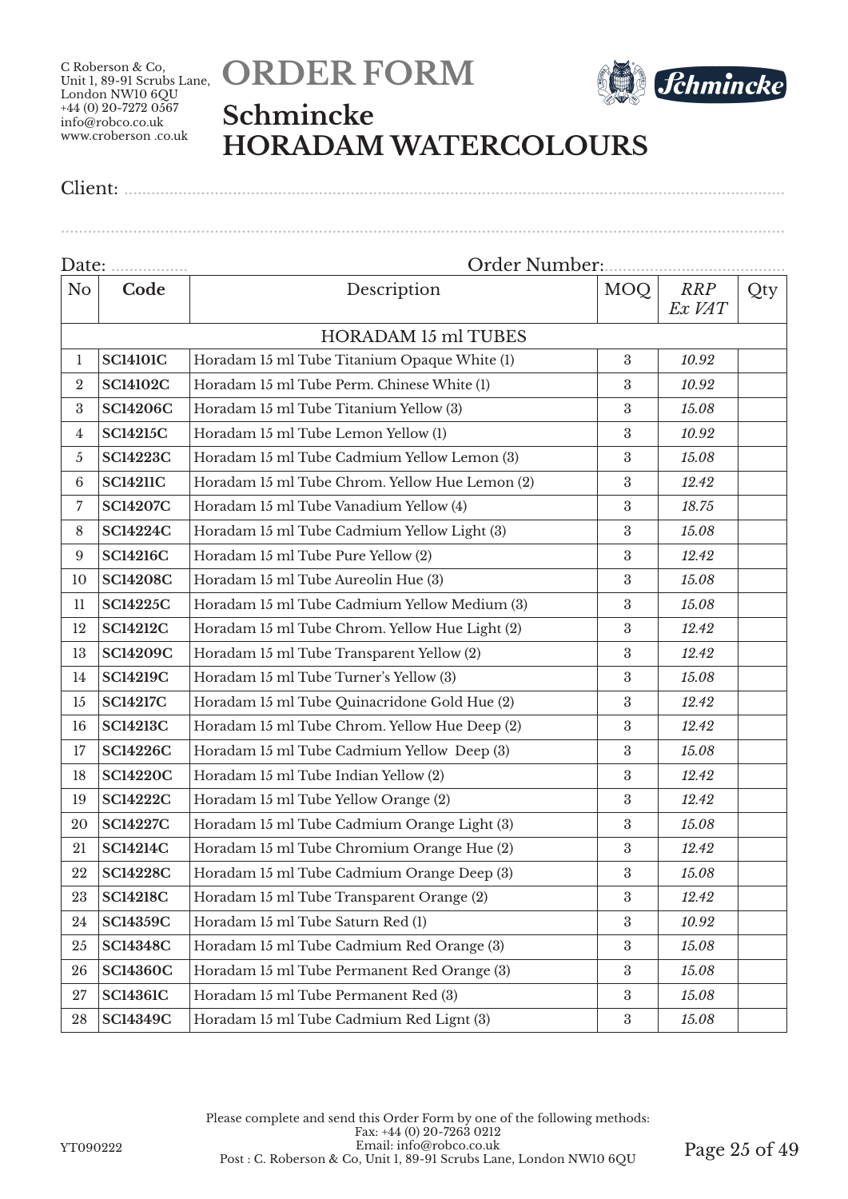C Roberson & Co,
Unit 1, 89-91 Scrubs Lane,
London NW10 6QU
+44 (0) 20-7272 0567
info@robco.co.uk
www.croberson .co.uk

# ORDER FORM

## Schmincke
## HORADAM WATERCOLOURS

Client: ..........................................................................................................................................

..........................................................................................................................................................

Date: ................. Order Number:.......................................

| No | Code | Description | MOQ | *RRP Ex VAT* | Qty |
|---|---|---|---|---|---|
| | | HORADAM 15 ml TUBES | | | |
| 1 | **SC14101C** | Horadam 15 ml Tube Titanium Opaque White (1) | 3 | *10.92* | |
| 2 | **SC14102C** | Horadam 15 ml Tube Perm. Chinese White (1) | 3 | *10.92* | |
| 3 | **SC14206C** | Horadam 15 ml Tube Titanium Yellow (3) | 3 | *15.08* | |
| 4 | **SC14215C** | Horadam 15 ml Tube Lemon Yellow (1) | 3 | *10.92* | |
| 5 | **SC14223C** | Horadam 15 ml Tube Cadmium Yellow Lemon (3) | 3 | *15.08* | |
| 6 | **SC14211C** | Horadam 15 ml Tube Chrom. Yellow Hue Lemon (2) | 3 | *12.42* | |
| 7 | **SC14207C** | Horadam 15 ml Tube Vanadium Yellow (4) | 3 | *18.75* | |
| 8 | **SC14224C** | Horadam 15 ml Tube Cadmium Yellow Light (3) | 3 | *15.08* | |
| 9 | **SC14216C** | Horadam 15 ml Tube Pure Yellow (2) | 3 | *12.42* | |
| 10 | **SC14208C** | Horadam 15 ml Tube Aureolin Hue (3) | 3 | *15.08* | |
| 11 | **SC14225C** | Horadam 15 ml Tube Cadmium Yellow Medium (3) | 3 | *15.08* | |
| 12 | **SC14212C** | Horadam 15 ml Tube Chrom. Yellow Hue Light (2) | 3 | *12.42* | |
| 13 | **SC14209C** | Horadam 15 ml Tube Transparent Yellow (2) | 3 | *12.42* | |
| 14 | **SC14219C** | Horadam 15 ml Tube Turner's Yellow (3) | 3 | *15.08* | |
| 15 | **SC14217C** | Horadam 15 ml Tube Quinacridone Gold Hue (2) | 3 | *12.42* | |
| 16 | **SC14213C** | Horadam 15 ml Tube Chrom. Yellow Hue Deep (2) | 3 | *12.42* | |
| 17 | **SC14226C** | Horadam 15 ml Tube Cadmium Yellow  Deep (3) | 3 | *15.08* | |
| 18 | **SC14220C** | Horadam 15 ml Tube Indian Yellow (2) | 3 | *12.42* | |
| 19 | **SC14222C** | Horadam 15 ml Tube Yellow Orange (2) | 3 | *12.42* | |
| 20 | **SC14227C** | Horadam 15 ml Tube Cadmium Orange Light (3) | 3 | *15.08* | |
| 21 | **SC14214C** | Horadam 15 ml Tube Chromium Orange Hue (2) | 3 | *12.42* | |
| 22 | **SC14228C** | Horadam 15 ml Tube Cadmium Orange Deep (3) | 3 | *15.08* | |
| 23 | **SC14218C** | Horadam 15 ml Tube Transparent Orange (2) | 3 | *12.42* | |
| 24 | **SC14359C** | Horadam 15 ml Tube Saturn Red (1) | 3 | *10.92* | |
| 25 | **SC14348C** | Horadam 15 ml Tube Cadmium Red Orange (3) | 3 | *15.08* | |
| 26 | **SC14360C** | Horadam 15 ml Tube Permanent Red Orange (3) | 3 | *15.08* | |
| 27 | **SC14361C** | Horadam 15 ml Tube Permanent Red (3) | 3 | *15.08* | |
| 28 | **SC14349C** | Horadam 15 ml Tube Cadmium Red Lignt (3) | 3 | *15.08* | |

Please complete and send this Order Form by one of the following methods:
Fax: +44 (0) 20-7263 0212
Email: info@robco.co.uk
Post : C. Roberson & Co, Unit 1, 89-91 Scrubs Lane, London NW10 6QU

YT090222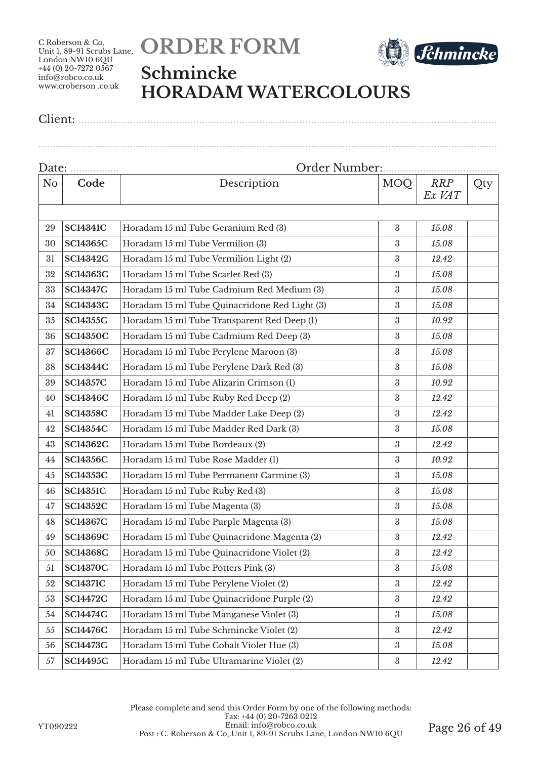C Roberson & Co,
Unit 1, 89-91 Scrubs Lane,
London NW10 6QU
+44 (0) 20-7272 0567
info@robco.co.uk
www.croberson .co.uk

# ORDER FORM

## Schmincke
## HORADAM WATERCOLOURS

Client: ..................................................................................................................................

..................................................................................................................................

Date: ................. Order Number:.......................................

| No | Code | Description | MOQ | *RRP Ex VAT* | Qty |
|---|---|---|---|---|---|
| | | | | | |
| 29 | **SC14341C** | Horadam 15 ml Tube Geranium Red (3) | 3 | *15.08* | |
| 30 | **SC14365C** | Horadam 15 ml Tube Vermilion (3) | 3 | *15.08* | |
| 31 | **SC14342C** | Horadam 15 ml Tube Vermilion Light (2) | 3 | *12.42* | |
| 32 | **SC14363C** | Horadam 15 ml Tube Scarlet Red (3) | 3 | *15.08* | |
| 33 | **SC14347C** | Horadam 15 ml Tube Cadmium Red Medium (3) | 3 | *15.08* | |
| 34 | **SC14343C** | Horadam 15 ml Tube Quinacridone Red Light (3) | 3 | *15.08* | |
| 35 | **SC14355C** | Horadam 15 ml Tube Transparent Red Deep (1) | 3 | *10.92* | |
| 36 | **SC14350C** | Horadam 15 ml Tube Cadmium Red Deep (3) | 3 | *15.08* | |
| 37 | **SC14366C** | Horadam 15 ml Tube Perylene Maroon (3) | 3 | *15.08* | |
| 38 | **SC14344C** | Horadam 15 ml Tube Perylene Dark Red (3) | 3 | *15.08* | |
| 39 | **SC14357C** | Horadam 15 ml Tube Alizarin Crimson (1) | 3 | *10.92* | |
| 40 | **SC14346C** | Horadam 15 ml Tube Ruby Red Deep (2) | 3 | *12.42* | |
| 41 | **SC14358C** | Horadam 15 ml Tube Madder Lake Deep (2) | 3 | *12.42* | |
| 42 | **SC14354C** | Horadam 15 ml Tube Madder Red Dark (3) | 3 | *15.08* | |
| 43 | **SC14362C** | Horadam 15 ml Tube Bordeaux (2) | 3 | *12.42* | |
| 44 | **SC14356C** | Horadam 15 ml Tube Rose Madder (1) | 3 | *10.92* | |
| 45 | **SC14353C** | Horadam 15 ml Tube Permanent Carmine (3) | 3 | *15.08* | |
| 46 | **SC14351C** | Horadam 15 ml Tube Ruby Red (3) | 3 | *15.08* | |
| 47 | **SC14352C** | Horadam 15 ml Tube Magenta (3) | 3 | *15.08* | |
| 48 | **SC14367C** | Horadam 15 ml Tube Purple Magenta (3) | 3 | *15.08* | |
| 49 | **SC14369C** | Horadam 15 ml Tube Quinacridone Magenta (2) | 3 | *12.42* | |
| 50 | **SC14368C** | Horadam 15 ml Tube Quinacridone Violet (2) | 3 | *12.42* | |
| 51 | **SC14370C** | Horadam 15 ml Tube Potters Pink (3) | 3 | *15.08* | |
| 52 | **SC14371C** | Horadam 15 ml Tube Perylene Violet (2) | 3 | *12.42* | |
| 53 | **SC14472C** | Horadam 15 ml Tube Quinacridone Purple (2) | 3 | *12.42* | |
| 54 | **SC14474C** | Horadam 15 ml Tube Manganese Violet (3) | 3 | *15.08* | |
| 55 | **SC14476C** | Horadam 15 ml Tube Schmincke Violet (2) | 3 | *12.42* | |
| 56 | **SC14473C** | Horadam 15 ml Tube Cobalt Violet Hue (3) | 3 | *15.08* | |
| 57 | **SC14495C** | Horadam 15 ml Tube Ultramarine Violet (2) | 3 | *12.42* | |

Please complete and send this Order Form by one of the following methods:
Fax: +44 (0) 20-7263 0212
Email: info@robco.co.uk
Post : C. Roberson & Co, Unit 1, 89-91 Scrubs Lane, London NW10 6QU

YT090222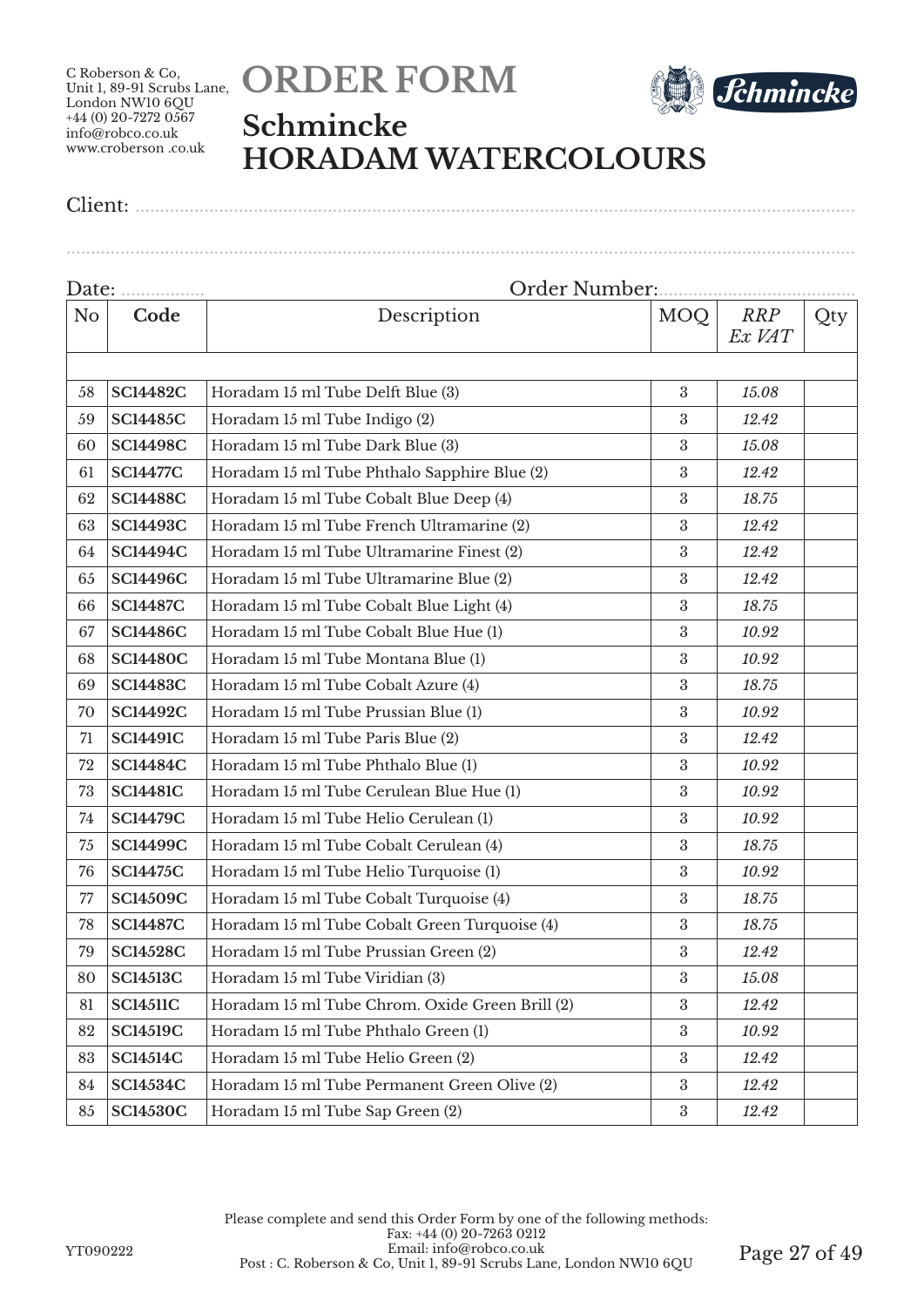C Roberson & Co,
Unit 1, 89-91 Scrubs Lane,
London NW10 6QU
+44 (0) 20-7272 0567
info@robco.co.uk
www.croberson .co.uk

# ORDER FORM

## Schmincke
## HORADAM WATERCOLOURS

Client: ..........................................................................................................................................

..........................................................................................................................................................

Date: .................. Order Number:.......................................

| No | Code | Description | MOQ | *RRP Ex VAT* | Qty |
|---|---|---|---|---|---|
| | | | | | |
| 58 | **SC14482C** | Horadam 15 ml Tube Delft Blue (3) | 3 | *15.08* | |
| 59 | **SC14485C** | Horadam 15 ml Tube Indigo (2) | 3 | *12.42* | |
| 60 | **SC14498C** | Horadam 15 ml Tube Dark Blue (3) | 3 | *15.08* | |
| 61 | **SC14477C** | Horadam 15 ml Tube Phthalo Sapphire Blue (2) | 3 | *12.42* | |
| 62 | **SC14488C** | Horadam 15 ml Tube Cobalt Blue Deep (4) | 3 | *18.75* | |
| 63 | **SC14493C** | Horadam 15 ml Tube French Ultramarine (2) | 3 | *12.42* | |
| 64 | **SC14494C** | Horadam 15 ml Tube Ultramarine Finest (2) | 3 | *12.42* | |
| 65 | **SC14496C** | Horadam 15 ml Tube Ultramarine Blue (2) | 3 | *12.42* | |
| 66 | **SC14487C** | Horadam 15 ml Tube Cobalt Blue Light (4) | 3 | *18.75* | |
| 67 | **SC14486C** | Horadam 15 ml Tube Cobalt Blue Hue (1) | 3 | *10.92* | |
| 68 | **SC14480C** | Horadam 15 ml Tube Montana Blue (1) | 3 | *10.92* | |
| 69 | **SC14483C** | Horadam 15 ml Tube Cobalt Azure (4) | 3 | *18.75* | |
| 70 | **SC14492C** | Horadam 15 ml Tube Prussian Blue (1) | 3 | *10.92* | |
| 71 | **SC14491C** | Horadam 15 ml Tube Paris Blue (2) | 3 | *12.42* | |
| 72 | **SC14484C** | Horadam 15 ml Tube Phthalo Blue (1) | 3 | *10.92* | |
| 73 | **SC14481C** | Horadam 15 ml Tube Cerulean Blue Hue (1) | 3 | *10.92* | |
| 74 | **SC14479C** | Horadam 15 ml Tube Helio Cerulean (1) | 3 | *10.92* | |
| 75 | **SC14499C** | Horadam 15 ml Tube Cobalt Cerulean (4) | 3 | *18.75* | |
| 76 | **SC14475C** | Horadam 15 ml Tube Helio Turquoise (1) | 3 | *10.92* | |
| 77 | **SC14509C** | Horadam 15 ml Tube Cobalt Turquoise (4) | 3 | *18.75* | |
| 78 | **SC14487C** | Horadam 15 ml Tube Cobalt Green Turquoise (4) | 3 | *18.75* | |
| 79 | **SC14528C** | Horadam 15 ml Tube Prussian Green (2) | 3 | *12.42* | |
| 80 | **SC14513C** | Horadam 15 ml Tube Viridian (3) | 3 | *15.08* | |
| 81 | **SC14511C** | Horadam 15 ml Tube Chrom. Oxide Green Brill (2) | 3 | *12.42* | |
| 82 | **SC14519C** | Horadam 15 ml Tube Phthalo Green (1) | 3 | *10.92* | |
| 83 | **SC14514C** | Horadam 15 ml Tube Helio Green (2) | 3 | *12.42* | |
| 84 | **SC14534C** | Horadam 15 ml Tube Permanent Green Olive (2) | 3 | *12.42* | |
| 85 | **SC14530C** | Horadam 15 ml Tube Sap Green (2) | 3 | *12.42* | |

Please complete and send this Order Form by one of the following methods:
Fax: +44 (0) 20-7263 0212
Email: info@robco.co.uk
Post : C. Roberson & Co, Unit 1, 89-91 Scrubs Lane, London NW10 6QU

YT090222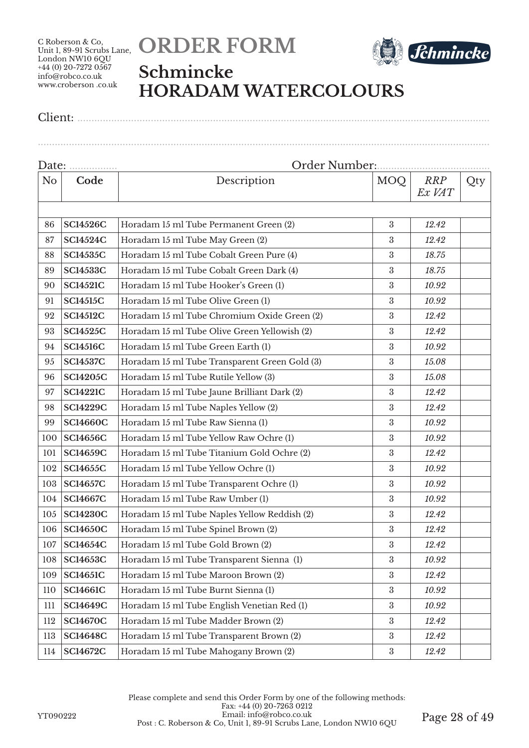C Roberson & Co,
Unit 1, 89-91 Scrubs Lane,
London NW10 6QU
+44 (0) 20-7272 0567
info@robco.co.uk
www.croberson .co.uk

# ORDER FORM

## Schmincke
## HORADAM WATERCOLOURS

Client: ......................................................................................................

..................................................................................................................

Date: ................. Order Number:.......................................

| No | Code | Description | MOQ | *RRP Ex VAT* | Qty |
|---|---|---|---|---|---|
| | | | | | |
| 86 | **SC14526C** | Horadam 15 ml Tube Permanent Green (2) | 3 | *12.42* | |
| 87 | **SC14524C** | Horadam 15 ml Tube May Green (2) | 3 | *12.42* | |
| 88 | **SC14535C** | Horadam 15 ml Tube Cobalt Green Pure (4) | 3 | *18.75* | |
| 89 | **SC14533C** | Horadam 15 ml Tube Cobalt Green Dark (4) | 3 | *18.75* | |
| 90 | **SC14521C** | Horadam 15 ml Tube Hooker's Green (1) | 3 | *10.92* | |
| 91 | **SC14515C** | Horadam 15 ml Tube Olive Green (1) | 3 | *10.92* | |
| 92 | **SC14512C** | Horadam 15 ml Tube Chromium Oxide Green (2) | 3 | *12.42* | |
| 93 | **SC14525C** | Horadam 15 ml Tube Olive Green Yellowish (2) | 3 | *12.42* | |
| 94 | **SC14516C** | Horadam 15 ml Tube Green Earth (1) | 3 | *10.92* | |
| 95 | **SC14537C** | Horadam 15 ml Tube Transparent Green Gold (3) | 3 | *15.08* | |
| 96 | **SC14205C** | Horadam 15 ml Tube Rutile Yellow (3) | 3 | *15.08* | |
| 97 | **SC14221C** | Horadam 15 ml Tube Jaune Brilliant Dark (2) | 3 | *12.42* | |
| 98 | **SC14229C** | Horadam 15 ml Tube Naples Yellow (2) | 3 | *12.42* | |
| 99 | **SC14660C** | Horadam 15 ml Tube Raw Sienna (1) | 3 | *10.92* | |
| 100 | **SC14656C** | Horadam 15 ml Tube Yellow Raw Ochre (1) | 3 | *10.92* | |
| 101 | **SC14659C** | Horadam 15 ml Tube Titanium Gold Ochre (2) | 3 | *12.42* | |
| 102 | **SC14655C** | Horadam 15 ml Tube Yellow Ochre (1) | 3 | *10.92* | |
| 103 | **SC14657C** | Horadam 15 ml Tube Transparent Ochre (1) | 3 | *10.92* | |
| 104 | **SC14667C** | Horadam 15 ml Tube Raw Umber (1) | 3 | *10.92* | |
| 105 | **SC14230C** | Horadam 15 ml Tube Naples Yellow Reddish (2) | 3 | *12.42* | |
| 106 | **SC14650C** | Horadam 15 ml Tube Spinel Brown (2) | 3 | *12.42* | |
| 107 | **SC14654C** | Horadam 15 ml Tube Gold Brown (2) | 3 | *12.42* | |
| 108 | **SC14653C** | Horadam 15 ml Tube Transparent Sienna (1) | 3 | *10.92* | |
| 109 | **SC14651C** | Horadam 15 ml Tube Maroon Brown (2) | 3 | *12.42* | |
| 110 | **SC14661C** | Horadam 15 ml Tube Burnt Sienna (1) | 3 | *10.92* | |
| 111 | **SC14649C** | Horadam 15 ml Tube English Venetian Red (1) | 3 | *10.92* | |
| 112 | **SC14670C** | Horadam 15 ml Tube Madder Brown (2) | 3 | *12.42* | |
| 113 | **SC14648C** | Horadam 15 ml Tube Transparent Brown (2) | 3 | *12.42* | |
| 114 | **SC14672C** | Horadam 15 ml Tube Mahogany Brown (2) | 3 | *12.42* | |

Please complete and send this Order Form by one of the following methods:
Fax: +44 (0) 20-7263 0212
Email: info@robco.co.uk
Post : C. Roberson & Co, Unit 1, 89-91 Scrubs Lane, London NW10 6QU

YT090222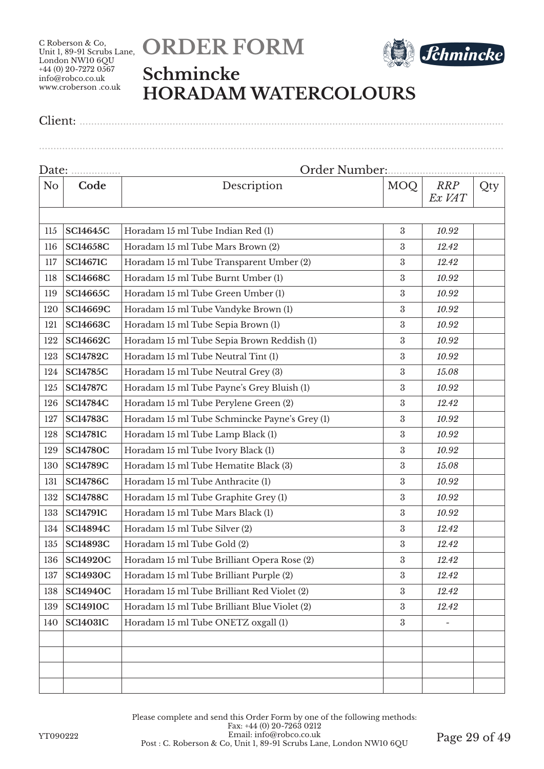C Roberson & Co,
Unit 1, 89-91 Scrubs Lane,
London NW10 6QU
+44 (0) 20-7272 0567
info@robco.co.uk
www.croberson .co.uk

# ORDER FORM

## Schmincke HORADAM WATERCOLOURS

Client: ..............................................................................................................................................

..............................................................................................................................................................

Date: ................ Order Number:......................................

| No | Code | Description | MOQ | *RRP Ex VAT* | Qty |
|---|---|---|---|---|---|
| | | | | | |
| 115 | **SC14645C** | Horadam 15 ml Tube Indian Red (1) | 3 | *10.92* | |
| 116 | **SC14658C** | Horadam 15 ml Tube Mars Brown (2) | 3 | *12.42* | |
| 117 | **SC14671C** | Horadam 15 ml Tube Transparent Umber (2) | 3 | *12.42* | |
| 118 | **SC14668C** | Horadam 15 ml Tube Burnt Umber (1) | 3 | *10.92* | |
| 119 | **SC14665C** | Horadam 15 ml Tube Green Umber (1) | 3 | *10.92* | |
| 120 | **SC14669C** | Horadam 15 ml Tube Vandyke Brown (1) | 3 | *10.92* | |
| 121 | **SC14663C** | Horadam 15 ml Tube Sepia Brown (1) | 3 | *10.92* | |
| 122 | **SC14662C** | Horadam 15 ml Tube Sepia Brown Reddish (1) | 3 | *10.92* | |
| 123 | **SC14782C** | Horadam 15 ml Tube Neutral Tint (1) | 3 | *10.92* | |
| 124 | **SC14785C** | Horadam 15 ml Tube Neutral Grey (3) | 3 | *15.08* | |
| 125 | **SC14787C** | Horadam 15 ml Tube Payne's Grey Bluish (1) | 3 | *10.92* | |
| 126 | **SC14784C** | Horadam 15 ml Tube Perylene Green (2) | 3 | *12.42* | |
| 127 | **SC14783C** | Horadam 15 ml Tube Schmincke Payne's Grey (1) | 3 | *10.92* | |
| 128 | **SC14781C** | Horadam 15 ml Tube Lamp Black (1) | 3 | *10.92* | |
| 129 | **SC14780C** | Horadam 15 ml Tube Ivory Black (1) | 3 | *10.92* | |
| 130 | **SC14789C** | Horadam 15 ml Tube Hematite Black (3) | 3 | *15.08* | |
| 131 | **SC14786C** | Horadam 15 ml Tube Anthracite (1) | 3 | *10.92* | |
| 132 | **SC14788C** | Horadam 15 ml Tube Graphite Grey (1) | 3 | *10.92* | |
| 133 | **SC14791C** | Horadam 15 ml Tube Mars Black (1) | 3 | *10.92* | |
| 134 | **SC14894C** | Horadam 15 ml Tube Silver (2) | 3 | *12.42* | |
| 135 | **SC14893C** | Horadam 15 ml Tube Gold (2) | 3 | *12.42* | |
| 136 | **SC14920C** | Horadam 15 ml Tube Brilliant Opera Rose (2) | 3 | *12.42* | |
| 137 | **SC14930C** | Horadam 15 ml Tube Brilliant Purple (2) | 3 | *12.42* | |
| 138 | **SC14940C** | Horadam 15 ml Tube Brilliant Red Violet (2) | 3 | *12.42* | |
| 139 | **SC14910C** | Horadam 15 ml Tube Brilliant Blue Violet (2) | 3 | *12.42* | |
| 140 | **SC14031C** | Horadam 15 ml Tube ONETZ oxgall (1) | 3 | - | |
| | | | | | |
| | | | | | |
| | | | | | |
| | | | | | |

Please complete and send this Order Form by one of the following methods:
Fax: +44 (0) 20-7263 0212
Email: info@robco.co.uk
Post : C. Roberson & Co, Unit 1, 89-91 Scrubs Lane, London NW10 6QU

YT090222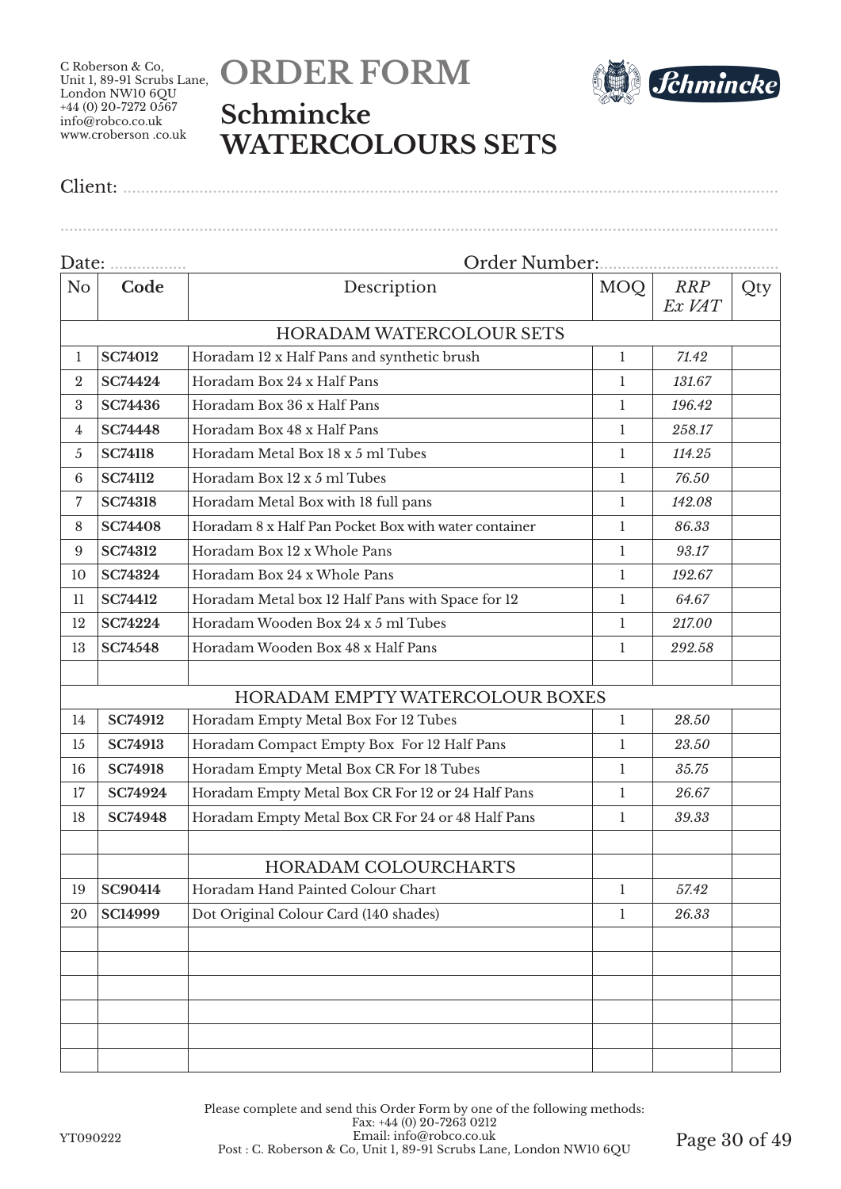C Roberson & Co,
Unit 1, 89-91 Scrubs Lane,
London NW10 6QU
+44 (0) 20-7272 0567
info@robco.co.uk
www.croberson .co.uk

# ORDER FORM

## Schmincke WATERCOLOURS SETS

Client: ............................................................................................................................

............................................................................................................................

Date: .................. Order Number:.......................................

| No | Code | Description | MOQ | *RRP Ex VAT* | Qty |
|---|---|---|---|---|---|
| | | HORADAM WATERCOLOUR SETS | | | |
| 1 | **SC74012** | Horadam 12 x Half Pans and synthetic brush | 1 | *71.42* | |
| 2 | **SC74424** | Horadam Box 24 x Half Pans | 1 | *131.67* | |
| 3 | **SC74436** | Horadam Box 36 x Half Pans | 1 | *196.42* | |
| 4 | **SC74448** | Horadam Box 48 x Half Pans | 1 | *258.17* | |
| 5 | **SC74118** | Horadam Metal Box 18 x 5 ml Tubes | 1 | *114.25* | |
| 6 | **SC74112** | Horadam Box 12 x 5 ml Tubes | 1 | *76.50* | |
| 7 | **SC74318** | Horadam Metal Box with 18 full pans | 1 | *142.08* | |
| 8 | **SC74408** | Horadam 8 x Half Pan Pocket Box with water container | 1 | *86.33* | |
| 9 | **SC74312** | Horadam Box 12 x Whole Pans | 1 | *93.17* | |
| 10 | **SC74324** | Horadam Box 24 x Whole Pans | 1 | *192.67* | |
| 11 | **SC74412** | Horadam Metal box 12 Half Pans with Space for 12 | 1 | *64.67* | |
| 12 | **SC74224** | Horadam Wooden Box 24 x 5 ml Tubes | 1 | *217.00* | |
| 13 | **SC74548** | Horadam Wooden Box 48 x Half Pans | 1 | *292.58* | |
| | | | | | |
| | | HORADAM EMPTY WATERCOLOUR BOXES | | | |
| 14 | **SC74912** | Horadam Empty Metal Box For 12 Tubes | 1 | *28.50* | |
| 15 | **SC74913** | Horadam Compact Empty Box For 12 Half Pans | 1 | *23.50* | |
| 16 | **SC74918** | Horadam Empty Metal Box CR For 18 Tubes | 1 | *35.75* | |
| 17 | **SC74924** | Horadam Empty Metal Box CR For 12 or 24 Half Pans | 1 | *26.67* | |
| 18 | **SC74948** | Horadam Empty Metal Box CR For 24 or 48 Half Pans | 1 | *39.33* | |
| | | | | | |
| | | HORADAM COLOURCHARTS | | | |
| 19 | **SC90414** | Horadam Hand Painted Colour Chart | 1 | *57.42* | |
| 20 | **SC14999** | Dot Original Colour Card (140 shades) | 1 | *26.33* | |
| | | | | | |
| | | | | | |
| | | | | | |
| | | | | | |
| | | | | | |
| | | | | | |

Please complete and send this Order Form by one of the following methods:
Fax: +44 (0) 20-7263 0212
Email: info@robco.co.uk
Post : C. Roberson & Co, Unit 1, 89-91 Scrubs Lane, London NW10 6QU

YT090222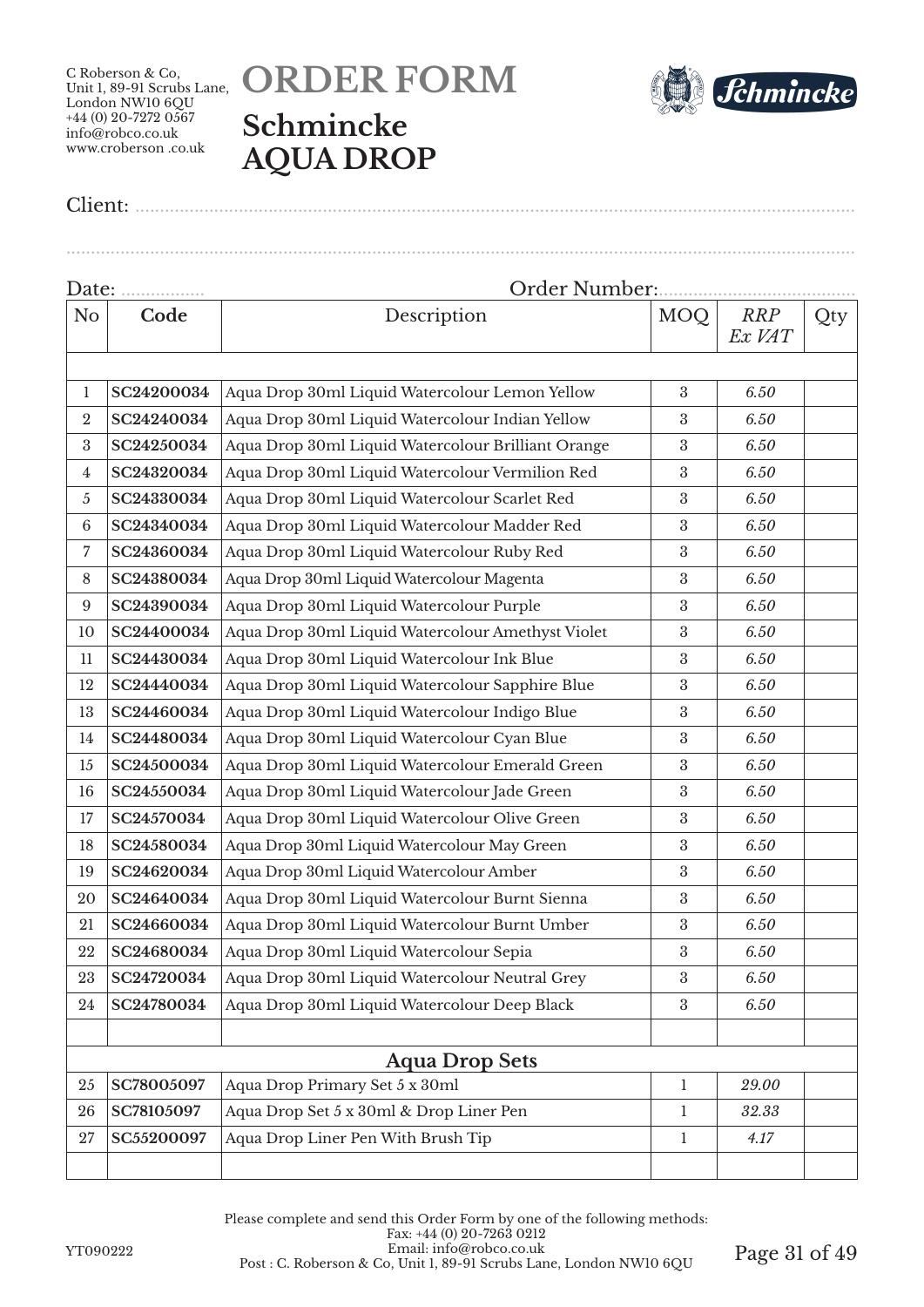C Roberson & Co,
Unit 1, 89-91 Scrubs Lane,
London NW10 6QU
+44 (0) 20-7272 0567
info@robco.co.uk
www.croberson .co.uk

# ORDER FORM

## Schmincke AQUA DROP

Client: ...........................................................................................................................

...........................................................................................................................

Date: ................. Order Number:.......................................

| No | Code | Description | MOQ | *RRP Ex VAT* | Qty |
|---|---|---|---|---|---|
| | | | | | |
| 1 | **SC24200034** | Aqua Drop 30ml Liquid Watercolour Lemon Yellow | 3 | *6.50* | |
| 2 | **SC24240034** | Aqua Drop 30ml Liquid Watercolour Indian Yellow | 3 | *6.50* | |
| 3 | **SC24250034** | Aqua Drop 30ml Liquid Watercolour Brilliant Orange | 3 | *6.50* | |
| 4 | **SC24320034** | Aqua Drop 30ml Liquid Watercolour Vermilion Red | 3 | *6.50* | |
| 5 | **SC24330034** | Aqua Drop 30ml Liquid Watercolour Scarlet Red | 3 | *6.50* | |
| 6 | **SC24340034** | Aqua Drop 30ml Liquid Watercolour Madder Red | 3 | *6.50* | |
| 7 | **SC24360034** | Aqua Drop 30ml Liquid Watercolour Ruby Red | 3 | *6.50* | |
| 8 | **SC24380034** | Aqua Drop 30ml Liquid Watercolour Magenta | 3 | *6.50* | |
| 9 | **SC24390034** | Aqua Drop 30ml Liquid Watercolour Purple | 3 | *6.50* | |
| 10 | **SC24400034** | Aqua Drop 30ml Liquid Watercolour Amethyst Violet | 3 | *6.50* | |
| 11 | **SC24430034** | Aqua Drop 30ml Liquid Watercolour Ink Blue | 3 | *6.50* | |
| 12 | **SC24440034** | Aqua Drop 30ml Liquid Watercolour Sapphire Blue | 3 | *6.50* | |
| 13 | **SC24460034** | Aqua Drop 30ml Liquid Watercolour Indigo Blue | 3 | *6.50* | |
| 14 | **SC24480034** | Aqua Drop 30ml Liquid Watercolour Cyan Blue | 3 | *6.50* | |
| 15 | **SC24500034** | Aqua Drop 30ml Liquid Watercolour Emerald Green | 3 | *6.50* | |
| 16 | **SC24550034** | Aqua Drop 30ml Liquid Watercolour Jade Green | 3 | *6.50* | |
| 17 | **SC24570034** | Aqua Drop 30ml Liquid Watercolour Olive Green | 3 | *6.50* | |
| 18 | **SC24580034** | Aqua Drop 30ml Liquid Watercolour May Green | 3 | *6.50* | |
| 19 | **SC24620034** | Aqua Drop 30ml Liquid Watercolour Amber | 3 | *6.50* | |
| 20 | **SC24640034** | Aqua Drop 30ml Liquid Watercolour Burnt Sienna | 3 | *6.50* | |
| 21 | **SC24660034** | Aqua Drop 30ml Liquid Watercolour Burnt Umber | 3 | *6.50* | |
| 22 | **SC24680034** | Aqua Drop 30ml Liquid Watercolour Sepia | 3 | *6.50* | |
| 23 | **SC24720034** | Aqua Drop 30ml Liquid Watercolour Neutral Grey | 3 | *6.50* | |
| 24 | **SC24780034** | Aqua Drop 30ml Liquid Watercolour Deep Black | 3 | *6.50* | |
| | | | | | |
| | | **Aqua Drop Sets** | | | |
| 25 | **SC78005097** | Aqua Drop Primary Set 5 x 30ml | 1 | *29.00* | |
| 26 | **SC78105097** | Aqua Drop Set 5 x 30ml & Drop Liner Pen | 1 | *32.33* | |
| 27 | **SC55200097** | Aqua Drop Liner Pen With Brush Tip | 1 | *4.17* | |
| | | | | | |

Please complete and send this Order Form by one of the following methods:
Fax: +44 (0) 20-7263 0212
Email: info@robco.co.uk
Post : C. Roberson & Co, Unit 1, 89-91 Scrubs Lane, London NW10 6QU

YT090222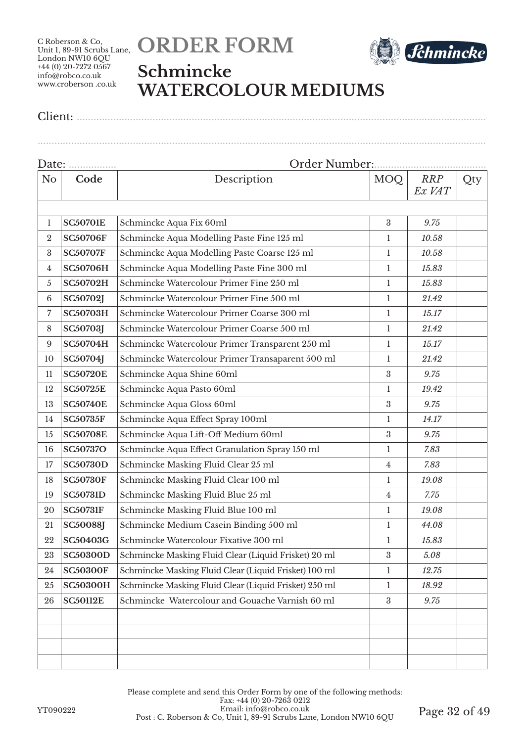C Roberson & Co,
Unit 1, 89-91 Scrubs Lane,
London NW10 6QU
+44 (0) 20-7272 0567
info@robco.co.uk
www.croberson .co.uk

# ORDER FORM

## Schmincke WATERCOLOUR MEDIUMS

Client: ..........................................................................................................................................

..........................................................................................................................................

Date: ................. Order Number:......................................

| No | Code | Description | MOQ | *RRP Ex VAT* | Qty |
|---|---|---|---|---|---|
| | | | | | |
| 1 | **SC50701E** | Schmincke Aqua Fix 60ml | 3 | *9.75* | |
| 2 | **SC50706F** | Schmincke Aqua Modelling Paste Fine 125 ml | 1 | *10.58* | |
| 3 | **SC50707F** | Schmincke Aqua Modelling Paste Coarse 125 ml | 1 | *10.58* | |
| 4 | **SC50706H** | Schmincke Aqua Modelling Paste Fine 300 ml | 1 | *15.83* | |
| 5 | **SC50702H** | Schmincke Watercolour Primer Fine 250 ml | 1 | *15.83* | |
| 6 | **SC50702J** | Schmincke Watercolour Primer Fine 500 ml | 1 | *21.42* | |
| 7 | **SC50703H** | Schmincke Watercolour Primer Coarse 300 ml | 1 | *15.17* | |
| 8 | **SC50703J** | Schmincke Watercolour Primer Coarse 500 ml | 1 | *21.42* | |
| 9 | **SC50704H** | Schmincke Watercolour Primer Transparent 250 ml | 1 | *15.17* | |
| 10 | **SC50704J** | Schmincke Watercolour Primer Transaparent 500 ml | 1 | *21.42* | |
| 11 | **SC50720E** | Schmincke Aqua Shine 60ml | 3 | *9.75* | |
| 12 | **SC50725E** | Schmincke Aqua Pasto 60ml | 1 | *19.42* | |
| 13 | **SC50740E** | Schmincke Aqua Gloss 60ml | 3 | *9.75* | |
| 14 | **SC50735F** | Schmincke Aqua Effect Spray 100ml | 1 | *14.17* | |
| 15 | **SC50708E** | Schmincke Aqua Lift-Off Medium 60ml | 3 | *9.75* | |
| 16 | **SC50737O** | Schmincke Aqua Effect Granulation Spray 150 ml | 1 | *7.83* | |
| 17 | **SC50730D** | Schmincke Masking Fluid Clear 25 ml | 4 | *7.83* | |
| 18 | **SC50730F** | Schmincke Masking Fluid Clear 100 ml | 1 | *19.08* | |
| 19 | **SC50731D** | Schmincke Masking Fluid Blue 25 ml | 4 | *7.75* | |
| 20 | **SC50731F** | Schmincke Masking Fluid Blue 100 ml | 1 | *19.08* | |
| 21 | **SC50088J** | Schmincke Medium Casein Binding 500 ml | 1 | *44.08* | |
| 22 | **SC50403G** | Schmincke Watercolour Fixative 300 ml | 1 | *15.83* | |
| 23 | **SC50300D** | Schmincke Masking Fluid Clear (Liquid Frisket) 20 ml | 3 | *5.08* | |
| 24 | **SC50300F** | Schmincke Masking Fluid Clear (Liquid Frisket) 100 ml | 1 | *12.75* | |
| 25 | **SC50300H** | Schmincke Masking Fluid Clear (Liquid Frisket) 250 ml | 1 | *18.92* | |
| 26 | **SC50112E** | Schmincke Watercolour and Gouache Varnish 60 ml | 3 | *9.75* | |
| | | | | | |
| | | | | | |
| | | | | | |
| | | | | | |

Please complete and send this Order Form by one of the following methods:
Fax: +44 (0) 20-7263 0212
Email: info@robco.co.uk
Post : C. Roberson & Co, Unit 1, 89-91 Scrubs Lane, London NW10 6QU

YT090222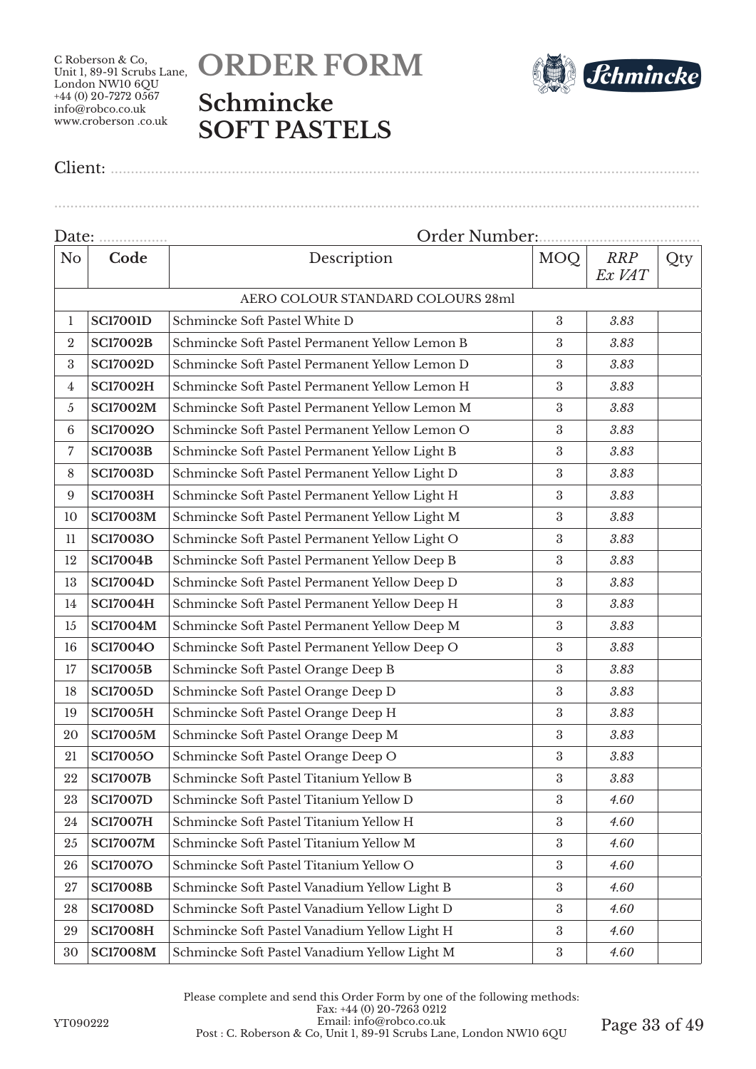C Roberson & Co,
Unit 1, 89-91 Scrubs Lane,
London NW10 6QU
+44 (0) 20-7272 0567
info@robco.co.uk
www.croberson .co.uk

# ORDER FORM

## Schmincke SOFT PASTELS

Client: ..................................................................................................................................................

.................................................................................................................................................................

Date: .................. Order Number:.......................................

| No | Code | Description | MOQ | *RRP Ex VAT* | Qty |
|---|---|---|---|---|---|
| | | AERO COLOUR STANDARD COLOURS 28ml | | | |
| 1 | **SC17001D** | Schmincke Soft Pastel White D | 3 | *3.83* | |
| 2 | **SC17002B** | Schmincke Soft Pastel Permanent Yellow Lemon B | 3 | *3.83* | |
| 3 | **SC17002D** | Schmincke Soft Pastel Permanent Yellow Lemon D | 3 | *3.83* | |
| 4 | **SC17002H** | Schmincke Soft Pastel Permanent Yellow Lemon H | 3 | *3.83* | |
| 5 | **SC17002M** | Schmincke Soft Pastel Permanent Yellow Lemon M | 3 | *3.83* | |
| 6 | **SC17002O** | Schmincke Soft Pastel Permanent Yellow Lemon O | 3 | *3.83* | |
| 7 | **SC17003B** | Schmincke Soft Pastel Permanent Yellow Light B | 3 | *3.83* | |
| 8 | **SC17003D** | Schmincke Soft Pastel Permanent Yellow Light D | 3 | *3.83* | |
| 9 | **SC17003H** | Schmincke Soft Pastel Permanent Yellow Light H | 3 | *3.83* | |
| 10 | **SC17003M** | Schmincke Soft Pastel Permanent Yellow Light M | 3 | *3.83* | |
| 11 | **SC17003O** | Schmincke Soft Pastel Permanent Yellow Light O | 3 | *3.83* | |
| 12 | **SC17004B** | Schmincke Soft Pastel Permanent Yellow Deep B | 3 | *3.83* | |
| 13 | **SC17004D** | Schmincke Soft Pastel Permanent Yellow Deep D | 3 | *3.83* | |
| 14 | **SC17004H** | Schmincke Soft Pastel Permanent Yellow Deep H | 3 | *3.83* | |
| 15 | **SC17004M** | Schmincke Soft Pastel Permanent Yellow Deep M | 3 | *3.83* | |
| 16 | **SC17004O** | Schmincke Soft Pastel Permanent Yellow Deep O | 3 | *3.83* | |
| 17 | **SC17005B** | Schmincke Soft Pastel Orange Deep B | 3 | *3.83* | |
| 18 | **SC17005D** | Schmincke Soft Pastel Orange Deep D | 3 | *3.83* | |
| 19 | **SC17005H** | Schmincke Soft Pastel Orange Deep H | 3 | *3.83* | |
| 20 | **SC17005M** | Schmincke Soft Pastel Orange Deep M | 3 | *3.83* | |
| 21 | **SC17005O** | Schmincke Soft Pastel Orange Deep O | 3 | *3.83* | |
| 22 | **SC17007B** | Schmincke Soft Pastel Titanium Yellow B | 3 | *3.83* | |
| 23 | **SC17007D** | Schmincke Soft Pastel Titanium Yellow D | 3 | *4.60* | |
| 24 | **SC17007H** | Schmincke Soft Pastel Titanium Yellow H | 3 | *4.60* | |
| 25 | **SC17007M** | Schmincke Soft Pastel Titanium Yellow M | 3 | *4.60* | |
| 26 | **SC17007O** | Schmincke Soft Pastel Titanium Yellow O | 3 | *4.60* | |
| 27 | **SC17008B** | Schmincke Soft Pastel Vanadium Yellow Light B | 3 | *4.60* | |
| 28 | **SC17008D** | Schmincke Soft Pastel Vanadium Yellow Light D | 3 | *4.60* | |
| 29 | **SC17008H** | Schmincke Soft Pastel Vanadium Yellow Light H | 3 | *4.60* | |
| 30 | **SC17008M** | Schmincke Soft Pastel Vanadium Yellow Light M | 3 | *4.60* | |

Please complete and send this Order Form by one of the following methods:
Fax: +44 (0) 20-7263 0212
Email: info@robco.co.uk
Post : C. Roberson & Co, Unit 1, 89-91 Scrubs Lane, London NW10 6QU

YT090222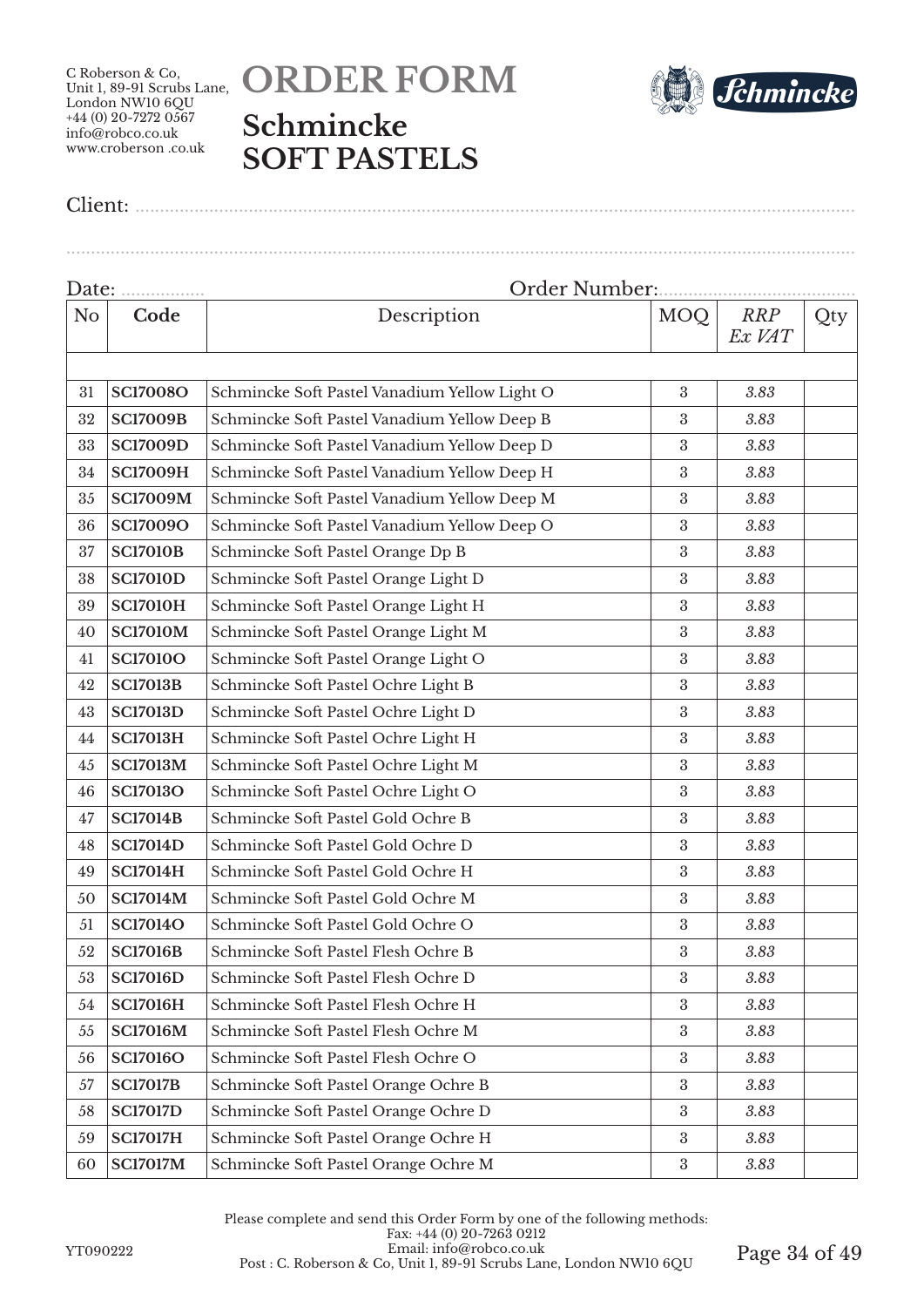C Roberson & Co,
Unit 1, 89-91 Scrubs Lane,
London NW10 6QU
+44 (0) 20-7272 0567
info@robco.co.uk
www.croberson .co.uk

# ORDER FORM

## Schmincke SOFT PASTELS

Client: ...........................................................................................................................................

...........................................................................................................................................

Date: ................. Order Number:.......................................

| No | Code | Description | MOQ | *RRP Ex VAT* | Qty |
|---|---|---|---|---|---|
| | | | | | |
| 31 | **SC17008O** | Schmincke Soft Pastel Vanadium Yellow Light O | 3 | *3.83* | |
| 32 | **SC17009B** | Schmincke Soft Pastel Vanadium Yellow Deep B | 3 | *3.83* | |
| 33 | **SC17009D** | Schmincke Soft Pastel Vanadium Yellow Deep D | 3 | *3.83* | |
| 34 | **SC17009H** | Schmincke Soft Pastel Vanadium Yellow Deep H | 3 | *3.83* | |
| 35 | **SC17009M** | Schmincke Soft Pastel Vanadium Yellow Deep M | 3 | *3.83* | |
| 36 | **SC17009O** | Schmincke Soft Pastel Vanadium Yellow Deep O | 3 | *3.83* | |
| 37 | **SC17010B** | Schmincke Soft Pastel Orange Dp B | 3 | *3.83* | |
| 38 | **SC17010D** | Schmincke Soft Pastel Orange Light D | 3 | *3.83* | |
| 39 | **SC17010H** | Schmincke Soft Pastel Orange Light H | 3 | *3.83* | |
| 40 | **SC17010M** | Schmincke Soft Pastel Orange Light M | 3 | *3.83* | |
| 41 | **SC17010O** | Schmincke Soft Pastel Orange Light O | 3 | *3.83* | |
| 42 | **SC17013B** | Schmincke Soft Pastel Ochre Light B | 3 | *3.83* | |
| 43 | **SC17013D** | Schmincke Soft Pastel Ochre Light D | 3 | *3.83* | |
| 44 | **SC17013H** | Schmincke Soft Pastel Ochre Light H | 3 | *3.83* | |
| 45 | **SC17013M** | Schmincke Soft Pastel Ochre Light M | 3 | *3.83* | |
| 46 | **SC17013O** | Schmincke Soft Pastel Ochre Light O | 3 | *3.83* | |
| 47 | **SC17014B** | Schmincke Soft Pastel Gold Ochre B | 3 | *3.83* | |
| 48 | **SC17014D** | Schmincke Soft Pastel Gold Ochre D | 3 | *3.83* | |
| 49 | **SC17014H** | Schmincke Soft Pastel Gold Ochre H | 3 | *3.83* | |
| 50 | **SC17014M** | Schmincke Soft Pastel Gold Ochre M | 3 | *3.83* | |
| 51 | **SC17014O** | Schmincke Soft Pastel Gold Ochre O | 3 | *3.83* | |
| 52 | **SC17016B** | Schmincke Soft Pastel Flesh Ochre B | 3 | *3.83* | |
| 53 | **SC17016D** | Schmincke Soft Pastel Flesh Ochre D | 3 | *3.83* | |
| 54 | **SC17016H** | Schmincke Soft Pastel Flesh Ochre H | 3 | *3.83* | |
| 55 | **SC17016M** | Schmincke Soft Pastel Flesh Ochre M | 3 | *3.83* | |
| 56 | **SC17016O** | Schmincke Soft Pastel Flesh Ochre O | 3 | *3.83* | |
| 57 | **SC17017B** | Schmincke Soft Pastel Orange Ochre B | 3 | *3.83* | |
| 58 | **SC17017D** | Schmincke Soft Pastel Orange Ochre D | 3 | *3.83* | |
| 59 | **SC17017H** | Schmincke Soft Pastel Orange Ochre H | 3 | *3.83* | |
| 60 | **SC17017M** | Schmincke Soft Pastel Orange Ochre M | 3 | *3.83* | |

Please complete and send this Order Form by one of the following methods:
Fax: +44 (0) 20-7263 0212
Email: info@robco.co.uk
Post : C. Roberson & Co, Unit 1, 89-91 Scrubs Lane, London NW10 6QU

YT090222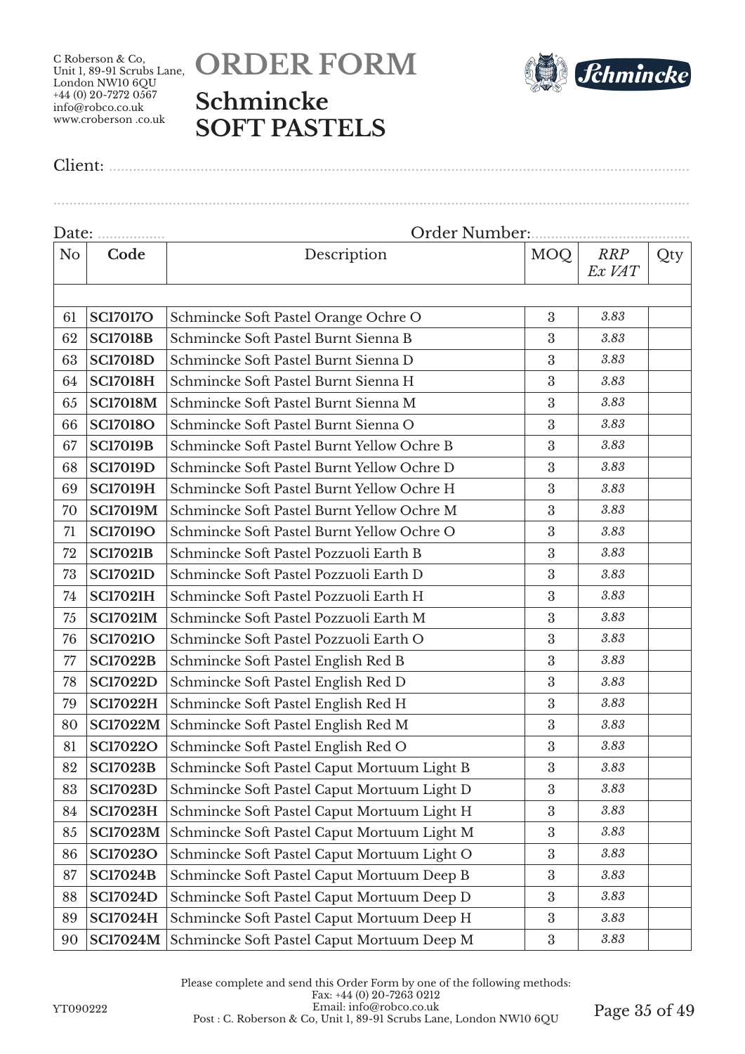C Roberson & Co,
Unit 1, 89-91 Scrubs Lane,
London NW10 6QU
+44 (0) 20-7272 0567
info@robco.co.uk
www.croberson .co.uk

# ORDER FORM

## Schmincke SOFT PASTELS

Client: ...........................................................................................................................................

...........................................................................................................................................................

Date: ................. Order Number:.......................................

| No | Code | Description | MOQ | *RRP Ex VAT* | Qty |
|---|---|---|---|---|---|
| | | | | | |
| 61 | **SC17017O** | Schmincke Soft Pastel Orange Ochre O | 3 | *3.83* | |
| 62 | **SC17018B** | Schmincke Soft Pastel Burnt Sienna B | 3 | *3.83* | |
| 63 | **SC17018D** | Schmincke Soft Pastel Burnt Sienna D | 3 | *3.83* | |
| 64 | **SC17018H** | Schmincke Soft Pastel Burnt Sienna H | 3 | *3.83* | |
| 65 | **SC17018M** | Schmincke Soft Pastel Burnt Sienna M | 3 | *3.83* | |
| 66 | **SC17018O** | Schmincke Soft Pastel Burnt Sienna O | 3 | *3.83* | |
| 67 | **SC17019B** | Schmincke Soft Pastel Burnt Yellow Ochre B | 3 | *3.83* | |
| 68 | **SC17019D** | Schmincke Soft Pastel Burnt Yellow Ochre D | 3 | *3.83* | |
| 69 | **SC17019H** | Schmincke Soft Pastel Burnt Yellow Ochre H | 3 | *3.83* | |
| 70 | **SC17019M** | Schmincke Soft Pastel Burnt Yellow Ochre M | 3 | *3.83* | |
| 71 | **SC17019O** | Schmincke Soft Pastel Burnt Yellow Ochre O | 3 | *3.83* | |
| 72 | **SC17021B** | Schmincke Soft Pastel Pozzuoli Earth B | 3 | *3.83* | |
| 73 | **SC17021D** | Schmincke Soft Pastel Pozzuoli Earth D | 3 | *3.83* | |
| 74 | **SC17021H** | Schmincke Soft Pastel Pozzuoli Earth H | 3 | *3.83* | |
| 75 | **SC17021M** | Schmincke Soft Pastel Pozzuoli Earth M | 3 | *3.83* | |
| 76 | **SC17021O** | Schmincke Soft Pastel Pozzuoli Earth O | 3 | *3.83* | |
| 77 | **SC17022B** | Schmincke Soft Pastel English Red B | 3 | *3.83* | |
| 78 | **SC17022D** | Schmincke Soft Pastel English Red D | 3 | *3.83* | |
| 79 | **SC17022H** | Schmincke Soft Pastel English Red H | 3 | *3.83* | |
| 80 | **SC17022M** | Schmincke Soft Pastel English Red M | 3 | *3.83* | |
| 81 | **SC17022O** | Schmincke Soft Pastel English Red O | 3 | *3.83* | |
| 82 | **SC17023B** | Schmincke Soft Pastel Caput Mortuum Light B | 3 | *3.83* | |
| 83 | **SC17023D** | Schmincke Soft Pastel Caput Mortuum Light D | 3 | *3.83* | |
| 84 | **SC17023H** | Schmincke Soft Pastel Caput Mortuum Light H | 3 | *3.83* | |
| 85 | **SC17023M** | Schmincke Soft Pastel Caput Mortuum Light M | 3 | *3.83* | |
| 86 | **SC17023O** | Schmincke Soft Pastel Caput Mortuum Light O | 3 | *3.83* | |
| 87 | **SC17024B** | Schmincke Soft Pastel Caput Mortuum Deep B | 3 | *3.83* | |
| 88 | **SC17024D** | Schmincke Soft Pastel Caput Mortuum Deep D | 3 | *3.83* | |
| 89 | **SC17024H** | Schmincke Soft Pastel Caput Mortuum Deep H | 3 | *3.83* | |
| 90 | **SC17024M** | Schmincke Soft Pastel Caput Mortuum Deep M | 3 | *3.83* | |

Please complete and send this Order Form by one of the following methods:
Fax: +44 (0) 20-7263 0212
Email: info@robco.co.uk
Post : C. Roberson & Co, Unit 1, 89-91 Scrubs Lane, London NW10 6QU

YT090222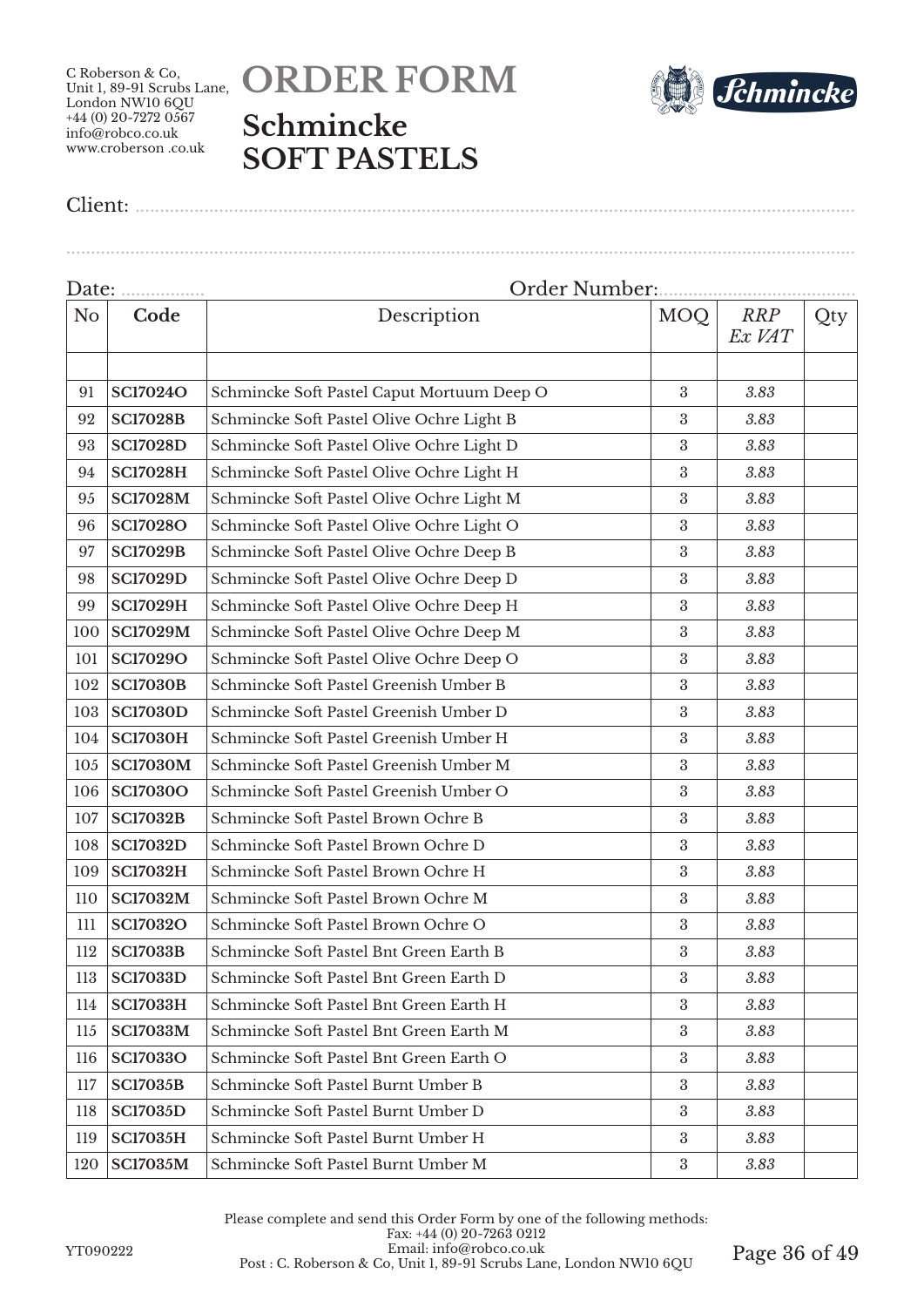C Roberson & Co,
Unit 1, 89-91 Scrubs Lane,
London NW10 6QU
+44 (0) 20-7272 0567
info@robco.co.uk
www.croberson .co.uk

# ORDER FORM

## Schmincke SOFT PASTELS

Client: ..............................................................................................................................

..............................................................................................................................

Date: ................. Order Number:.......................................

| No | Code | Description | MOQ | *RRP Ex VAT* | Qty |
|---|---|---|---|---|---|
| | | | | | |
| 91 | **SC17024O** | Schmincke Soft Pastel Caput Mortuum Deep O | 3 | *3.83* | |
| 92 | **SC17028B** | Schmincke Soft Pastel Olive Ochre Light B | 3 | *3.83* | |
| 93 | **SC17028D** | Schmincke Soft Pastel Olive Ochre Light D | 3 | *3.83* | |
| 94 | **SC17028H** | Schmincke Soft Pastel Olive Ochre Light H | 3 | *3.83* | |
| 95 | **SC17028M** | Schmincke Soft Pastel Olive Ochre Light M | 3 | *3.83* | |
| 96 | **SC17028O** | Schmincke Soft Pastel Olive Ochre Light O | 3 | *3.83* | |
| 97 | **SC17029B** | Schmincke Soft Pastel Olive Ochre Deep B | 3 | *3.83* | |
| 98 | **SC17029D** | Schmincke Soft Pastel Olive Ochre Deep D | 3 | *3.83* | |
| 99 | **SC17029H** | Schmincke Soft Pastel Olive Ochre Deep H | 3 | *3.83* | |
| 100 | **SC17029M** | Schmincke Soft Pastel Olive Ochre Deep M | 3 | *3.83* | |
| 101 | **SC17029O** | Schmincke Soft Pastel Olive Ochre Deep O | 3 | *3.83* | |
| 102 | **SC17030B** | Schmincke Soft Pastel Greenish Umber B | 3 | *3.83* | |
| 103 | **SC17030D** | Schmincke Soft Pastel Greenish Umber D | 3 | *3.83* | |
| 104 | **SC17030H** | Schmincke Soft Pastel Greenish Umber H | 3 | *3.83* | |
| 105 | **SC17030M** | Schmincke Soft Pastel Greenish Umber M | 3 | *3.83* | |
| 106 | **SC17030O** | Schmincke Soft Pastel Greenish Umber O | 3 | *3.83* | |
| 107 | **SC17032B** | Schmincke Soft Pastel Brown Ochre B | 3 | *3.83* | |
| 108 | **SC17032D** | Schmincke Soft Pastel Brown Ochre D | 3 | *3.83* | |
| 109 | **SC17032H** | Schmincke Soft Pastel Brown Ochre H | 3 | *3.83* | |
| 110 | **SC17032M** | Schmincke Soft Pastel Brown Ochre M | 3 | *3.83* | |
| 111 | **SC17032O** | Schmincke Soft Pastel Brown Ochre O | 3 | *3.83* | |
| 112 | **SC17033B** | Schmincke Soft Pastel Bnt Green Earth B | 3 | *3.83* | |
| 113 | **SC17033D** | Schmincke Soft Pastel Bnt Green Earth D | 3 | *3.83* | |
| 114 | **SC17033H** | Schmincke Soft Pastel Bnt Green Earth H | 3 | *3.83* | |
| 115 | **SC17033M** | Schmincke Soft Pastel Bnt Green Earth M | 3 | *3.83* | |
| 116 | **SC17033O** | Schmincke Soft Pastel Bnt Green Earth O | 3 | *3.83* | |
| 117 | **SC17035B** | Schmincke Soft Pastel Burnt Umber B | 3 | *3.83* | |
| 118 | **SC17035D** | Schmincke Soft Pastel Burnt Umber D | 3 | *3.83* | |
| 119 | **SC17035H** | Schmincke Soft Pastel Burnt Umber H | 3 | *3.83* | |
| 120 | **SC17035M** | Schmincke Soft Pastel Burnt Umber M | 3 | *3.83* | |

Please complete and send this Order Form by one of the following methods:
Fax: +44 (0) 20-7263 0212
Email: info@robco.co.uk
Post : C. Roberson & Co, Unit 1, 89-91 Scrubs Lane, London NW10 6QU

YT090222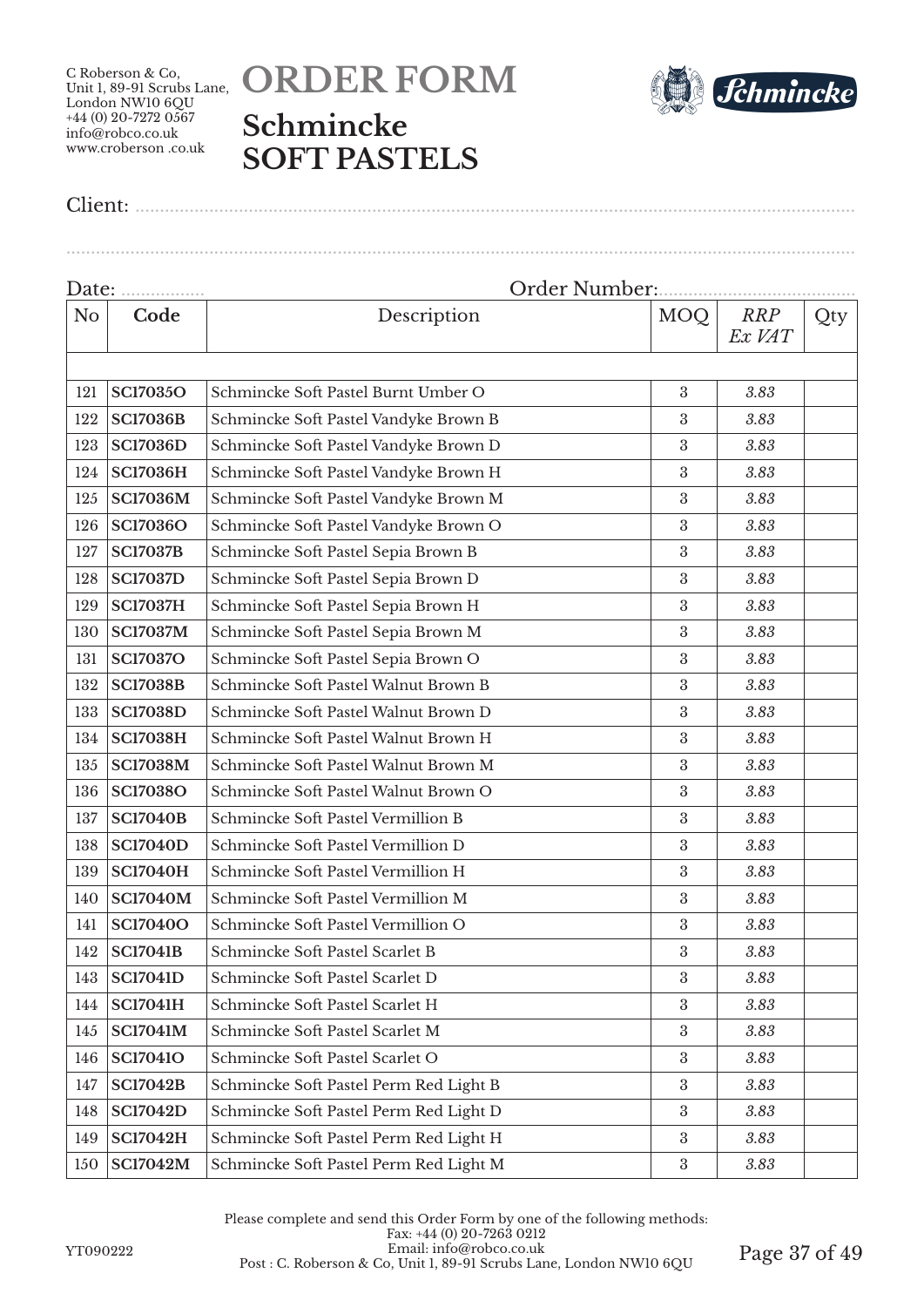C Roberson & Co,
Unit 1, 89-91 Scrubs Lane,
London NW10 6QU
+44 (0) 20-7272 0567
info@robco.co.uk
www.croberson .co.uk

# ORDER FORM

## Schmincke SOFT PASTELS

Client: ........................................................................................................................................

........................................................................................................................................

Date: ................. Order Number:........................................

| No | Code | Description | MOQ | *RRP Ex VAT* | Qty |
|---|---|---|---|---|---|
| | | | | | |
| 121 | **SC17035O** | Schmincke Soft Pastel Burnt Umber O | 3 | *3.83* | |
| 122 | **SC17036B** | Schmincke Soft Pastel Vandyke Brown B | 3 | *3.83* | |
| 123 | **SC17036D** | Schmincke Soft Pastel Vandyke Brown D | 3 | *3.83* | |
| 124 | **SC17036H** | Schmincke Soft Pastel Vandyke Brown H | 3 | *3.83* | |
| 125 | **SC17036M** | Schmincke Soft Pastel Vandyke Brown M | 3 | *3.83* | |
| 126 | **SC17036O** | Schmincke Soft Pastel Vandyke Brown O | 3 | *3.83* | |
| 127 | **SC17037B** | Schmincke Soft Pastel Sepia Brown B | 3 | *3.83* | |
| 128 | **SC17037D** | Schmincke Soft Pastel Sepia Brown D | 3 | *3.83* | |
| 129 | **SC17037H** | Schmincke Soft Pastel Sepia Brown H | 3 | *3.83* | |
| 130 | **SC17037M** | Schmincke Soft Pastel Sepia Brown M | 3 | *3.83* | |
| 131 | **SC17037O** | Schmincke Soft Pastel Sepia Brown O | 3 | *3.83* | |
| 132 | **SC17038B** | Schmincke Soft Pastel Walnut Brown B | 3 | *3.83* | |
| 133 | **SC17038D** | Schmincke Soft Pastel Walnut Brown D | 3 | *3.83* | |
| 134 | **SC17038H** | Schmincke Soft Pastel Walnut Brown H | 3 | *3.83* | |
| 135 | **SC17038M** | Schmincke Soft Pastel Walnut Brown M | 3 | *3.83* | |
| 136 | **SC17038O** | Schmincke Soft Pastel Walnut Brown O | 3 | *3.83* | |
| 137 | **SC17040B** | Schmincke Soft Pastel Vermillion B | 3 | *3.83* | |
| 138 | **SC17040D** | Schmincke Soft Pastel Vermillion D | 3 | *3.83* | |
| 139 | **SC17040H** | Schmincke Soft Pastel Vermillion H | 3 | *3.83* | |
| 140 | **SC17040M** | Schmincke Soft Pastel Vermillion M | 3 | *3.83* | |
| 141 | **SC17040O** | Schmincke Soft Pastel Vermillion O | 3 | *3.83* | |
| 142 | **SC17041B** | Schmincke Soft Pastel Scarlet B | 3 | *3.83* | |
| 143 | **SC17041D** | Schmincke Soft Pastel Scarlet D | 3 | *3.83* | |
| 144 | **SC17041H** | Schmincke Soft Pastel Scarlet H | 3 | *3.83* | |
| 145 | **SC17041M** | Schmincke Soft Pastel Scarlet M | 3 | *3.83* | |
| 146 | **SC17041O** | Schmincke Soft Pastel Scarlet O | 3 | *3.83* | |
| 147 | **SC17042B** | Schmincke Soft Pastel Perm Red Light B | 3 | *3.83* | |
| 148 | **SC17042D** | Schmincke Soft Pastel Perm Red Light D | 3 | *3.83* | |
| 149 | **SC17042H** | Schmincke Soft Pastel Perm Red Light H | 3 | *3.83* | |
| 150 | **SC17042M** | Schmincke Soft Pastel Perm Red Light M | 3 | *3.83* | |

Please complete and send this Order Form by one of the following methods:
Fax: +44 (0) 20-7263 0212
Email: info@robco.co.uk
Post : C. Roberson & Co, Unit 1, 89-91 Scrubs Lane, London NW10 6QU

YT090222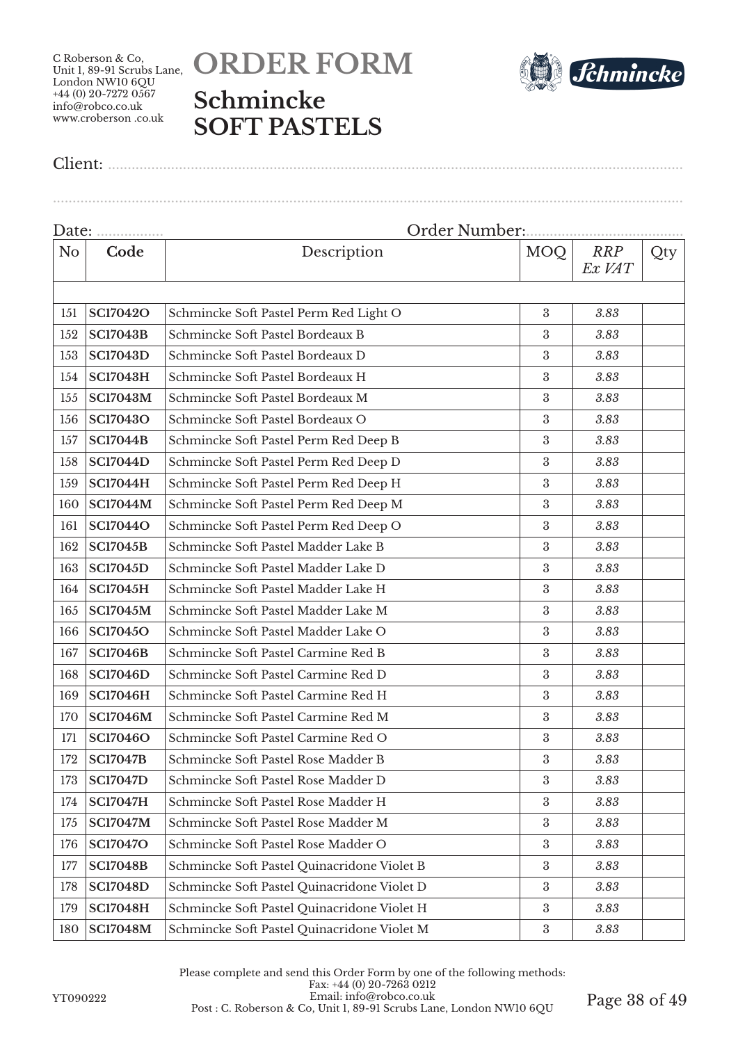C Roberson & Co,
Unit 1, 89-91 Scrubs Lane,
London NW10 6QU
+44 (0) 20-7272 0567
info@robco.co.uk
www.croberson .co.uk

# ORDER FORM

## Schmincke SOFT PASTELS

Client: ..............................................................................................................................................

..........................................................................................................................................................

Date: .................. Order Number:.......................................

| No | Code | Description | MOQ | *RRP Ex VAT* | Qty |
|---|---|---|---|---|---|
| | | | | | |
| 151 | **SC17042O** | Schmincke Soft Pastel Perm Red Light O | 3 | *3.83* | |
| 152 | **SC17043B** | Schmincke Soft Pastel Bordeaux B | 3 | *3.83* | |
| 153 | **SC17043D** | Schmincke Soft Pastel Bordeaux D | 3 | *3.83* | |
| 154 | **SC17043H** | Schmincke Soft Pastel Bordeaux H | 3 | *3.83* | |
| 155 | **SC17043M** | Schmincke Soft Pastel Bordeaux M | 3 | *3.83* | |
| 156 | **SC17043O** | Schmincke Soft Pastel Bordeaux O | 3 | *3.83* | |
| 157 | **SC17044B** | Schmincke Soft Pastel Perm Red Deep B | 3 | *3.83* | |
| 158 | **SC17044D** | Schmincke Soft Pastel Perm Red Deep D | 3 | *3.83* | |
| 159 | **SC17044H** | Schmincke Soft Pastel Perm Red Deep H | 3 | *3.83* | |
| 160 | **SC17044M** | Schmincke Soft Pastel Perm Red Deep M | 3 | *3.83* | |
| 161 | **SC17044O** | Schmincke Soft Pastel Perm Red Deep O | 3 | *3.83* | |
| 162 | **SC17045B** | Schmincke Soft Pastel Madder Lake B | 3 | *3.83* | |
| 163 | **SC17045D** | Schmincke Soft Pastel Madder Lake D | 3 | *3.83* | |
| 164 | **SC17045H** | Schmincke Soft Pastel Madder Lake H | 3 | *3.83* | |
| 165 | **SC17045M** | Schmincke Soft Pastel Madder Lake M | 3 | *3.83* | |
| 166 | **SC17045O** | Schmincke Soft Pastel Madder Lake O | 3 | *3.83* | |
| 167 | **SC17046B** | Schmincke Soft Pastel Carmine Red B | 3 | *3.83* | |
| 168 | **SC17046D** | Schmincke Soft Pastel Carmine Red D | 3 | *3.83* | |
| 169 | **SC17046H** | Schmincke Soft Pastel Carmine Red H | 3 | *3.83* | |
| 170 | **SC17046M** | Schmincke Soft Pastel Carmine Red M | 3 | *3.83* | |
| 171 | **SC17046O** | Schmincke Soft Pastel Carmine Red O | 3 | *3.83* | |
| 172 | **SC17047B** | Schmincke Soft Pastel Rose Madder B | 3 | *3.83* | |
| 173 | **SC17047D** | Schmincke Soft Pastel Rose Madder D | 3 | *3.83* | |
| 174 | **SC17047H** | Schmincke Soft Pastel Rose Madder H | 3 | *3.83* | |
| 175 | **SC17047M** | Schmincke Soft Pastel Rose Madder M | 3 | *3.83* | |
| 176 | **SC17047O** | Schmincke Soft Pastel Rose Madder O | 3 | *3.83* | |
| 177 | **SC17048B** | Schmincke Soft Pastel Quinacridone Violet B | 3 | *3.83* | |
| 178 | **SC17048D** | Schmincke Soft Pastel Quinacridone Violet D | 3 | *3.83* | |
| 179 | **SC17048H** | Schmincke Soft Pastel Quinacridone Violet H | 3 | *3.83* | |
| 180 | **SC17048M** | Schmincke Soft Pastel Quinacridone Violet M | 3 | *3.83* | |

Please complete and send this Order Form by one of the following methods:
Fax: +44 (0) 20-7263 0212
Email: info@robco.co.uk
Post : C. Roberson & Co, Unit 1, 89-91 Scrubs Lane, London NW10 6QU

YT090222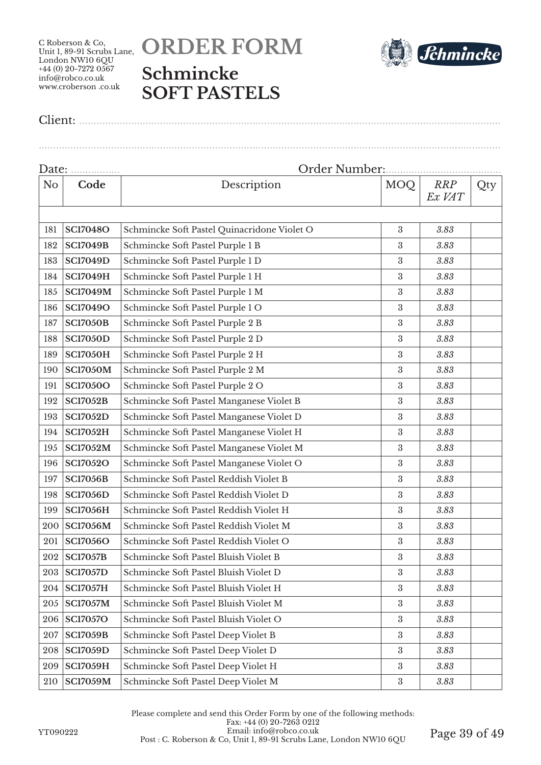C Roberson & Co,
Unit 1, 89-91 Scrubs Lane,
London NW10 6QU
+44 (0) 20-7272 0567
info@robco.co.uk
www.croberson .co.uk

# ORDER FORM

## Schmincke SOFT PASTELS

Client: ..........................................................................................................................

..........................................................................................................................................

Date: ................. Order Number:.......................................

| No | Code | Description | MOQ | *RRP Ex VAT* | Qty |
|---|---|---|---|---|---|
| | | | | | |
| 181 | **SC17048O** | Schmincke Soft Pastel Quinacridone Violet O | 3 | *3.83* | |
| 182 | **SC17049B** | Schmincke Soft Pastel Purple 1 B | 3 | *3.83* | |
| 183 | **SC17049D** | Schmincke Soft Pastel Purple 1 D | 3 | *3.83* | |
| 184 | **SC17049H** | Schmincke Soft Pastel Purple 1 H | 3 | *3.83* | |
| 185 | **SC17049M** | Schmincke Soft Pastel Purple 1 M | 3 | *3.83* | |
| 186 | **SC17049O** | Schmincke Soft Pastel Purple 1 O | 3 | *3.83* | |
| 187 | **SC17050B** | Schmincke Soft Pastel Purple 2 B | 3 | *3.83* | |
| 188 | **SC17050D** | Schmincke Soft Pastel Purple 2 D | 3 | *3.83* | |
| 189 | **SC17050H** | Schmincke Soft Pastel Purple 2 H | 3 | *3.83* | |
| 190 | **SC17050M** | Schmincke Soft Pastel Purple 2 M | 3 | *3.83* | |
| 191 | **SC17050O** | Schmincke Soft Pastel Purple 2 O | 3 | *3.83* | |
| 192 | **SC17052B** | Schmincke Soft Pastel Manganese Violet B | 3 | *3.83* | |
| 193 | **SC17052D** | Schmincke Soft Pastel Manganese Violet D | 3 | *3.83* | |
| 194 | **SC17052H** | Schmincke Soft Pastel Manganese Violet H | 3 | *3.83* | |
| 195 | **SC17052M** | Schmincke Soft Pastel Manganese Violet M | 3 | *3.83* | |
| 196 | **SC17052O** | Schmincke Soft Pastel Manganese Violet O | 3 | *3.83* | |
| 197 | **SC17056B** | Schmincke Soft Pastel Reddish Violet B | 3 | *3.83* | |
| 198 | **SC17056D** | Schmincke Soft Pastel Reddish Violet D | 3 | *3.83* | |
| 199 | **SC17056H** | Schmincke Soft Pastel Reddish Violet H | 3 | *3.83* | |
| 200 | **SC17056M** | Schmincke Soft Pastel Reddish Violet M | 3 | *3.83* | |
| 201 | **SC17056O** | Schmincke Soft Pastel Reddish Violet O | 3 | *3.83* | |
| 202 | **SC17057B** | Schmincke Soft Pastel Bluish Violet B | 3 | *3.83* | |
| 203 | **SC17057D** | Schmincke Soft Pastel Bluish Violet D | 3 | *3.83* | |
| 204 | **SC17057H** | Schmincke Soft Pastel Bluish Violet H | 3 | *3.83* | |
| 205 | **SC17057M** | Schmincke Soft Pastel Bluish Violet M | 3 | *3.83* | |
| 206 | **SC17057O** | Schmincke Soft Pastel Bluish Violet O | 3 | *3.83* | |
| 207 | **SC17059B** | Schmincke Soft Pastel Deep Violet B | 3 | *3.83* | |
| 208 | **SC17059D** | Schmincke Soft Pastel Deep Violet D | 3 | *3.83* | |
| 209 | **SC17059H** | Schmincke Soft Pastel Deep Violet H | 3 | *3.83* | |
| 210 | **SC17059M** | Schmincke Soft Pastel Deep Violet M | 3 | *3.83* | |

Please complete and send this Order Form by one of the following methods:
Fax: +44 (0) 20-7263 0212
Email: info@robco.co.uk
Post : C. Roberson & Co, Unit 1, 89-91 Scrubs Lane, London NW10 6QU

YT090222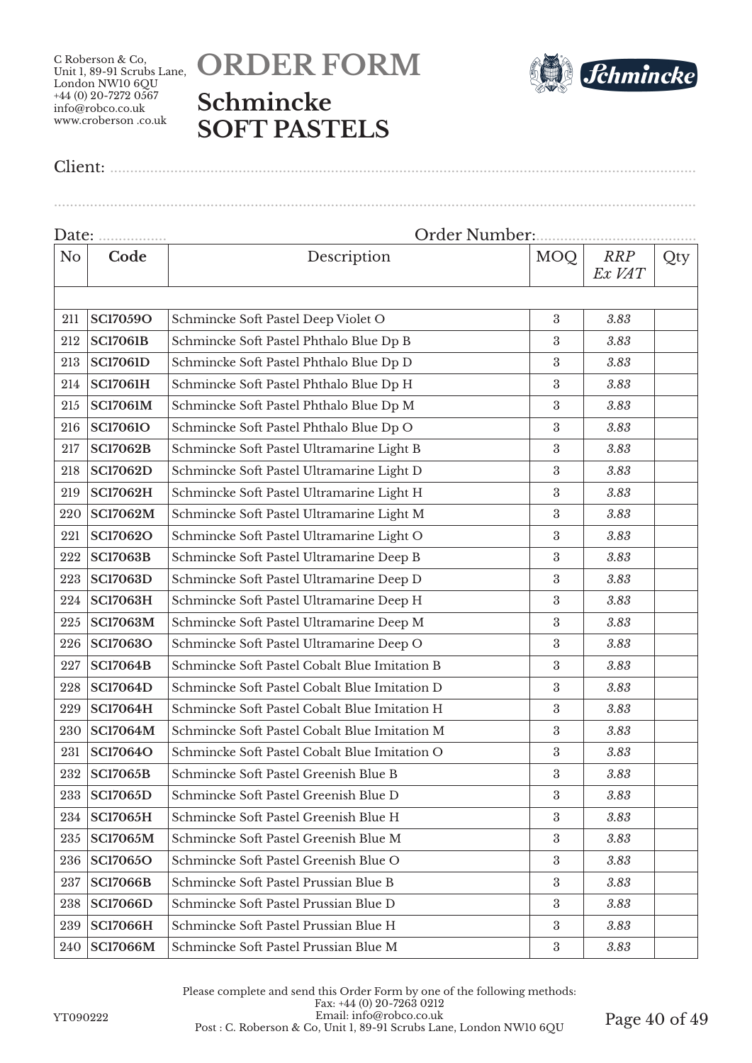C Roberson & Co,
Unit 1, 89-91 Scrubs Lane,
London NW10 6QU
+44 (0) 20-7272 0567
info@robco.co.uk
www.croberson .co.uk

# ORDER FORM

## Schmincke SOFT PASTELS

Client: ..............................................................................................................................

..............................................................................................................................

Date: ................. Order Number:......................................

| No | Code | Description | MOQ | *RRP Ex VAT* | Qty |
|---|---|---|---|---|---|
| | | | | | |
| 211 | **SC17059O** | Schmincke Soft Pastel Deep Violet O | 3 | *3.83* | |
| 212 | **SC17061B** | Schmincke Soft Pastel Phthalo Blue Dp B | 3 | *3.83* | |
| 213 | **SC17061D** | Schmincke Soft Pastel Phthalo Blue Dp D | 3 | *3.83* | |
| 214 | **SC17061H** | Schmincke Soft Pastel Phthalo Blue Dp H | 3 | *3.83* | |
| 215 | **SC17061M** | Schmincke Soft Pastel Phthalo Blue Dp M | 3 | *3.83* | |
| 216 | **SC17061O** | Schmincke Soft Pastel Phthalo Blue Dp O | 3 | *3.83* | |
| 217 | **SC17062B** | Schmincke Soft Pastel Ultramarine Light B | 3 | *3.83* | |
| 218 | **SC17062D** | Schmincke Soft Pastel Ultramarine Light D | 3 | *3.83* | |
| 219 | **SC17062H** | Schmincke Soft Pastel Ultramarine Light H | 3 | *3.83* | |
| 220 | **SC17062M** | Schmincke Soft Pastel Ultramarine Light M | 3 | *3.83* | |
| 221 | **SC17062O** | Schmincke Soft Pastel Ultramarine Light O | 3 | *3.83* | |
| 222 | **SC17063B** | Schmincke Soft Pastel Ultramarine Deep B | 3 | *3.83* | |
| 223 | **SC17063D** | Schmincke Soft Pastel Ultramarine Deep D | 3 | *3.83* | |
| 224 | **SC17063H** | Schmincke Soft Pastel Ultramarine Deep H | 3 | *3.83* | |
| 225 | **SC17063M** | Schmincke Soft Pastel Ultramarine Deep M | 3 | *3.83* | |
| 226 | **SC17063O** | Schmincke Soft Pastel Ultramarine Deep O | 3 | *3.83* | |
| 227 | **SC17064B** | Schmincke Soft Pastel Cobalt Blue Imitation B | 3 | *3.83* | |
| 228 | **SC17064D** | Schmincke Soft Pastel Cobalt Blue Imitation D | 3 | *3.83* | |
| 229 | **SC17064H** | Schmincke Soft Pastel Cobalt Blue Imitation H | 3 | *3.83* | |
| 230 | **SC17064M** | Schmincke Soft Pastel Cobalt Blue Imitation M | 3 | *3.83* | |
| 231 | **SC17064O** | Schmincke Soft Pastel Cobalt Blue Imitation O | 3 | *3.83* | |
| 232 | **SC17065B** | Schmincke Soft Pastel Greenish Blue B | 3 | *3.83* | |
| 233 | **SC17065D** | Schmincke Soft Pastel Greenish Blue D | 3 | *3.83* | |
| 234 | **SC17065H** | Schmincke Soft Pastel Greenish Blue H | 3 | *3.83* | |
| 235 | **SC17065M** | Schmincke Soft Pastel Greenish Blue M | 3 | *3.83* | |
| 236 | **SC17065O** | Schmincke Soft Pastel Greenish Blue O | 3 | *3.83* | |
| 237 | **SC17066B** | Schmincke Soft Pastel Prussian Blue B | 3 | *3.83* | |
| 238 | **SC17066D** | Schmincke Soft Pastel Prussian Blue D | 3 | *3.83* | |
| 239 | **SC17066H** | Schmincke Soft Pastel Prussian Blue H | 3 | *3.83* | |
| 240 | **SC17066M** | Schmincke Soft Pastel Prussian Blue M | 3 | *3.83* | |

Please complete and send this Order Form by one of the following methods:
Fax: +44 (0) 20-7263 0212
Email: info@robco.co.uk
Post : C. Roberson & Co, Unit 1, 89-91 Scrubs Lane, London NW10 6QU

YT090222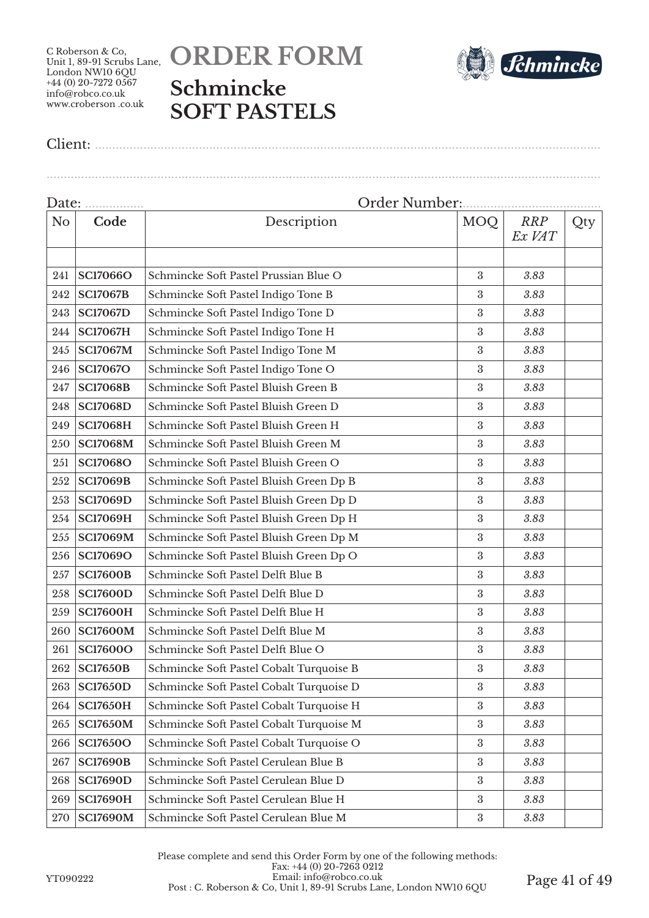C Roberson & Co,
Unit 1, 89-91 Scrubs Lane,
London NW10 6QU
+44 (0) 20-7272 0567
info@robco.co.uk
www.croberson .co.uk

# ORDER FORM

## Schmincke SOFT PASTELS

Client: ........................................................................................................................

........................................................................................................................

Date: ................. Order Number:........................................

| No | Code | Description | MOQ | *RRP Ex VAT* | Qty |
|---|---|---|---|---|---|
| | | | | | |
| 241 | **SC17066O** | Schmincke Soft Pastel Prussian Blue O | 3 | *3.83* | |
| 242 | **SC17067B** | Schmincke Soft Pastel Indigo Tone B | 3 | *3.83* | |
| 243 | **SC17067D** | Schmincke Soft Pastel Indigo Tone D | 3 | *3.83* | |
| 244 | **SC17067H** | Schmincke Soft Pastel Indigo Tone H | 3 | *3.83* | |
| 245 | **SC17067M** | Schmincke Soft Pastel Indigo Tone M | 3 | *3.83* | |
| 246 | **SC17067O** | Schmincke Soft Pastel Indigo Tone O | 3 | *3.83* | |
| 247 | **SC17068B** | Schmincke Soft Pastel Bluish Green B | 3 | *3.83* | |
| 248 | **SC17068D** | Schmincke Soft Pastel Bluish Green D | 3 | *3.83* | |
| 249 | **SC17068H** | Schmincke Soft Pastel Bluish Green H | 3 | *3.83* | |
| 250 | **SC17068M** | Schmincke Soft Pastel Bluish Green M | 3 | *3.83* | |
| 251 | **SC17068O** | Schmincke Soft Pastel Bluish Green O | 3 | *3.83* | |
| 252 | **SC17069B** | Schmincke Soft Pastel Bluish Green Dp B | 3 | *3.83* | |
| 253 | **SC17069D** | Schmincke Soft Pastel Bluish Green Dp D | 3 | *3.83* | |
| 254 | **SC17069H** | Schmincke Soft Pastel Bluish Green Dp H | 3 | *3.83* | |
| 255 | **SC17069M** | Schmincke Soft Pastel Bluish Green Dp M | 3 | *3.83* | |
| 256 | **SC17069O** | Schmincke Soft Pastel Bluish Green Dp O | 3 | *3.83* | |
| 257 | **SC17600B** | Schmincke Soft Pastel Delft Blue B | 3 | *3.83* | |
| 258 | **SC17600D** | Schmincke Soft Pastel Delft Blue D | 3 | *3.83* | |
| 259 | **SC17600H** | Schmincke Soft Pastel Delft Blue H | 3 | *3.83* | |
| 260 | **SC17600M** | Schmincke Soft Pastel Delft Blue M | 3 | *3.83* | |
| 261 | **SC17600O** | Schmincke Soft Pastel Delft Blue O | 3 | *3.83* | |
| 262 | **SC17650B** | Schmincke Soft Pastel Cobalt Turquoise B | 3 | *3.83* | |
| 263 | **SC17650D** | Schmincke Soft Pastel Cobalt Turquoise D | 3 | *3.83* | |
| 264 | **SC17650H** | Schmincke Soft Pastel Cobalt Turquoise H | 3 | *3.83* | |
| 265 | **SC17650M** | Schmincke Soft Pastel Cobalt Turquoise M | 3 | *3.83* | |
| 266 | **SC17650O** | Schmincke Soft Pastel Cobalt Turquoise O | 3 | *3.83* | |
| 267 | **SC17690B** | Schmincke Soft Pastel Cerulean Blue B | 3 | *3.83* | |
| 268 | **SC17690D** | Schmincke Soft Pastel Cerulean Blue D | 3 | *3.83* | |
| 269 | **SC17690H** | Schmincke Soft Pastel Cerulean Blue H | 3 | *3.83* | |
| 270 | **SC17690M** | Schmincke Soft Pastel Cerulean Blue M | 3 | *3.83* | |

Please complete and send this Order Form by one of the following methods:
Fax: +44 (0) 20-7263 0212
Email: info@robco.co.uk
Post : C. Roberson & Co, Unit 1, 89-91 Scrubs Lane, London NW10 6QU

YT090222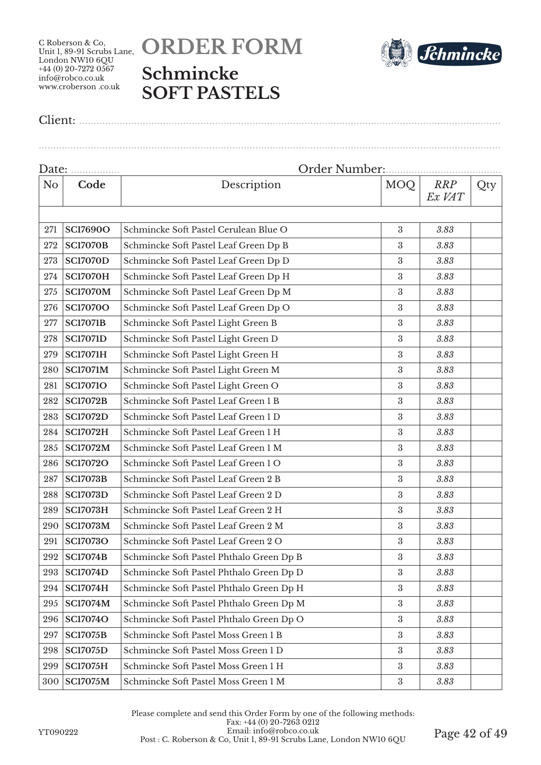C Roberson & Co,
Unit 1, 89-91 Scrubs Lane,
London NW10 6QU
+44 (0) 20-7272 0567
info@robco.co.uk
www.croberson .co.uk

# ORDER FORM

## Schmincke SOFT PASTELS

Client: ..............................................................................................................................

..............................................................................................................................

Date: ................. Order Number:.......................................

| No | Code | Description | MOQ | *RRP Ex VAT* | Qty |
|---|---|---|---|---|---|
| | | | | | |
| 271 | **SC17690O** | Schmincke Soft Pastel Cerulean Blue O | 3 | *3.83* | |
| 272 | **SC17070B** | Schmincke Soft Pastel Leaf Green Dp B | 3 | *3.83* | |
| 273 | **SC17070D** | Schmincke Soft Pastel Leaf Green Dp D | 3 | *3.83* | |
| 274 | **SC17070H** | Schmincke Soft Pastel Leaf Green Dp H | 3 | *3.83* | |
| 275 | **SC17070M** | Schmincke Soft Pastel Leaf Green Dp M | 3 | *3.83* | |
| 276 | **SC17070O** | Schmincke Soft Pastel Leaf Green Dp O | 3 | *3.83* | |
| 277 | **SC17071B** | Schmincke Soft Pastel Light Green B | 3 | *3.83* | |
| 278 | **SC17071D** | Schmincke Soft Pastel Light Green D | 3 | *3.83* | |
| 279 | **SC17071H** | Schmincke Soft Pastel Light Green H | 3 | *3.83* | |
| 280 | **SC17071M** | Schmincke Soft Pastel Light Green M | 3 | *3.83* | |
| 281 | **SC17071O** | Schmincke Soft Pastel Light Green O | 3 | *3.83* | |
| 282 | **SC17072B** | Schmincke Soft Pastel Leaf Green 1 B | 3 | *3.83* | |
| 283 | **SC17072D** | Schmincke Soft Pastel Leaf Green 1 D | 3 | *3.83* | |
| 284 | **SC17072H** | Schmincke Soft Pastel Leaf Green 1 H | 3 | *3.83* | |
| 285 | **SC17072M** | Schmincke Soft Pastel Leaf Green 1 M | 3 | *3.83* | |
| 286 | **SC17072O** | Schmincke Soft Pastel Leaf Green 1 O | 3 | *3.83* | |
| 287 | **SC17073B** | Schmincke Soft Pastel Leaf Green 2 B | 3 | *3.83* | |
| 288 | **SC17073D** | Schmincke Soft Pastel Leaf Green 2 D | 3 | *3.83* | |
| 289 | **SC17073H** | Schmincke Soft Pastel Leaf Green 2 H | 3 | *3.83* | |
| 290 | **SC17073M** | Schmincke Soft Pastel Leaf Green 2 M | 3 | *3.83* | |
| 291 | **SC17073O** | Schmincke Soft Pastel Leaf Green 2 O | 3 | *3.83* | |
| 292 | **SC17074B** | Schmincke Soft Pastel Phthalo Green Dp B | 3 | *3.83* | |
| 293 | **SC17074D** | Schmincke Soft Pastel Phthalo Green Dp D | 3 | *3.83* | |
| 294 | **SC17074H** | Schmincke Soft Pastel Phthalo Green Dp H | 3 | *3.83* | |
| 295 | **SC17074M** | Schmincke Soft Pastel Phthalo Green Dp M | 3 | *3.83* | |
| 296 | **SC17074O** | Schmincke Soft Pastel Phthalo Green Dp O | 3 | *3.83* | |
| 297 | **SC17075B** | Schmincke Soft Pastel Moss Green 1 B | 3 | *3.83* | |
| 298 | **SC17075D** | Schmincke Soft Pastel Moss Green 1 D | 3 | *3.83* | |
| 299 | **SC17075H** | Schmincke Soft Pastel Moss Green 1 H | 3 | *3.83* | |
| 300 | **SC17075M** | Schmincke Soft Pastel Moss Green 1 M | 3 | *3.83* | |

Please complete and send this Order Form by one of the following methods:
Fax: +44 (0) 20-7263 0212
Email: info@robco.co.uk
Post : C. Roberson & Co, Unit 1, 89-91 Scrubs Lane, London NW10 6QU

YT090222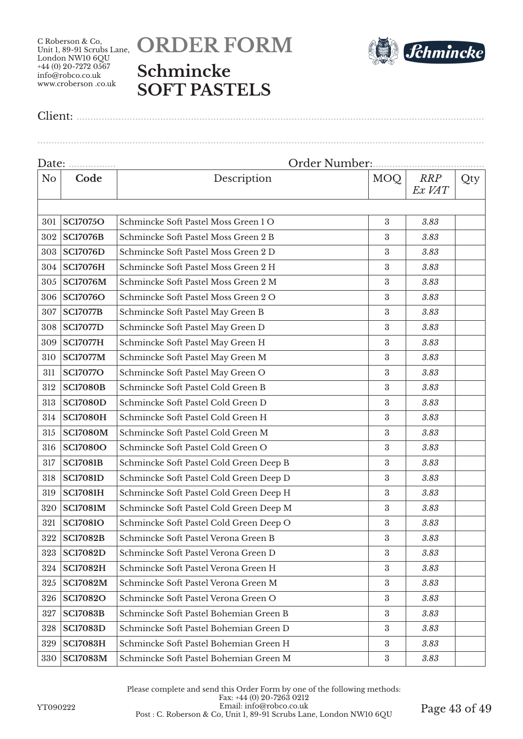C Roberson & Co,
Unit 1, 89-91 Scrubs Lane,
London NW10 6QU
+44 (0) 20-7272 0567
info@robco.co.uk
www.croberson .co.uk

# ORDER FORM

## Schmincke SOFT PASTELS

Client: ..........................................................................................................................................

..........................................................................................................................................................

Date: .................. Order Number:........................................

| No | Code | Description | MOQ | *RRP Ex VAT* | Qty |
|---|---|---|---|---|---|
| | | | | | |
| 301 | **SC17075O** | Schmincke Soft Pastel Moss Green 1 O | 3 | *3.83* | |
| 302 | **SC17076B** | Schmincke Soft Pastel Moss Green 2 B | 3 | *3.83* | |
| 303 | **SC17076D** | Schmincke Soft Pastel Moss Green 2 D | 3 | *3.83* | |
| 304 | **SC17076H** | Schmincke Soft Pastel Moss Green 2 H | 3 | *3.83* | |
| 305 | **SC17076M** | Schmincke Soft Pastel Moss Green 2 M | 3 | *3.83* | |
| 306 | **SC17076O** | Schmincke Soft Pastel Moss Green 2 O | 3 | *3.83* | |
| 307 | **SC17077B** | Schmincke Soft Pastel May Green B | 3 | *3.83* | |
| 308 | **SC17077D** | Schmincke Soft Pastel May Green D | 3 | *3.83* | |
| 309 | **SC17077H** | Schmincke Soft Pastel May Green H | 3 | *3.83* | |
| 310 | **SC17077M** | Schmincke Soft Pastel May Green M | 3 | *3.83* | |
| 311 | **SC17077O** | Schmincke Soft Pastel May Green O | 3 | *3.83* | |
| 312 | **SC17080B** | Schmincke Soft Pastel Cold Green B | 3 | *3.83* | |
| 313 | **SC17080D** | Schmincke Soft Pastel Cold Green D | 3 | *3.83* | |
| 314 | **SC17080H** | Schmincke Soft Pastel Cold Green H | 3 | *3.83* | |
| 315 | **SC17080M** | Schmincke Soft Pastel Cold Green M | 3 | *3.83* | |
| 316 | **SC17080O** | Schmincke Soft Pastel Cold Green O | 3 | *3.83* | |
| 317 | **SC17081B** | Schmincke Soft Pastel Cold Green Deep B | 3 | *3.83* | |
| 318 | **SC17081D** | Schmincke Soft Pastel Cold Green Deep D | 3 | *3.83* | |
| 319 | **SC17081H** | Schmincke Soft Pastel Cold Green Deep H | 3 | *3.83* | |
| 320 | **SC17081M** | Schmincke Soft Pastel Cold Green Deep M | 3 | *3.83* | |
| 321 | **SC17081O** | Schmincke Soft Pastel Cold Green Deep O | 3 | *3.83* | |
| 322 | **SC17082B** | Schmincke Soft Pastel Verona Green B | 3 | *3.83* | |
| 323 | **SC17082D** | Schmincke Soft Pastel Verona Green D | 3 | *3.83* | |
| 324 | **SC17082H** | Schmincke Soft Pastel Verona Green H | 3 | *3.83* | |
| 325 | **SC17082M** | Schmincke Soft Pastel Verona Green M | 3 | *3.83* | |
| 326 | **SC17082O** | Schmincke Soft Pastel Verona Green O | 3 | *3.83* | |
| 327 | **SC17083B** | Schmincke Soft Pastel Bohemian Green B | 3 | *3.83* | |
| 328 | **SC17083D** | Schmincke Soft Pastel Bohemian Green D | 3 | *3.83* | |
| 329 | **SC17083H** | Schmincke Soft Pastel Bohemian Green H | 3 | *3.83* | |
| 330 | **SC17083M** | Schmincke Soft Pastel Bohemian Green M | 3 | *3.83* | |

Please complete and send this Order Form by one of the following methods:
Fax: +44 (0) 20-7263 0212
Email: info@robco.co.uk
Post : C. Roberson & Co, Unit 1, 89-91 Scrubs Lane, London NW10 6QU

YT090222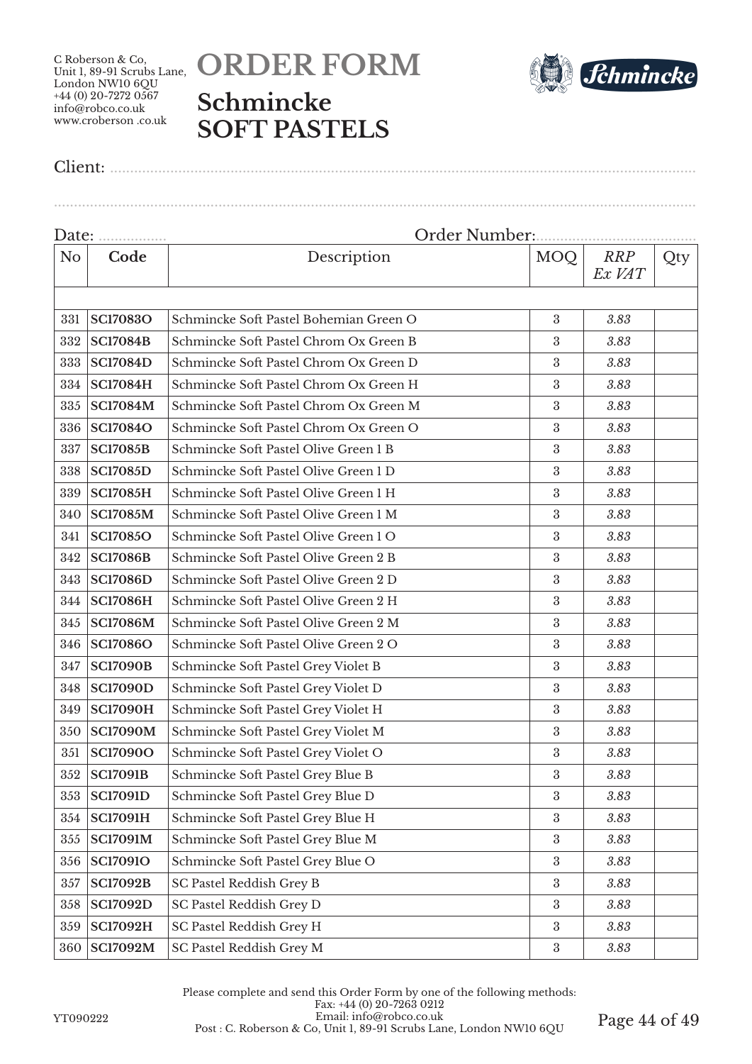C Roberson & Co,
Unit 1, 89-91 Scrubs Lane,
London NW10 6QU
+44 (0) 20-7272 0567
info@robco.co.uk
www.croberson .co.uk

# ORDER FORM

## Schmincke SOFT PASTELS

Client: ..............................................................................................................................................

..............................................................................................................................................................

Date: ................. Order Number:.......................................

| No | Code | Description | MOQ | *RRP Ex VAT* | Qty |
|---|---|---|---|---|---|
| | | | | | |
| 331 | **SC17083O** | Schmincke Soft Pastel Bohemian Green O | 3 | *3.83* | |
| 332 | **SC17084B** | Schmincke Soft Pastel Chrom Ox Green B | 3 | *3.83* | |
| 333 | **SC17084D** | Schmincke Soft Pastel Chrom Ox Green D | 3 | *3.83* | |
| 334 | **SC17084H** | Schmincke Soft Pastel Chrom Ox Green H | 3 | *3.83* | |
| 335 | **SC17084M** | Schmincke Soft Pastel Chrom Ox Green M | 3 | *3.83* | |
| 336 | **SC17084O** | Schmincke Soft Pastel Chrom Ox Green O | 3 | *3.83* | |
| 337 | **SC17085B** | Schmincke Soft Pastel Olive Green 1 B | 3 | *3.83* | |
| 338 | **SC17085D** | Schmincke Soft Pastel Olive Green 1 D | 3 | *3.83* | |
| 339 | **SC17085H** | Schmincke Soft Pastel Olive Green 1 H | 3 | *3.83* | |
| 340 | **SC17085M** | Schmincke Soft Pastel Olive Green 1 M | 3 | *3.83* | |
| 341 | **SC17085O** | Schmincke Soft Pastel Olive Green 1 O | 3 | *3.83* | |
| 342 | **SC17086B** | Schmincke Soft Pastel Olive Green 2 B | 3 | *3.83* | |
| 343 | **SC17086D** | Schmincke Soft Pastel Olive Green 2 D | 3 | *3.83* | |
| 344 | **SC17086H** | Schmincke Soft Pastel Olive Green 2 H | 3 | *3.83* | |
| 345 | **SC17086M** | Schmincke Soft Pastel Olive Green 2 M | 3 | *3.83* | |
| 346 | **SC17086O** | Schmincke Soft Pastel Olive Green 2 O | 3 | *3.83* | |
| 347 | **SC17090B** | Schmincke Soft Pastel Grey Violet B | 3 | *3.83* | |
| 348 | **SC17090D** | Schmincke Soft Pastel Grey Violet D | 3 | *3.83* | |
| 349 | **SC17090H** | Schmincke Soft Pastel Grey Violet H | 3 | *3.83* | |
| 350 | **SC17090M** | Schmincke Soft Pastel Grey Violet M | 3 | *3.83* | |
| 351 | **SC17090O** | Schmincke Soft Pastel Grey Violet O | 3 | *3.83* | |
| 352 | **SC17091B** | Schmincke Soft Pastel Grey Blue B | 3 | *3.83* | |
| 353 | **SC17091D** | Schmincke Soft Pastel Grey Blue D | 3 | *3.83* | |
| 354 | **SC17091H** | Schmincke Soft Pastel Grey Blue H | 3 | *3.83* | |
| 355 | **SC17091M** | Schmincke Soft Pastel Grey Blue M | 3 | *3.83* | |
| 356 | **SC17091O** | Schmincke Soft Pastel Grey Blue O | 3 | *3.83* | |
| 357 | **SC17092B** | SC Pastel Reddish Grey B | 3 | *3.83* | |
| 358 | **SC17092D** | SC Pastel Reddish Grey D | 3 | *3.83* | |
| 359 | **SC17092H** | SC Pastel Reddish Grey H | 3 | *3.83* | |
| 360 | **SC17092M** | SC Pastel Reddish Grey M | 3 | *3.83* | |

Please complete and send this Order Form by one of the following methods:
Fax: +44 (0) 20-7263 0212
Email: info@robco.co.uk
Post : C. Roberson & Co, Unit 1, 89-91 Scrubs Lane, London NW10 6QU

YT090222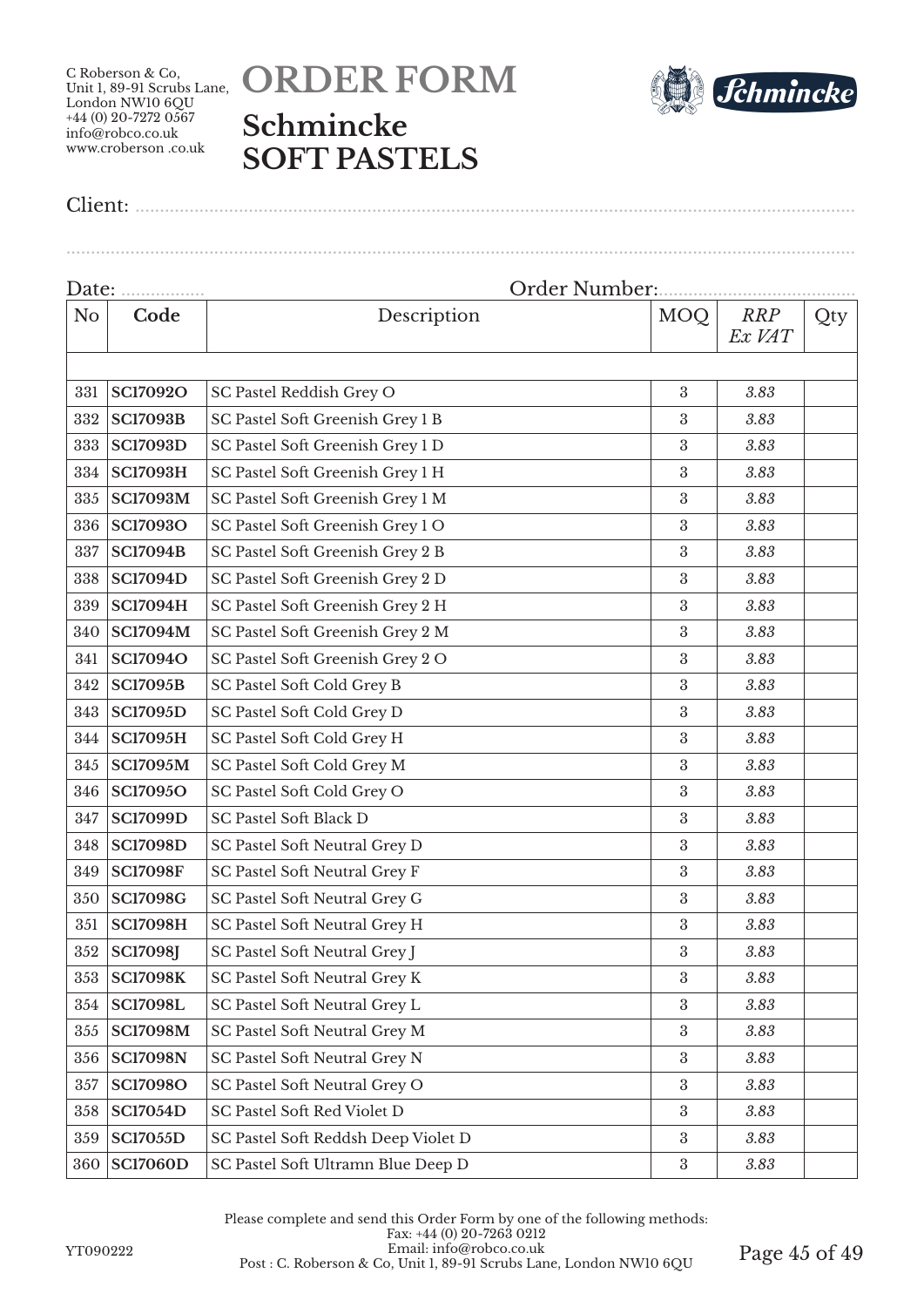C Roberson & Co,
Unit 1, 89-91 Scrubs Lane,
London NW10 6QU
+44 (0) 20-7272 0567
info@robco.co.uk
www.croberson .co.uk

# ORDER FORM

## Schmincke
## SOFT PASTELS

Client: ..........................................................................................................................................

..........................................................................................................................................

Date: ................. Order Number:.......................................

| No | Code | Description | MOQ | *RRP Ex VAT* | Qty |
|---|---|---|---|---|---|
| | | | | | |
| 331 | **SC17092O** | SC Pastel Reddish Grey O | 3 | *3.83* | |
| 332 | **SC17093B** | SC Pastel Soft Greenish Grey 1 B | 3 | *3.83* | |
| 333 | **SC17093D** | SC Pastel Soft Greenish Grey 1 D | 3 | *3.83* | |
| 334 | **SC17093H** | SC Pastel Soft Greenish Grey 1 H | 3 | *3.83* | |
| 335 | **SC17093M** | SC Pastel Soft Greenish Grey 1 M | 3 | *3.83* | |
| 336 | **SC17093O** | SC Pastel Soft Greenish Grey 1 O | 3 | *3.83* | |
| 337 | **SC17094B** | SC Pastel Soft Greenish Grey 2 B | 3 | *3.83* | |
| 338 | **SC17094D** | SC Pastel Soft Greenish Grey 2 D | 3 | *3.83* | |
| 339 | **SC17094H** | SC Pastel Soft Greenish Grey 2 H | 3 | *3.83* | |
| 340 | **SC17094M** | SC Pastel Soft Greenish Grey 2 M | 3 | *3.83* | |
| 341 | **SC17094O** | SC Pastel Soft Greenish Grey 2 O | 3 | *3.83* | |
| 342 | **SC17095B** | SC Pastel Soft Cold Grey B | 3 | *3.83* | |
| 343 | **SC17095D** | SC Pastel Soft Cold Grey D | 3 | *3.83* | |
| 344 | **SC17095H** | SC Pastel Soft Cold Grey H | 3 | *3.83* | |
| 345 | **SC17095M** | SC Pastel Soft Cold Grey M | 3 | *3.83* | |
| 346 | **SC17095O** | SC Pastel Soft Cold Grey O | 3 | *3.83* | |
| 347 | **SC17099D** | SC Pastel Soft Black D | 3 | *3.83* | |
| 348 | **SC17098D** | SC Pastel Soft Neutral Grey D | 3 | *3.83* | |
| 349 | **SC17098F** | SC Pastel Soft Neutral Grey F | 3 | *3.83* | |
| 350 | **SC17098G** | SC Pastel Soft Neutral Grey G | 3 | *3.83* | |
| 351 | **SC17098H** | SC Pastel Soft Neutral Grey H | 3 | *3.83* | |
| 352 | **SC17098J** | SC Pastel Soft Neutral Grey J | 3 | *3.83* | |
| 353 | **SC17098K** | SC Pastel Soft Neutral Grey K | 3 | *3.83* | |
| 354 | **SC17098L** | SC Pastel Soft Neutral Grey L | 3 | *3.83* | |
| 355 | **SC17098M** | SC Pastel Soft Neutral Grey M | 3 | *3.83* | |
| 356 | **SC17098N** | SC Pastel Soft Neutral Grey N | 3 | *3.83* | |
| 357 | **SC17098O** | SC Pastel Soft Neutral Grey O | 3 | *3.83* | |
| 358 | **SC17054D** | SC Pastel Soft Red Violet D | 3 | *3.83* | |
| 359 | **SC17055D** | SC Pastel Soft Reddsh Deep Violet D | 3 | *3.83* | |
| 360 | **SC17060D** | SC Pastel Soft Ultramn Blue Deep D | 3 | *3.83* | |

Please complete and send this Order Form by one of the following methods:
Fax: +44 (0) 20-7263 0212
Email: info@robco.co.uk
Post : C. Roberson & Co, Unit 1, 89-91 Scrubs Lane, London NW10 6QU

YT090222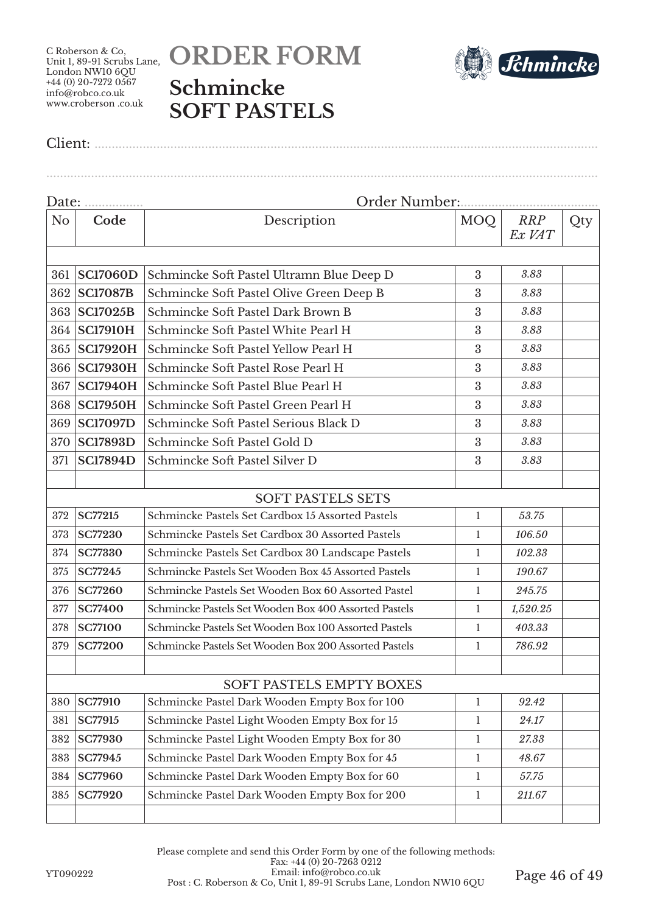C Roberson & Co,
Unit 1, 89-91 Scrubs Lane,
London NW10 6QU
+44 (0) 20-7272 0567
info@robco.co.uk
www.croberson .co.uk

# ORDER FORM

## Schmincke SOFT PASTELS

Client: ..........................................................................................

..........................................................................................

Date: ................ Order Number:..................................

| No | Code | Description | MOQ | *RRP Ex VAT* | Qty |
|---|---|---|---|---|---|
| | | | | | |
| 361 | **SC17060D** | Schmincke Soft Pastel Ultramn Blue Deep D | 3 | *3.83* | |
| 362 | **SC17087B** | Schmincke Soft Pastel Olive Green Deep B | 3 | *3.83* | |
| 363 | **SC17025B** | Schmincke Soft Pastel Dark Brown B | 3 | *3.83* | |
| 364 | **SC17910H** | Schmincke Soft Pastel White Pearl H | 3 | *3.83* | |
| 365 | **SC17920H** | Schmincke Soft Pastel Yellow Pearl H | 3 | *3.83* | |
| 366 | **SC17930H** | Schmincke Soft Pastel Rose Pearl H | 3 | *3.83* | |
| 367 | **SC17940H** | Schmincke Soft Pastel Blue Pearl H | 3 | *3.83* | |
| 368 | **SC17950H** | Schmincke Soft Pastel Green Pearl H | 3 | *3.83* | |
| 369 | **SC17097D** | Schmincke Soft Pastel Serious Black D | 3 | *3.83* | |
| 370 | **SC17893D** | Schmincke Soft Pastel Gold D | 3 | *3.83* | |
| 371 | **SC17894D** | Schmincke Soft Pastel Silver D | 3 | *3.83* | |
| | | | | | |
| | | SOFT PASTELS SETS | | | |
| 372 | **SC77215** | Schmincke Pastels Set Cardbox 15 Assorted Pastels | 1 | *53.75* | |
| 373 | **SC77230** | Schmincke Pastels Set Cardbox 30 Assorted Pastels | 1 | *106.50* | |
| 374 | **SC77330** | Schmincke Pastels Set Cardbox 30 Landscape Pastels | 1 | *102.33* | |
| 375 | **SC77245** | Schmincke Pastels Set Wooden Box 45 Assorted Pastels | 1 | *190.67* | |
| 376 | **SC77260** | Schmincke Pastels Set Wooden Box 60 Assorted Pastel | 1 | *245.75* | |
| 377 | **SC77400** | Schmincke Pastels Set Wooden Box 400 Assorted Pastels | 1 | *1,520.25* | |
| 378 | **SC77100** | Schmincke Pastels Set Wooden Box 100 Assorted Pastels | 1 | *403.33* | |
| 379 | **SC77200** | Schmincke Pastels Set Wooden Box 200 Assorted Pastels | 1 | *786.92* | |
| | | | | | |
| | | SOFT PASTELS EMPTY BOXES | | | |
| 380 | **SC77910** | Schmincke Pastel Dark Wooden Empty Box for 100 | 1 | *92.42* | |
| 381 | **SC77915** | Schmincke Pastel Light Wooden Empty Box for 15 | 1 | *24.17* | |
| 382 | **SC77930** | Schmincke Pastel Light Wooden Empty Box for 30 | 1 | *27.33* | |
| 383 | **SC77945** | Schmincke Pastel Dark Wooden Empty Box for 45 | 1 | *48.67* | |
| 384 | **SC77960** | Schmincke Pastel Dark Wooden Empty Box for 60 | 1 | *57.75* | |
| 385 | **SC77920** | Schmincke Pastel Dark Wooden Empty Box for 200 | 1 | *211.67* | |
| | | | | | |

Please complete and send this Order Form by one of the following methods:
Fax: +44 (0) 20-7263 0212
Email: info@robco.co.uk
Post : C. Roberson & Co, Unit 1, 89-91 Scrubs Lane, London NW10 6QU

YT090222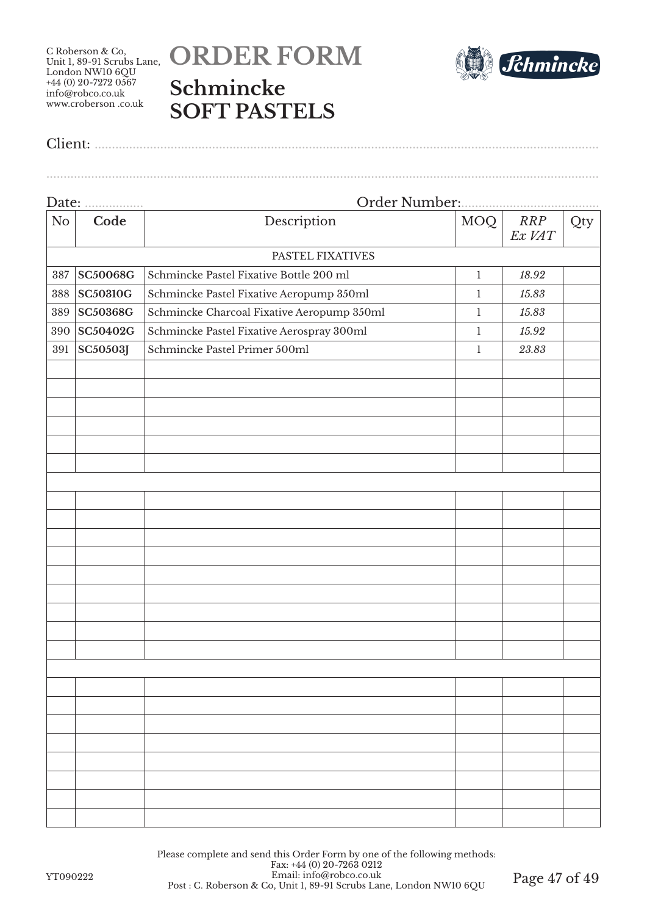C Roberson & Co,
Unit 1, 89-91 Scrubs Lane,
London NW10 6QU
+44 (0) 20-7272 0567
info@robco.co.uk
www.croberson .co.uk

# ORDER FORM

## Schmincke SOFT PASTELS

Client: ..........................................................................................

..........................................................................................

Date: ................ Order Number:......................................

| No | Code | Description | MOQ | *RRP Ex VAT* | Qty |
|---|---|---|---|---|---|
| | | PASTEL FIXATIVES | | | |
| 387 | **SC50068G** | Schmincke Pastel Fixative Bottle 200 ml | 1 | *18.92* | |
| 388 | **SC50310G** | Schmincke Pastel Fixative Aeropump 350ml | 1 | *15.83* | |
| 389 | **SC50368G** | Schmincke Charcoal Fixative Aeropump 350ml | 1 | *15.83* | |
| 390 | **SC50402G** | Schmincke Pastel Fixative Aerospray 300ml | 1 | *15.92* | |
| 391 | **SC50503J** | Schmincke Pastel Primer 500ml | 1 | *23.83* | |
| | | | | | |
| | | | | | |
| | | | | | |
| | | | | | |
| | | | | | |
| | | | | | |
| | | | | | |
| | | | | | |
| | | | | | |
| | | | | | |
| | | | | | |
| | | | | | |
| | | | | | |
| | | | | | |
| | | | | | |
| | | | | | |
| | | | | | |
| | | | | | |
| | | | | | |
| | | | | | |
| | | | | | |
| | | | | | |
| | | | | | |
| | | | | | |
| | | | | | |
| | | | | | |

Please complete and send this Order Form by one of the following methods:
Fax: +44 (0) 20-7263 0212
Email: info@robco.co.uk
Post : C. Roberson & Co, Unit 1, 89-91 Scrubs Lane, London NW10 6QU

YT090222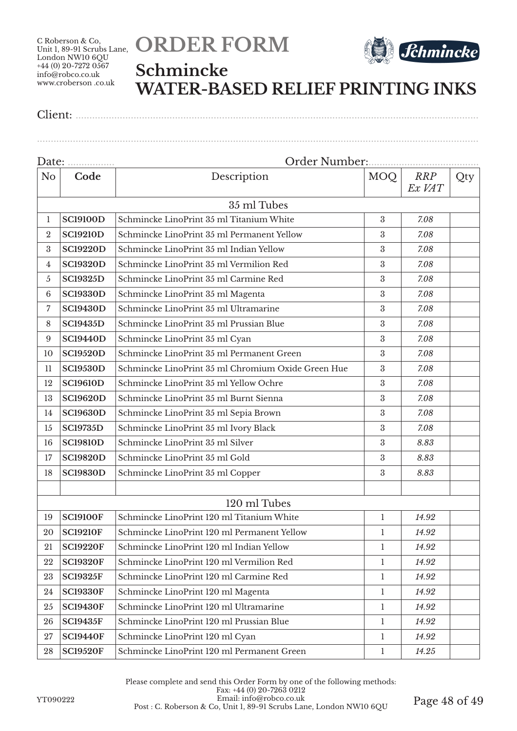C Roberson & Co,
Unit 1, 89-91 Scrubs Lane,
London NW10 6QU
+44 (0) 20-7272 0567
info@robco.co.uk
www.croberson .co.uk

# ORDER FORM

## Schmincke
## WATER-BASED RELIEF PRINTING INKS

Client: ..........................................................................................................................................

..........................................................................................................................................................

Date: ................. Order Number:.......................................

| No | Code | Description | MOQ | *RRP Ex VAT* | Qty |
|---|---|---|---|---|---|
| | | 35 ml Tubes | | | |
| 1 | **SC19100D** | Schmincke LinoPrint 35 ml Titanium White | 3 | *7.08* | |
| 2 | **SC19210D** | Schmincke LinoPrint 35 ml Permanent Yellow | 3 | *7.08* | |
| 3 | **SC19220D** | Schmincke LinoPrint 35 ml Indian Yellow | 3 | *7.08* | |
| 4 | **SC19320D** | Schmincke LinoPrint 35 ml Vermilion Red | 3 | *7.08* | |
| 5 | **SC19325D** | Schmincke LinoPrint 35 ml Carmine Red | 3 | *7.08* | |
| 6 | **SC19330D** | Schmincke LinoPrint 35 ml Magenta | 3 | *7.08* | |
| 7 | **SC19430D** | Schmincke LinoPrint 35 ml Ultramarine | 3 | *7.08* | |
| 8 | **SC19435D** | Schmincke LinoPrint 35 ml Prussian Blue | 3 | *7.08* | |
| 9 | **SC19440D** | Schmincke LinoPrint 35 ml Cyan | 3 | *7.08* | |
| 10 | **SC19520D** | Schmincke LinoPrint 35 ml Permanent Green | 3 | *7.08* | |
| 11 | **SC19530D** | Schmincke LinoPrint 35 ml Chromium Oxide Green Hue | 3 | *7.08* | |
| 12 | **SC19610D** | Schmincke LinoPrint 35 ml Yellow Ochre | 3 | *7.08* | |
| 13 | **SC19620D** | Schmincke LinoPrint 35 ml Burnt Sienna | 3 | *7.08* | |
| 14 | **SC19630D** | Schmincke LinoPrint 35 ml Sepia Brown | 3 | *7.08* | |
| 15 | **SC19735D** | Schmincke LinoPrint 35 ml Ivory Black | 3 | *7.08* | |
| 16 | **SC19810D** | Schmincke LinoPrint 35 ml Silver | 3 | *8.83* | |
| 17 | **SC19820D** | Schmincke LinoPrint 35 ml Gold | 3 | *8.83* | |
| 18 | **SC19830D** | Schmincke LinoPrint 35 ml Copper | 3 | *8.83* | |
| | | | | | |
| | | 120 ml Tubes | | | |
| 19 | **SC19100F** | Schmincke LinoPrint 120 ml Titanium White | 1 | *14.92* | |
| 20 | **SC19210F** | Schmincke LinoPrint 120 ml Permanent Yellow | 1 | *14.92* | |
| 21 | **SC19220F** | Schmincke LinoPrint 120 ml Indian Yellow | 1 | *14.92* | |
| 22 | **SC19320F** | Schmincke LinoPrint 120 ml Vermilion Red | 1 | *14.92* | |
| 23 | **SC19325F** | Schmincke LinoPrint 120 ml Carmine Red | 1 | *14.92* | |
| 24 | **SC19330F** | Schmincke LinoPrint 120 ml Magenta | 1 | *14.92* | |
| 25 | **SC19430F** | Schmincke LinoPrint 120 ml Ultramarine | 1 | *14.92* | |
| 26 | **SC19435F** | Schmincke LinoPrint 120 ml Prussian Blue | 1 | *14.92* | |
| 27 | **SC19440F** | Schmincke LinoPrint 120 ml Cyan | 1 | *14.92* | |
| 28 | **SC19520F** | Schmincke LinoPrint 120 ml Permanent Green | 1 | *14.25* | |

Please complete and send this Order Form by one of the following methods:
Fax: +44 (0) 20-7263 0212
Email: info@robco.co.uk
Post : C. Roberson & Co, Unit 1, 89-91 Scrubs Lane, London NW10 6QU

YT090222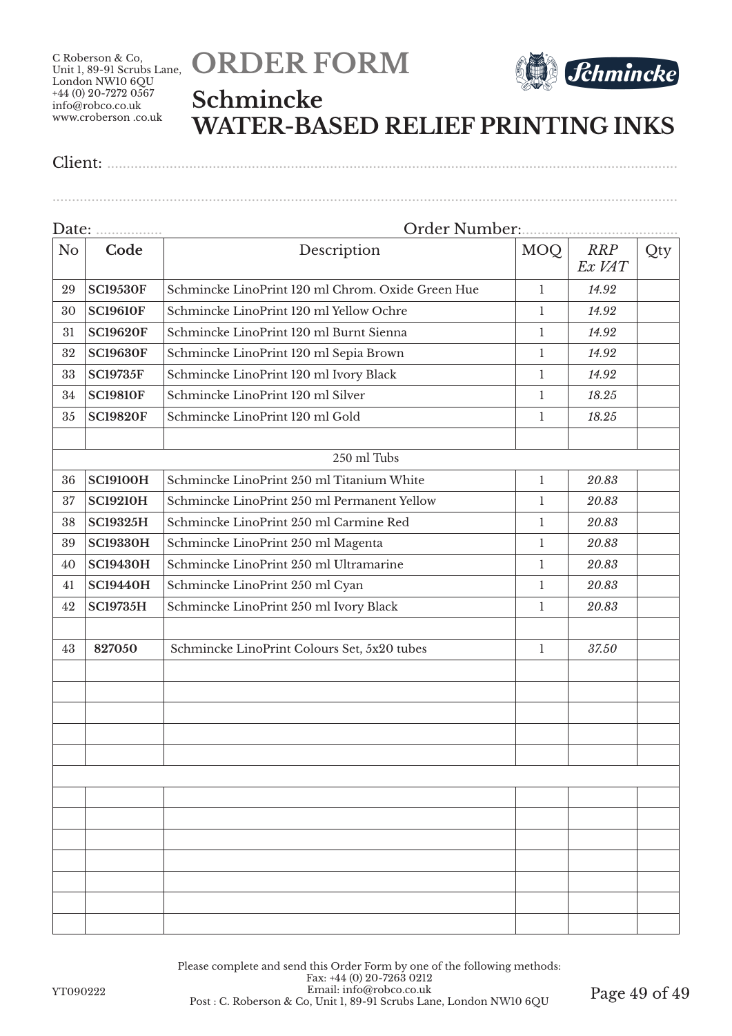C Roberson & Co,
Unit 1, 89-91 Scrubs Lane,
London NW10 6QU
+44 (0) 20-7272 0567
info@robco.co.uk
www.croberson .co.uk

# ORDER FORM

## Schmincke
## WATER-BASED RELIEF PRINTING INKS

Client: ....................................................................................................................................................

....................................................................................................................................................

Date: ................. Order Number:.......................................

| No | Code | Description | MOQ | *RRP Ex VAT* | Qty |
|---|---|---|---|---|---|
| 29 | **SC19530F** | Schmincke LinoPrint 120 ml Chrom. Oxide Green Hue | 1 | *14.92* | |
| 30 | **SC19610F** | Schmincke LinoPrint 120 ml Yellow Ochre | 1 | *14.92* | |
| 31 | **SC19620F** | Schmincke LinoPrint 120 ml Burnt Sienna | 1 | *14.92* | |
| 32 | **SC19630F** | Schmincke LinoPrint 120 ml Sepia Brown | 1 | *14.92* | |
| 33 | **SC19735F** | Schmincke LinoPrint 120 ml Ivory Black | 1 | *14.92* | |
| 34 | **SC19810F** | Schmincke LinoPrint 120 ml Silver | 1 | *18.25* | |
| 35 | **SC19820F** | Schmincke LinoPrint 120 ml Gold | 1 | *18.25* | |
| | | | | | |
| | | 250 ml Tubs | | | |
| 36 | **SC19100H** | Schmincke LinoPrint 250 ml Titanium White | 1 | *20.83* | |
| 37 | **SC19210H** | Schmincke LinoPrint 250 ml Permanent Yellow | 1 | *20.83* | |
| 38 | **SC19325H** | Schmincke LinoPrint 250 ml Carmine Red | 1 | *20.83* | |
| 39 | **SC19330H** | Schmincke LinoPrint 250 ml Magenta | 1 | *20.83* | |
| 40 | **SC19430H** | Schmincke LinoPrint 250 ml Ultramarine | 1 | *20.83* | |
| 41 | **SC19440H** | Schmincke LinoPrint 250 ml Cyan | 1 | *20.83* | |
| 42 | **SC19735H** | Schmincke LinoPrint 250 ml Ivory Black | 1 | *20.83* | |
| | | | | | |
| 43 | **827050** | Schmincke LinoPrint Colours Set, 5x20 tubes | 1 | *37.50* | |
| | | | | | |
| | | | | | |
| | | | | | |
| | | | | | |
| | | | | | |
| | | | | | |
| | | | | | |
| | | | | | |
| | | | | | |
| | | | | | |
| | | | | | |
| | | | | | |
| | | | | | |

Please complete and send this Order Form by one of the following methods:
Fax: +44 (0) 20-7263 0212
Email: info@robco.co.uk
Post : C. Roberson & Co, Unit 1, 89-91 Scrubs Lane, London NW10 6QU

YT090222